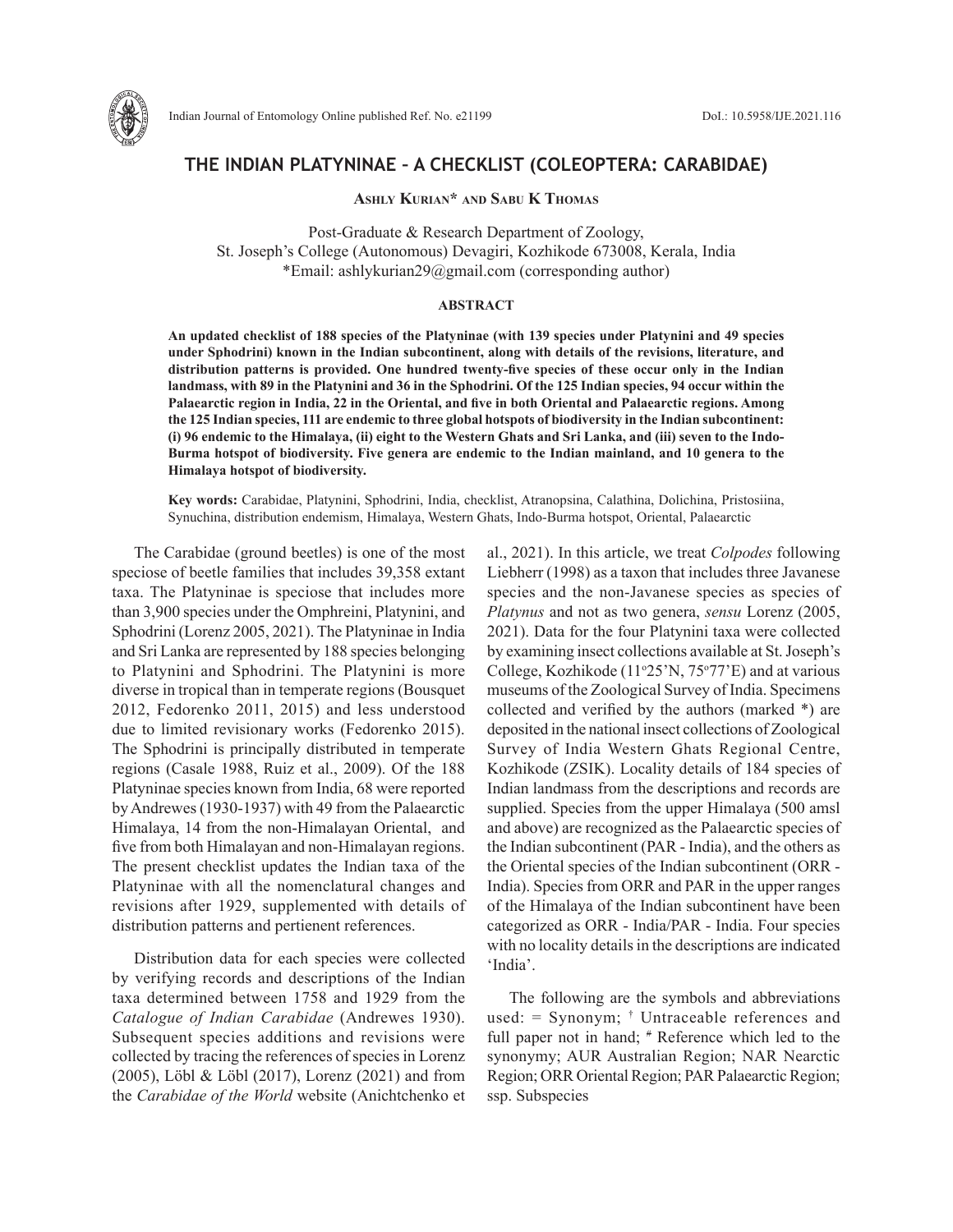# THE INDIAN PLATYNINAE – A CHECKLIST (COLEOPTERA: CARABIDAE)

**Ashly Kurian* and Sabu K Thomas**

Post-Graduate & Research Department of Zoology,
St. Joseph's College (Autonomous) Devagiri, Kozhikode 673008, Kerala, India
*Email: ashlykurian29@gmail.com (corresponding author)

## ABSTRACT

**An updated checklist of 188 species of the Platyninae (with 139 species under Platynini and 49 species under Sphodrini) known in the Indian subcontinent, along with details of the revisions, literature, and distribution patterns is provided. One hundred twenty-five species of these occur only in the Indian landmass, with 89 in the Platynini and 36 in the Sphodrini. Of the 125 Indian species, 94 occur within the Palaearctic region in India, 22 in the Oriental, and five in both Oriental and Palaearctic regions. Among the 125 Indian species, 111 are endemic to three global hotspots of biodiversity in the Indian subcontinent: (i) 96 endemic to the Himalaya, (ii) eight to the Western Ghats and Sri Lanka, and (iii) seven to the Indo-Burma hotspot of biodiversity. Five genera are endemic to the Indian mainland, and 10 genera to the Himalaya hotspot of biodiversity.**

**Key words:** Carabidae, Platynini, Sphodrini, India, checklist, Atranopsina, Calathina, Dolichina, Pristosiina, Synuchina, distribution endemism, Himalaya, Western Ghats, Indo-Burma hotspot, Oriental, Palaearctic

The Carabidae (ground beetles) is one of the most speciose of beetle families that includes 39,358 extant taxa. The Platyninae is speciose that includes more than 3,900 species under the Omphreini, Platynini, and Sphodrini (Lorenz 2005, 2021). The Platyninae in India and Sri Lanka are represented by 188 species belonging to Platynini and Sphodrini. The Platynini is more diverse in tropical than in temperate regions (Bousquet 2012, Fedorenko 2011, 2015) and less understood due to limited revisionary works (Fedorenko 2015). The Sphodrini is principally distributed in temperate regions (Casale 1988, Ruiz et al., 2009). Of the 188 Platyninae species known from India, 68 were reported by Andrewes (1930-1937) with 49 from the Palaearctic Himalaya, 14 from the non-Himalayan Oriental, and five from both Himalayan and non-Himalayan regions. The present checklist updates the Indian taxa of the Platyninae with all the nomenclatural changes and revisions after 1929, supplemented with details of distribution patterns and pertienent references.

Distribution data for each species were collected by verifying records and descriptions of the Indian taxa determined between 1758 and 1929 from the *Catalogue of Indian Carabidae* (Andrewes 1930). Subsequent species additions and revisions were collected by tracing the references of species in Lorenz (2005), Löbl & Löbl (2017), Lorenz (2021) and from the *Carabidae of the World* website (Anichtchenko et al., 2021). In this article, we treat *Colpodes* following Liebherr (1998) as a taxon that includes three Javanese species and the non-Javanese species as species of *Platynus* and not as two genera, *sensu* Lorenz (2005, 2021). Data for the four Platynini taxa were collected by examining insect collections available at St. Joseph's College, Kozhikode (11°25'N, 75°77'E) and at various museums of the Zoological Survey of India. Specimens collected and verified by the authors (marked *) are deposited in the national insect collections of Zoological Survey of India Western Ghats Regional Centre, Kozhikode (ZSIK). Locality details of 184 species of Indian landmass from the descriptions and records are supplied. Species from the upper Himalaya (500 amsl and above) are recognized as the Palaearctic species of the Indian subcontinent (PAR - India), and the others as the Oriental species of the Indian subcontinent (ORR - India). Species from ORR and PAR in the upper ranges of the Himalaya of the Indian subcontinent have been categorized as ORR - India/PAR - India. Four species with no locality details in the descriptions are indicated 'India'.

The following are the symbols and abbreviations used: = Synonym; † Untraceable references and full paper not in hand; # Reference which led to the synonymy; AUR Australian Region; NAR Nearctic Region; ORR Oriental Region; PAR Palaearctic Region; ssp. Subspecies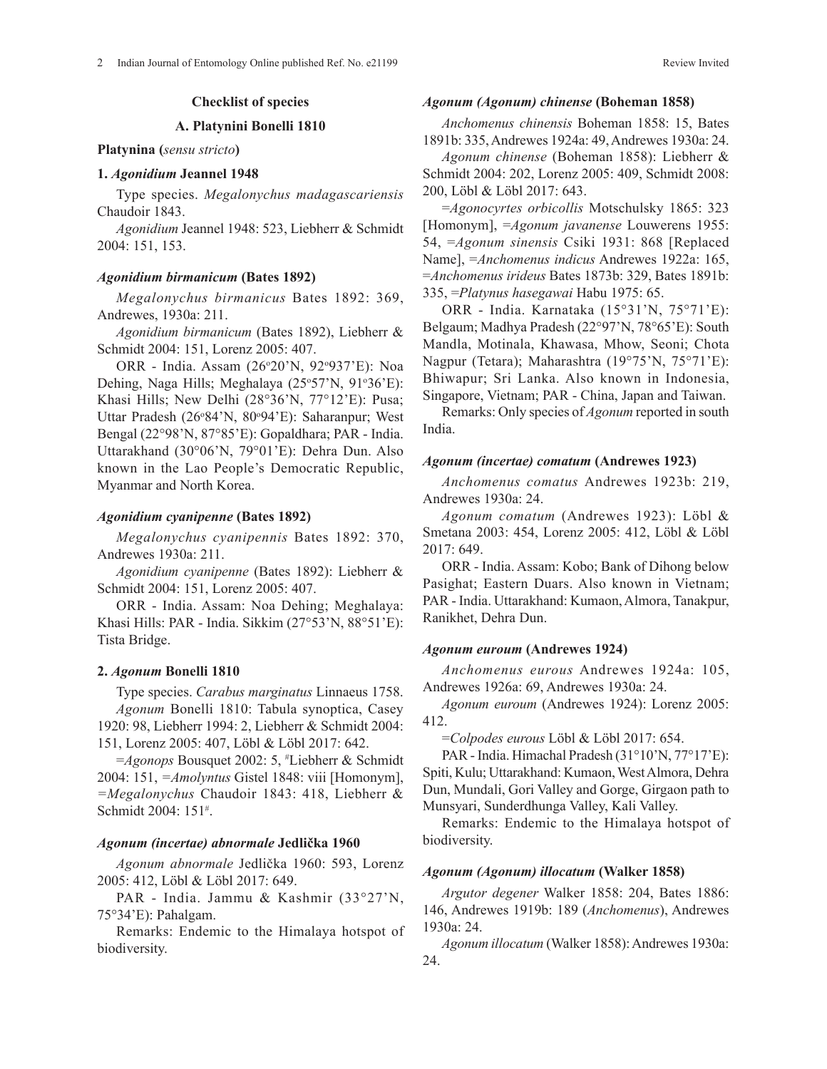## Checklist of species

### A. Platynini Bonelli 1810

**Platynina (*sensu stricto*)**

### 1. *Agonidium* Jeannel 1948

Type species. *Megalonychus madagascariensis* Chaudoir 1843.

*Agonidium* Jeannel 1948: 523, Liebherr & Schmidt 2004: 151, 153.

#### *Agonidium birmanicum* (Bates 1892)

*Megalonychus birmanicus* Bates 1892: 369, Andrewes, 1930a: 211.

*Agonidium birmanicum* (Bates 1892), Liebherr & Schmidt 2004: 151, Lorenz 2005: 407.

ORR - India. Assam (26°20'N, 92°937'E): Noa Dehing, Naga Hills; Meghalaya (25°57'N, 91°36'E): Khasi Hills; New Delhi (28°36'N, 77°12'E): Pusa; Uttar Pradesh (26°84'N, 80°94'E): Saharanpur; West Bengal (22°98'N, 87°85'E): Gopaldhara; PAR - India. Uttarakhand (30°06'N, 79°01'E): Dehra Dun. Also known in the Lao People's Democratic Republic, Myanmar and North Korea.

#### *Agonidium cyanipenne* (Bates 1892)

*Megalonychus cyanipennis* Bates 1892: 370, Andrewes 1930a: 211.

*Agonidium cyanipenne* (Bates 1892): Liebherr & Schmidt 2004: 151, Lorenz 2005: 407.

ORR - India. Assam: Noa Dehing; Meghalaya: Khasi Hills: PAR - India. Sikkim (27°53'N, 88°51'E): Tista Bridge.

### 2. *Agonum* Bonelli 1810

Type species. *Carabus marginatus* Linnaeus 1758.

*Agonum* Bonelli 1810: Tabula synoptica, Casey 1920: 98, Liebherr 1994: 2, Liebherr & Schmidt 2004: 151, Lorenz 2005: 407, Löbl & Löbl 2017: 642.

=*Agonops* Bousquet 2002: 5, #Liebherr & Schmidt 2004: 151, =*Amolyntus* Gistel 1848: viii [Homonym], =*Megalonychus* Chaudoir 1843: 418, Liebherr & Schmidt 2004: 151#.

#### *Agonum (incertae) abnormale* Jedlička 1960

*Agonum abnormale* Jedlička 1960: 593, Lorenz 2005: 412, Löbl & Löbl 2017: 649.

PAR - India. Jammu & Kashmir (33°27'N, 75°34'E): Pahalgam.

Remarks: Endemic to the Himalaya hotspot of biodiversity.

#### *Agonum (Agonum) chinense* (Boheman 1858)

*Anchomenus chinensis* Boheman 1858: 15, Bates 1891b: 335, Andrewes 1924a: 49, Andrewes 1930a: 24.

*Agonum chinense* (Boheman 1858): Liebherr & Schmidt 2004: 202, Lorenz 2005: 409, Schmidt 2008: 200, Löbl & Löbl 2017: 643.

=*Agonocyrtes orbicollis* Motschulsky 1865: 323 [Homonym], =*Agonum javanense* Louwerens 1955: 54, =*Agonum sinensis* Csiki 1931: 868 [Replaced Name], =*Anchomenus indicus* Andrewes 1922a: 165, =*Anchomenus irideus* Bates 1873b: 329, Bates 1891b: 335, =*Platynus hasegawai* Habu 1975: 65.

ORR - India. Karnataka (15°31'N, 75°71'E): Belgaum; Madhya Pradesh (22°97'N, 78°65'E): South Mandla, Motinala, Khawasa, Mhow, Seoni; Chota Nagpur (Tetara); Maharashtra (19°75'N, 75°71'E): Bhiwapur; Sri Lanka. Also known in Indonesia, Singapore, Vietnam; PAR - China, Japan and Taiwan.

Remarks: Only species of *Agonum* reported in south India.

#### *Agonum (incertae) comatum* (Andrewes 1923)

*Anchomenus comatus* Andrewes 1923b: 219, Andrewes 1930a: 24.

*Agonum comatum* (Andrewes 1923): Löbl & Smetana 2003: 454, Lorenz 2005: 412, Löbl & Löbl 2017: 649.

ORR - India. Assam: Kobo; Bank of Dihong below Pasighat; Eastern Duars. Also known in Vietnam; PAR - India. Uttarakhand: Kumaon, Almora, Tanakpur, Ranikhet, Dehra Dun.

#### *Agonum euroum* (Andrewes 1924)

*Anchomenus eurous* Andrewes 1924a: 105, Andrewes 1926a: 69, Andrewes 1930a: 24.

*Agonum euroum* (Andrewes 1924): Lorenz 2005: 412.

=*Colpodes eurous* Löbl & Löbl 2017: 654.

PAR - India. Himachal Pradesh (31°10'N, 77°17'E): Spiti, Kulu; Uttarakhand: Kumaon, West Almora, Dehra Dun, Mundali, Gori Valley and Gorge, Girgaon path to Munsyari, Sunderdhunga Valley, Kali Valley.

Remarks: Endemic to the Himalaya hotspot of biodiversity.

#### *Agonum (Agonum) illocatum* (Walker 1858)

*Argutor degener* Walker 1858: 204, Bates 1886: 146, Andrewes 1919b: 189 (*Anchomenus*), Andrewes 1930a: 24.

*Agonum illocatum* (Walker 1858): Andrewes 1930a: 24.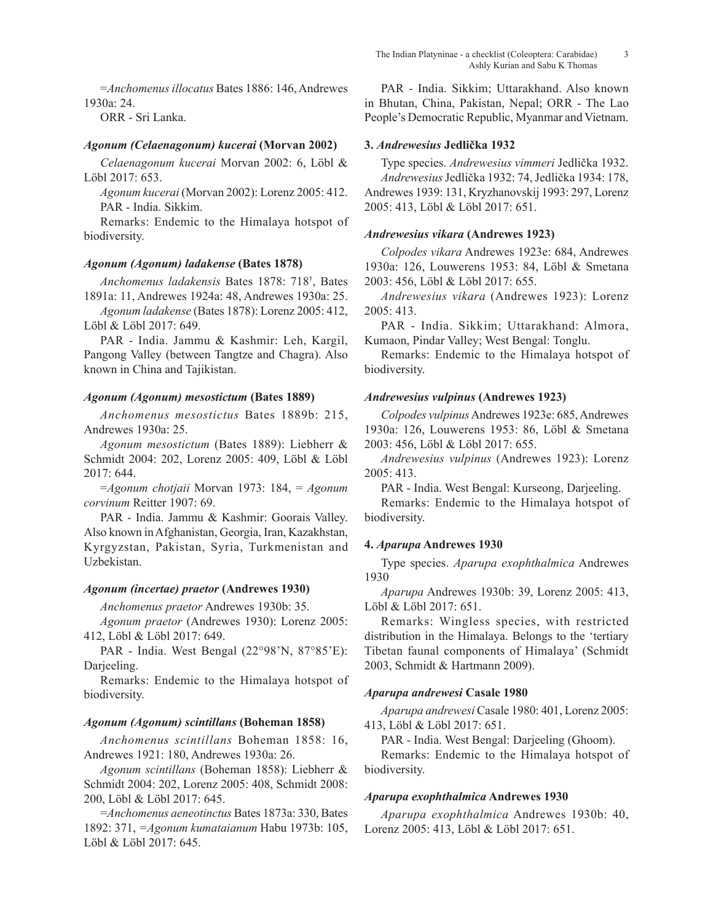=*Anchomenus illocatus* Bates 1886: 146, Andrewes 1930a: 24.

ORR - Sri Lanka.

### *Agonum (Celaenagonum) kucerai* (Morvan 2002)

*Celaenagonum kucerai* Morvan 2002: 6, Löbl & Löbl 2017: 653.

*Agonum kucerai* (Morvan 2002): Lorenz 2005: 412.

PAR - India. Sikkim.

Remarks: Endemic to the Himalaya hotspot of biodiversity.

### *Agonum (Agonum) ladakense* (Bates 1878)

*Anchomenus ladakensis* Bates 1878: 718†, Bates 1891a: 11, Andrewes 1924a: 48, Andrewes 1930a: 25.

*Agonum ladakense* (Bates 1878): Lorenz 2005: 412, Löbl & Löbl 2017: 649.

PAR - India. Jammu & Kashmir: Leh, Kargil, Pangong Valley (between Tangtze and Chagra). Also known in China and Tajikistan.

### *Agonum (Agonum) mesostictum* (Bates 1889)

*Anchomenus mesostictus* Bates 1889b: 215, Andrewes 1930a: 25.

*Agonum mesostictum* (Bates 1889): Liebherr & Schmidt 2004: 202, Lorenz 2005: 409, Löbl & Löbl 2017: 644.

=*Agonum chotjaii* Morvan 1973: 184, = *Agonum corvinum* Reitter 1907: 69.

PAR - India. Jammu & Kashmir: Goorais Valley. Also known in Afghanistan, Georgia, Iran, Kazakhstan, Kyrgyzstan, Pakistan, Syria, Turkmenistan and Uzbekistan.

### *Agonum (incertae) praetor* (Andrewes 1930)

*Anchomenus praetor* Andrewes 1930b: 35.

*Agonum praetor* (Andrewes 1930): Lorenz 2005: 412, Löbl & Löbl 2017: 649.

PAR - India. West Bengal (22°98'N, 87°85'E): Darjeeling.

Remarks: Endemic to the Himalaya hotspot of biodiversity.

### *Agonum (Agonum) scintillans* (Boheman 1858)

*Anchomenus scintillans* Boheman 1858: 16, Andrewes 1921: 180, Andrewes 1930a: 26.

*Agonum scintillans* (Boheman 1858): Liebherr & Schmidt 2004: 202, Lorenz 2005: 408, Schmidt 2008: 200, Löbl & Löbl 2017: 645.

=*Anchomenus aeneotinctus* Bates 1873a: 330, Bates 1892: 371, =*Agonum kumataianum* Habu 1973b: 105, Löbl & Löbl 2017: 645.

PAR - India. Sikkim; Uttarakhand. Also known in Bhutan, China, Pakistan, Nepal; ORR - The Lao People's Democratic Republic, Myanmar and Vietnam.

## 3. *Andrewesius* Jedlička 1932

Type species. *Andrewesius vimmeri* Jedlička 1932.

*Andrewesius* Jedlička 1932: 74, Jedlička 1934: 178, Andrewes 1939: 131, Kryzhanovskij 1993: 297, Lorenz 2005: 413, Löbl & Löbl 2017: 651.

### *Andrewesius vikara* (Andrewes 1923)

*Colpodes vikara* Andrewes 1923e: 684, Andrewes 1930a: 126, Louwerens 1953: 84, Löbl & Smetana 2003: 456, Löbl & Löbl 2017: 655.

*Andrewesius vikara* (Andrewes 1923): Lorenz 2005: 413.

PAR - India. Sikkim; Uttarakhand: Almora, Kumaon, Pindar Valley; West Bengal: Tonglu.

Remarks: Endemic to the Himalaya hotspot of biodiversity.

### *Andrewesius vulpinus* (Andrewes 1923)

*Colpodes vulpinus* Andrewes 1923e: 685, Andrewes 1930a: 126, Louwerens 1953: 86, Löbl & Smetana 2003: 456, Löbl & Löbl 2017: 655.

*Andrewesius vulpinus* (Andrewes 1923): Lorenz 2005: 413.

PAR - India. West Bengal: Kurseong, Darjeeling.

Remarks: Endemic to the Himalaya hotspot of biodiversity.

## 4. *Aparupa* Andrewes 1930

Type species. *Aparupa exophthalmica* Andrewes 1930

*Aparupa* Andrewes 1930b: 39, Lorenz 2005: 413, Löbl & Löbl 2017: 651.

Remarks: Wingless species, with restricted distribution in the Himalaya. Belongs to the 'tertiary Tibetan faunal components of Himalaya' (Schmidt 2003, Schmidt & Hartmann 2009).

### *Aparupa andrewesi* Casale 1980

*Aparupa andrewesi* Casale 1980: 401, Lorenz 2005: 413, Löbl & Löbl 2017: 651.

PAR - India. West Bengal: Darjeeling (Ghoom).

Remarks: Endemic to the Himalaya hotspot of biodiversity.

### *Aparupa exophthalmica* Andrewes 1930

*Aparupa exophthalmica* Andrewes 1930b: 40, Lorenz 2005: 413, Löbl & Löbl 2017: 651.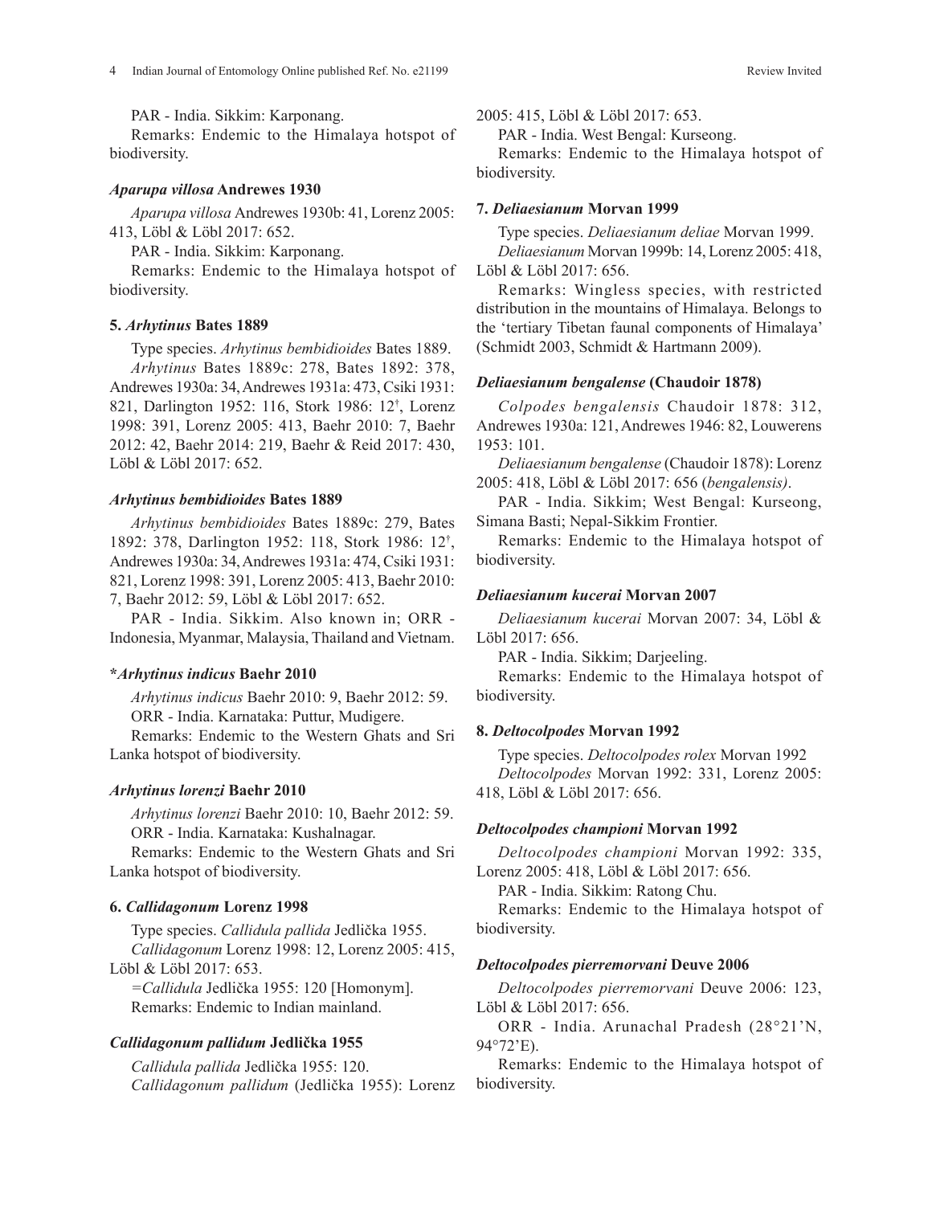PAR - India. Sikkim: Karponang.

Remarks: Endemic to the Himalaya hotspot of biodiversity.

### *Aparupa villosa* Andrewes 1930

*Aparupa villosa* Andrewes 1930b: 41, Lorenz 2005: 413, Löbl & Löbl 2017: 652.

PAR - India. Sikkim: Karponang.

Remarks: Endemic to the Himalaya hotspot of biodiversity.

## 5. *Arhytinus* Bates 1889

Type species. *Arhytinus bembidioides* Bates 1889.

*Arhytinus* Bates 1889c: 278, Bates 1892: 378, Andrewes 1930a: 34, Andrewes 1931a: 473, Csiki 1931: 821, Darlington 1952: 116, Stork 1986: 12†, Lorenz 1998: 391, Lorenz 2005: 413, Baehr 2010: 7, Baehr 2012: 42, Baehr 2014: 219, Baehr & Reid 2017: 430, Löbl & Löbl 2017: 652.

### *Arhytinus bembidioides* Bates 1889

*Arhytinus bembidioides* Bates 1889c: 279, Bates 1892: 378, Darlington 1952: 118, Stork 1986: 12†, Andrewes 1930a: 34, Andrewes 1931a: 474, Csiki 1931: 821, Lorenz 1998: 391, Lorenz 2005: 413, Baehr 2010: 7, Baehr 2012: 59, Löbl & Löbl 2017: 652.

PAR - India. Sikkim. Also known in; ORR - Indonesia, Myanmar, Malaysia, Thailand and Vietnam.

### **Arhytinus indicus* Baehr 2010

*Arhytinus indicus* Baehr 2010: 9, Baehr 2012: 59.

ORR - India. Karnataka: Puttur, Mudigere.

Remarks: Endemic to the Western Ghats and Sri Lanka hotspot of biodiversity.

### *Arhytinus lorenzi* Baehr 2010

*Arhytinus lorenzi* Baehr 2010: 10, Baehr 2012: 59.

ORR - India. Karnataka: Kushalnagar.

Remarks: Endemic to the Western Ghats and Sri Lanka hotspot of biodiversity.

## 6. *Callidagonum* Lorenz 1998

Type species. *Callidula pallida* Jedlička 1955.

*Callidagonum* Lorenz 1998: 12, Lorenz 2005: 415, Löbl & Löbl 2017: 653.

=*Callidula* Jedlička 1955: 120 [Homonym].

Remarks: Endemic to Indian mainland.

### *Callidagonum pallidum* Jedlička 1955

*Callidula pallida* Jedlička 1955: 120.

*Callidagonum pallidum* (Jedlička 1955): Lorenz 2005: 415, Löbl & Löbl 2017: 653.

PAR - India. West Bengal: Kurseong.

Remarks: Endemic to the Himalaya hotspot of biodiversity.

## 7. *Deliaesianum* Morvan 1999

Type species. *Deliaesianum deliae* Morvan 1999.

*Deliaesianum* Morvan 1999b: 14, Lorenz 2005: 418, Löbl & Löbl 2017: 656.

Remarks: Wingless species, with restricted distribution in the mountains of Himalaya. Belongs to the 'tertiary Tibetan faunal components of Himalaya' (Schmidt 2003, Schmidt & Hartmann 2009).

### *Deliaesianum bengalense* (Chaudoir 1878)

*Colpodes bengalensis* Chaudoir 1878: 312, Andrewes 1930a: 121, Andrewes 1946: 82, Louwerens 1953: 101.

*Deliaesianum bengalense* (Chaudoir 1878): Lorenz 2005: 418, Löbl & Löbl 2017: 656 (*bengalensis)*.

PAR - India. Sikkim; West Bengal: Kurseong, Simana Basti; Nepal-Sikkim Frontier.

Remarks: Endemic to the Himalaya hotspot of biodiversity.

### *Deliaesianum kucerai* Morvan 2007

*Deliaesianum kucerai* Morvan 2007: 34, Löbl & Löbl 2017: 656.

PAR - India. Sikkim; Darjeeling.

Remarks: Endemic to the Himalaya hotspot of biodiversity.

## 8. *Deltocolpodes* Morvan 1992

Type species. *Deltocolpodes rolex* Morvan 1992

*Deltocolpodes* Morvan 1992: 331, Lorenz 2005: 418, Löbl & Löbl 2017: 656.

### *Deltocolpodes championi* Morvan 1992

*Deltocolpodes championi* Morvan 1992: 335, Lorenz 2005: 418, Löbl & Löbl 2017: 656.

PAR - India. Sikkim: Ratong Chu.

Remarks: Endemic to the Himalaya hotspot of biodiversity.

### *Deltocolpodes pierremorvani* Deuve 2006

*Deltocolpodes pierremorvani* Deuve 2006: 123, Löbl & Löbl 2017: 656.

ORR - India. Arunachal Pradesh (28°21'N, 94°72'E).

Remarks: Endemic to the Himalaya hotspot of biodiversity.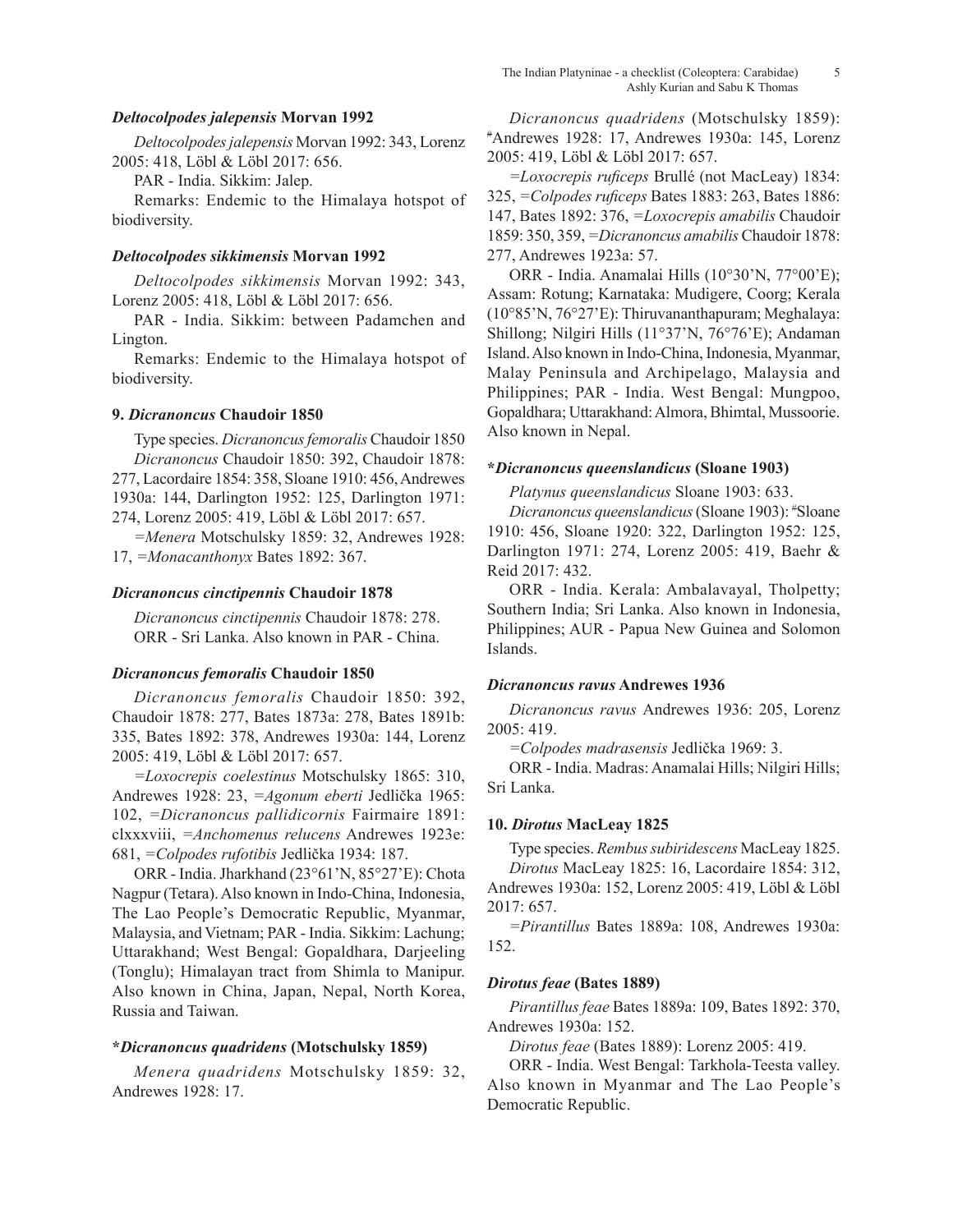***Deltocolpodes jalepensis* Morvan 1992**

*Deltocolpodes jalepensis* Morvan 1992: 343, Lorenz 2005: 418, Löbl & Löbl 2017: 656.

PAR - India. Sikkim: Jalep.

Remarks: Endemic to the Himalaya hotspot of biodiversity.

***Deltocolpodes sikkimensis* Morvan 1992**

*Deltocolpodes sikkimensis* Morvan 1992: 343, Lorenz 2005: 418, Löbl & Löbl 2017: 656.

PAR - India. Sikkim: between Padamchen and Lington.

Remarks: Endemic to the Himalaya hotspot of biodiversity.

### 9. *Dicranoncus* Chaudoir 1850

Type species. *Dicranoncus femoralis* Chaudoir 1850

*Dicranoncus* Chaudoir 1850: 392, Chaudoir 1878: 277, Lacordaire 1854: 358, Sloane 1910: 456, Andrewes 1930a: 144, Darlington 1952: 125, Darlington 1971: 274, Lorenz 2005: 419, Löbl & Löbl 2017: 657.

*=Menera* Motschulsky 1859: 32, Andrewes 1928: 17, *=Monacanthonyx* Bates 1892: 367.

***Dicranoncus cinctipennis* Chaudoir 1878**

*Dicranoncus cinctipennis* Chaudoir 1878: 278.

ORR - Sri Lanka. Also known in PAR - China.

***Dicranoncus femoralis* Chaudoir 1850**

*Dicranoncus femoralis* Chaudoir 1850: 392, Chaudoir 1878: 277, Bates 1873a: 278, Bates 1891b: 335, Bates 1892: 378, Andrewes 1930a: 144, Lorenz 2005: 419, Löbl & Löbl 2017: 657.

*=Loxocrepis coelestinus* Motschulsky 1865: 310, Andrewes 1928: 23, *=Agonum eberti* Jedlička 1965: 102, *=Dicranoncus pallidicornis* Fairmaire 1891: clxxxviii, *=Anchomenus relucens* Andrewes 1923e: 681, *=Colpodes rufotibis* Jedlička 1934: 187.

ORR - India. Jharkhand (23°61'N, 85°27'E): Chota Nagpur (Tetara). Also known in Indo-China, Indonesia, The Lao People's Democratic Republic, Myanmar, Malaysia, and Vietnam; PAR - India. Sikkim: Lachung; Uttarakhand; West Bengal: Gopaldhara, Darjeeling (Tonglu); Himalayan tract from Shimla to Manipur. Also known in China, Japan, Nepal, North Korea, Russia and Taiwan.

**\*Dicranoncus quadridens* (Motschulsky 1859)**

*Menera quadridens* Motschulsky 1859: 32, Andrewes 1928: 17.

*Dicranoncus quadridens* (Motschulsky 1859): #Andrewes 1928: 17, Andrewes 1930a: 145, Lorenz 2005: 419, Löbl & Löbl 2017: 657.

*=Loxocrepis ruficeps* Brullé (not MacLeay) 1834: 325, *=Colpodes ruficeps* Bates 1883: 263, Bates 1886: 147, Bates 1892: 376, *=Loxocrepis amabilis* Chaudoir 1859: 350, 359, *=Dicranoncus amabilis* Chaudoir 1878: 277, Andrewes 1923a: 57.

ORR - India. Anamalai Hills (10°30'N, 77°00'E); Assam: Rotung; Karnataka: Mudigere, Coorg; Kerala (10°85'N, 76°27'E): Thiruvananthapuram; Meghalaya: Shillong; Nilgiri Hills (11°37'N, 76°76'E); Andaman Island. Also known in Indo-China, Indonesia, Myanmar, Malay Peninsula and Archipelago, Malaysia and Philippines; PAR - India. West Bengal: Mungpoo, Gopaldhara; Uttarakhand: Almora, Bhimtal, Mussoorie. Also known in Nepal.

**\*Dicranoncus queenslandicus* (Sloane 1903)**

*Platynus queenslandicus* Sloane 1903: 633.

*Dicranoncus queenslandicus* (Sloane 1903): #Sloane 1910: 456, Sloane 1920: 322, Darlington 1952: 125, Darlington 1971: 274, Lorenz 2005: 419, Baehr & Reid 2017: 432.

ORR - India. Kerala: Ambalavayal, Tholpetty; Southern India; Sri Lanka. Also known in Indonesia, Philippines; AUR - Papua New Guinea and Solomon Islands.

***Dicranoncus ravus* Andrewes 1936**

*Dicranoncus ravus* Andrewes 1936: 205, Lorenz 2005: 419.

*=Colpodes madrasensis* Jedlička 1969: 3.

ORR - India. Madras: Anamalai Hills; Nilgiri Hills; Sri Lanka.

### 10. *Dirotus* MacLeay 1825

Type species. *Rembus subiridescens* MacLeay 1825.

*Dirotus* MacLeay 1825: 16, Lacordaire 1854: 312, Andrewes 1930a: 152, Lorenz 2005: 419, Löbl & Löbl 2017: 657.

*=Pirantillus* Bates 1889a: 108, Andrewes 1930a: 152.

***Dirotus feae* (Bates 1889)**

*Pirantillus feae* Bates 1889a: 109, Bates 1892: 370, Andrewes 1930a: 152.

*Dirotus feae* (Bates 1889): Lorenz 2005: 419.

ORR - India. West Bengal: Tarkhola-Teesta valley. Also known in Myanmar and The Lao People's Democratic Republic.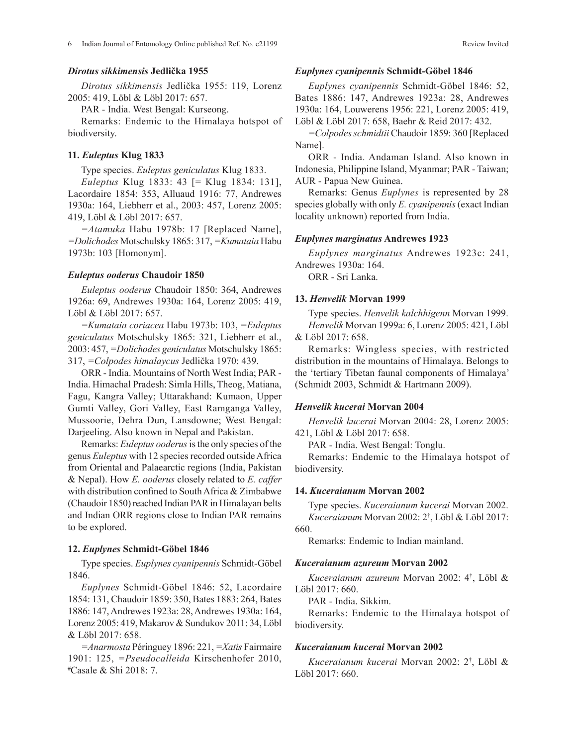### *Dirotus sikkimensis* Jedlička 1955

*Dirotus sikkimensis* Jedlička 1955: 119, Lorenz 2005: 419, Löbl & Löbl 2017: 657.

PAR - India. West Bengal: Kurseong.

Remarks: Endemic to the Himalaya hotspot of biodiversity.

### 11. *Euleptus* Klug 1833

Type species. *Euleptus geniculatus* Klug 1833.

*Euleptus* Klug 1833: 43 [= Klug 1834: 131], Lacordaire 1854: 353, Alluaud 1916: 77, Andrewes 1930a: 164, Liebherr et al., 2003: 457, Lorenz 2005: 419, Löbl & Löbl 2017: 657.

=*Atamuka* Habu 1978b: 17 [Replaced Name], =*Dolichodes* Motschulsky 1865: 317, =*Kumataia* Habu 1973b: 103 [Homonym].

### *Euleptus ooderus* Chaudoir 1850

*Euleptus ooderus* Chaudoir 1850: 364, Andrewes 1926a: 69, Andrewes 1930a: 164, Lorenz 2005: 419, Löbl & Löbl 2017: 657.

=*Kumataia coriacea* Habu 1973b: 103, =*Euleptus geniculatus* Motschulsky 1865: 321, Liebherr et al., 2003: 457, =*Dolichodes geniculatus* Motschulsky 1865: 317, =*Colpodes himalaycus* Jedlička 1970: 439.

ORR - India. Mountains of North West India; PAR - India. Himachal Pradesh: Simla Hills, Theog, Matiana, Fagu, Kangra Valley; Uttarakhand: Kumaon, Upper Gumti Valley, Gori Valley, East Ramganga Valley, Mussoorie, Dehra Dun, Lansdowne; West Bengal: Darjeeling. Also known in Nepal and Pakistan.

Remarks: *Euleptus ooderus* is the only species of the genus *Euleptus* with 12 species recorded outside Africa from Oriental and Palaearctic regions (India, Pakistan & Nepal). How *E. ooderus* closely related to *E. caffer* with distribution confined to South Africa & Zimbabwe (Chaudoir 1850) reached Indian PAR in Himalayan belts and Indian ORR regions close to Indian PAR remains to be explored.

### 12. *Euplynes* Schmidt-Göbel 1846

Type species. *Euplynes cyanipennis* Schmidt-Göbel 1846.

*Euplynes* Schmidt-Göbel 1846: 52, Lacordaire 1854: 131, Chaudoir 1859: 350, Bates 1883: 264, Bates 1886: 147, Andrewes 1923a: 28, Andrewes 1930a: 164, Lorenz 2005: 419, Makarov & Sundukov 2011: 34, Löbl & Löbl 2017: 658.

=*Anarmosta* Péringuey 1896: 221, =*Xatis* Fairmaire 1901: 125, =*Pseudocalleida* Kirschenhofer 2010, #Casale & Shi 2018: 7.

### *Euplynes cyanipennis* Schmidt-Göbel 1846

*Euplynes cyanipennis* Schmidt-Göbel 1846: 52, Bates 1886: 147, Andrewes 1923a: 28, Andrewes 1930a: 164, Louwerens 1956: 221, Lorenz 2005: 419, Löbl & Löbl 2017: 658, Baehr & Reid 2017: 432.

=*Colpodes schmidtii* Chaudoir 1859: 360 [Replaced Name].

ORR - India. Andaman Island. Also known in Indonesia, Philippine Island, Myanmar; PAR - Taiwan; AUR - Papua New Guinea.

Remarks: Genus *Euplynes* is represented by 28 species globally with only *E. cyanipennis* (exact Indian locality unknown) reported from India.

### *Euplynes marginatus* Andrewes 1923

*Euplynes marginatus* Andrewes 1923c: 241, Andrewes 1930a: 164.

ORR - Sri Lanka.

### 13. *Henvelik* Morvan 1999

Type species. *Henvelik kalchhigenn* Morvan 1999.

*Henvelik* Morvan 1999a: 6, Lorenz 2005: 421, Löbl & Löbl 2017: 658.

Remarks: Wingless species, with restricted distribution in the mountains of Himalaya. Belongs to the 'tertiary Tibetan faunal components of Himalaya' (Schmidt 2003, Schmidt & Hartmann 2009).

### *Henvelik kucerai* Morvan 2004

*Henvelik kucerai* Morvan 2004: 28, Lorenz 2005: 421, Löbl & Löbl 2017: 658.

PAR - India. West Bengal: Tonglu.

Remarks: Endemic to the Himalaya hotspot of biodiversity.

### 14. *Kuceraianum* Morvan 2002

Type species. *Kuceraianum kucerai* Morvan 2002.

*Kuceraianum* Morvan 2002: 2†, Löbl & Löbl 2017: 660.

Remarks: Endemic to Indian mainland.

### *Kuceraianum azureum* Morvan 2002

*Kuceraianum azureum* Morvan 2002: 4†, Löbl & Löbl 2017: 660.

PAR - India. Sikkim.

Remarks: Endemic to the Himalaya hotspot of biodiversity.

### *Kuceraianum kucerai* Morvan 2002

*Kuceraianum kucerai* Morvan 2002: 2†, Löbl & Löbl 2017: 660.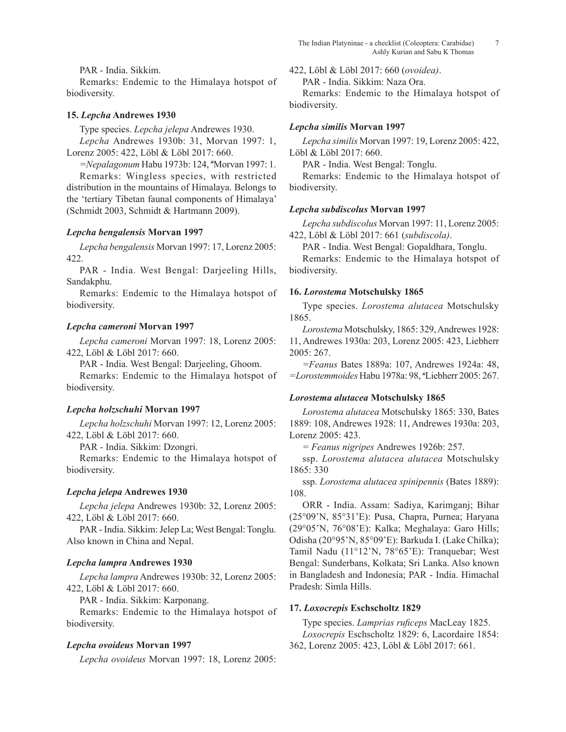PAR - India. Sikkim.

Remarks: Endemic to the Himalaya hotspot of biodiversity.

### 15. *Lepcha* Andrewes 1930

Type species. *Lepcha jelepa* Andrewes 1930.

*Lepcha* Andrewes 1930b: 31, Morvan 1997: 1, Lorenz 2005: 422, Löbl & Löbl 2017: 660.

*=Nepalagonum* Habu 1973b: 124, [#]Morvan 1997: 1.

Remarks: Wingless species, with restricted distribution in the mountains of Himalaya. Belongs to the 'tertiary Tibetan faunal components of Himalaya' (Schmidt 2003, Schmidt & Hartmann 2009).

#### *Lepcha bengalensis* Morvan 1997

*Lepcha bengalensis* Morvan 1997: 17, Lorenz 2005: 422.

PAR - India. West Bengal: Darjeeling Hills, Sandakphu.

Remarks: Endemic to the Himalaya hotspot of biodiversity.

#### *Lepcha cameroni* Morvan 1997

*Lepcha cameroni* Morvan 1997: 18, Lorenz 2005: 422, Löbl & Löbl 2017: 660.

PAR - India. West Bengal: Darjeeling, Ghoom.

Remarks: Endemic to the Himalaya hotspot of biodiversity.

#### *Lepcha holzschuhi* Morvan 1997

*Lepcha holzschuhi* Morvan 1997: 12, Lorenz 2005: 422, Löbl & Löbl 2017: 660.

PAR - India. Sikkim: Dzongri.

Remarks: Endemic to the Himalaya hotspot of biodiversity.

#### *Lepcha jelepa* Andrewes 1930

*Lepcha jelepa* Andrewes 1930b: 32, Lorenz 2005: 422, Löbl & Löbl 2017: 660.

PAR - India. Sikkim: Jelep La; West Bengal: Tonglu. Also known in China and Nepal.

#### *Lepcha lampra* Andrewes 1930

*Lepcha lampra* Andrewes 1930b: 32, Lorenz 2005: 422, Löbl & Löbl 2017: 660.

PAR - India. Sikkim: Karponang.

Remarks: Endemic to the Himalaya hotspot of biodiversity.

#### *Lepcha ovoideus* Morvan 1997

*Lepcha ovoideus* Morvan 1997: 18, Lorenz 2005: 422, Löbl & Löbl 2017: 660 (*ovoidea)*.

PAR - India. Sikkim: Naza Ora.

Remarks: Endemic to the Himalaya hotspot of biodiversity.

#### *Lepcha similis* Morvan 1997

*Lepcha similis* Morvan 1997: 19, Lorenz 2005: 422, Löbl & Löbl 2017: 660.

PAR - India. West Bengal: Tonglu.

Remarks: Endemic to the Himalaya hotspot of biodiversity.

#### *Lepcha subdiscolus* Morvan 1997

*Lepcha subdiscolus* Morvan 1997: 11, Lorenz 2005: 422, Löbl & Löbl 2017: 661 (*subdiscola)*.

PAR - India. West Bengal: Gopaldhara, Tonglu.

Remarks: Endemic to the Himalaya hotspot of biodiversity.

### 16. *Lorostema* Motschulsky 1865

Type species. *Lorostema alutacea* Motschulsky 1865.

*Lorostema* Motschulsky, 1865: 329, Andrewes 1928: 11, Andrewes 1930a: 203, Lorenz 2005: 423, Liebherr 2005: 267.

*=Feanus* Bates 1889a: 107, Andrewes 1924a: 48, *=Lorostemmoides* Habu 1978a: 98, [#]Liebherr 2005: 267.

#### *Lorostema alutacea* Motschulsky 1865

*Lorostema alutacea* Motschulsky 1865: 330, Bates 1889: 108, Andrewes 1928: 11, Andrewes 1930a: 203, Lorenz 2005: 423.

*= Feanus nigripes* Andrewes 1926b: 257.

ssp. *Lorostema alutacea alutacea* Motschulsky 1865: 330

ssp. *Lorostema alutacea spinipennis* (Bates 1889): 108.

ORR - India. Assam: Sadiya, Karimganj; Bihar (25°09'N, 85°31'E): Pusa, Chapra, Purnea; Haryana (29°05'N, 76°08'E): Kalka; Meghalaya: Garo Hills; Odisha (20°95'N, 85°09'E): Barkuda I. (Lake Chilka); Tamil Nadu (11°12'N, 78°65'E): Tranquebar; West Bengal: Sunderbans, Kolkata; Sri Lanka. Also known in Bangladesh and Indonesia; PAR - India. Himachal Pradesh: Simla Hills.

### 17. *Loxocrepis* Eschscholtz 1829

Type species. *Lamprias ruficeps* MacLeay 1825.

*Loxocrepis* Eschscholtz 1829: 6, Lacordaire 1854: 362, Lorenz 2005: 423, Löbl & Löbl 2017: 661.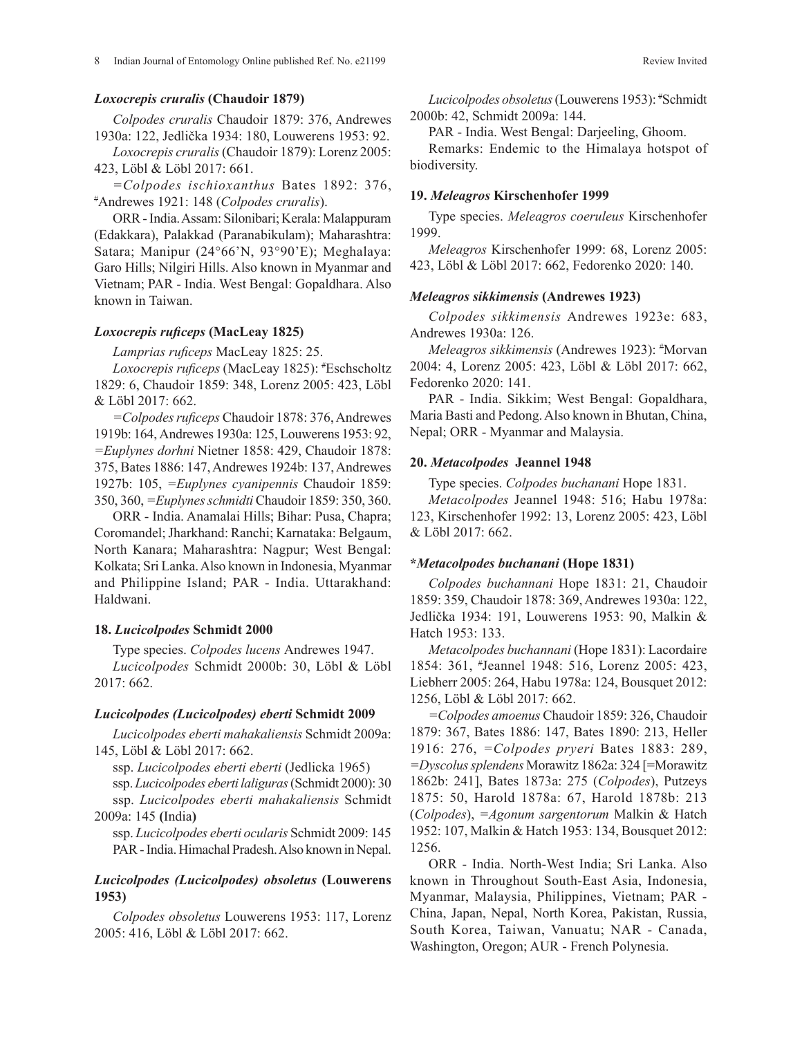### *Loxocrepis cruralis* (Chaudoir 1879)

*Colpodes cruralis* Chaudoir 1879: 376, Andrewes 1930a: 122, Jedlička 1934: 180, Louwerens 1953: 92.

*Loxocrepis cruralis* (Chaudoir 1879): Lorenz 2005: 423, Löbl & Löbl 2017: 661.

=*Colpodes ischioxanthus* Bates 1892: 376, #Andrewes 1921: 148 (*Colpodes cruralis*).

ORR - India. Assam: Silonibari; Kerala: Malappuram (Edakkara), Palakkad (Paranabikulam); Maharashtra: Satara; Manipur (24°66'N, 93°90'E); Meghalaya: Garo Hills; Nilgiri Hills. Also known in Myanmar and Vietnam; PAR - India. West Bengal: Gopaldhara. Also known in Taiwan.

### *Loxocrepis ruficeps* (MacLeay 1825)

*Lamprias ruficeps* MacLeay 1825: 25.

*Loxocrepis ruficeps* (MacLeay 1825): #Eschscholtz 1829: 6, Chaudoir 1859: 348, Lorenz 2005: 423, Löbl & Löbl 2017: 662.

=*Colpodes ruficeps* Chaudoir 1878: 376, Andrewes 1919b: 164, Andrewes 1930a: 125, Louwerens 1953: 92, =*Euplynes dorhni* Nietner 1858: 429, Chaudoir 1878: 375, Bates 1886: 147, Andrewes 1924b: 137, Andrewes 1927b: 105, =*Euplynes cyanipennis* Chaudoir 1859: 350, 360, =*Euplynes schmidti* Chaudoir 1859: 350, 360.

ORR - India. Anamalai Hills; Bihar: Pusa, Chapra; Coromandel; Jharkhand: Ranchi; Karnataka: Belgaum, North Kanara; Maharashtra: Nagpur; West Bengal: Kolkata; Sri Lanka. Also known in Indonesia, Myanmar and Philippine Island; PAR - India. Uttarakhand: Haldwani.

### 18. *Lucicolpodes* Schmidt 2000

Type species. *Colpodes lucens* Andrewes 1947.

*Lucicolpodes* Schmidt 2000b: 30, Löbl & Löbl 2017: 662.

### *Lucicolpodes (Lucicolpodes) eberti* Schmidt 2009

*Lucicolpodes eberti mahakaliensis* Schmidt 2009a: 145, Löbl & Löbl 2017: 662.

ssp. *Lucicolpodes eberti eberti* (Jedlicka 1965)

ssp. *Lucicolpodes eberti laliguras* (Schmidt 2000): 30

ssp. *Lucicolpodes eberti mahakaliensis* Schmidt 2009a: 145 **(**India**)**

ssp. *Lucicolpodes eberti ocularis* Schmidt 2009: 145

PAR - India. Himachal Pradesh. Also known in Nepal.

### *Lucicolpodes (Lucicolpodes) obsoletus* (Louwerens 1953)

*Colpodes obsoletus* Louwerens 1953: 117, Lorenz 2005: 416, Löbl & Löbl 2017: 662.

*Lucicolpodes obsoletus* (Louwerens 1953): #Schmidt 2000b: 42, Schmidt 2009a: 144.

PAR - India. West Bengal: Darjeeling, Ghoom.

Remarks: Endemic to the Himalaya hotspot of biodiversity.

### 19. *Meleagros* Kirschenhofer 1999

Type species. *Meleagros coeruleus* Kirschenhofer 1999.

*Meleagros* Kirschenhofer 1999: 68, Lorenz 2005: 423, Löbl & Löbl 2017: 662, Fedorenko 2020: 140.

### *Meleagros sikkimensis* (Andrewes 1923)

*Colpodes sikkimensis* Andrewes 1923e: 683, Andrewes 1930a: 126.

*Meleagros sikkimensis* (Andrewes 1923): #Morvan 2004: 4, Lorenz 2005: 423, Löbl & Löbl 2017: 662, Fedorenko 2020: 141.

PAR - India. Sikkim; West Bengal: Gopaldhara, Maria Basti and Pedong. Also known in Bhutan, China, Nepal; ORR - Myanmar and Malaysia.

### 20. *Metacolpodes* Jeannel 1948

Type species. *Colpodes buchanani* Hope 1831.

*Metacolpodes* Jeannel 1948: 516; Habu 1978a: 123, Kirschenhofer 1992: 13, Lorenz 2005: 423, Löbl & Löbl 2017: 662.

### **Metacolpodes buchanani* (Hope 1831)

*Colpodes buchannani* Hope 1831: 21, Chaudoir 1859: 359, Chaudoir 1878: 369, Andrewes 1930a: 122, Jedlička 1934: 191, Louwerens 1953: 90, Malkin & Hatch 1953: 133.

*Metacolpodes buchannani* (Hope 1831): Lacordaire 1854: 361, #Jeannel 1948: 516, Lorenz 2005: 423, Liebherr 2005: 264, Habu 1978a: 124, Bousquet 2012: 1256, Löbl & Löbl 2017: 662.

=*Colpodes amoenus* Chaudoir 1859: 326, Chaudoir 1879: 367, Bates 1886: 147, Bates 1890: 213, Heller 1916: 276, =*Colpodes pryeri* Bates 1883: 289, =*Dyscolus splendens* Morawitz 1862a: 324 [=Morawitz 1862b: 241], Bates 1873a: 275 (*Colpodes*), Putzeys 1875: 50, Harold 1878a: 67, Harold 1878b: 213 (*Colpodes*), =*Agonum sargentorum* Malkin & Hatch 1952: 107, Malkin & Hatch 1953: 134, Bousquet 2012: 1256.

ORR - India. North-West India; Sri Lanka. Also known in Throughout South-East Asia, Indonesia, Myanmar, Malaysia, Philippines, Vietnam; PAR - China, Japan, Nepal, North Korea, Pakistan, Russia, South Korea, Taiwan, Vanuatu; NAR - Canada, Washington, Oregon; AUR - French Polynesia.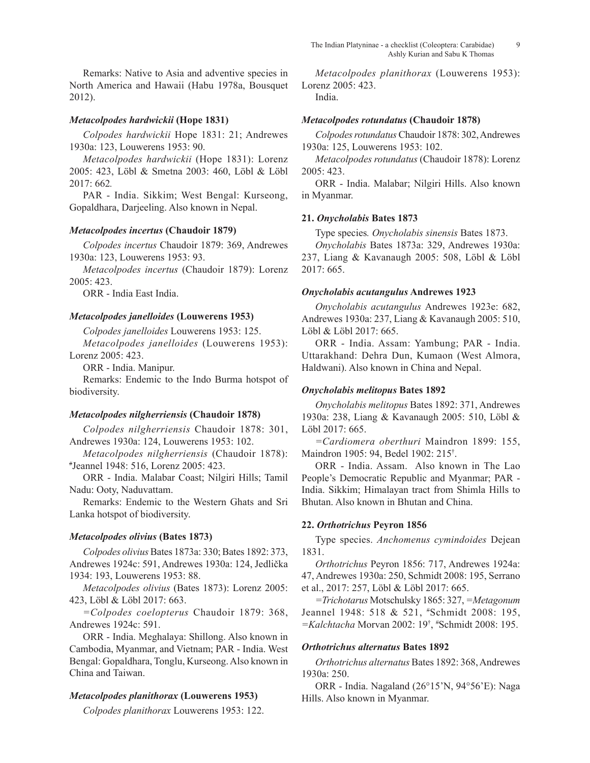Remarks: Native to Asia and adventive species in North America and Hawaii (Habu 1978a, Bousquet 2012).

#### *Metacolpodes hardwickii* (Hope 1831)

*Colpodes hardwickii* Hope 1831: 21; Andrewes 1930a: 123, Louwerens 1953: 90.

*Metacolpodes hardwickii* (Hope 1831): Lorenz 2005: 423, Löbl & Smetna 2003: 460, Löbl & Löbl 2017: 662.

PAR - India. Sikkim; West Bengal: Kurseong, Gopaldhara, Darjeeling. Also known in Nepal.

#### *Metacolpodes incertus* (Chaudoir 1879)

*Colpodes incertus* Chaudoir 1879: 369, Andrewes 1930a: 123, Louwerens 1953: 93.

*Metacolpodes incertus* (Chaudoir 1879): Lorenz 2005: 423.

ORR - India East India.

#### *Metacolpodes janelloides* (Louwerens 1953)

*Colpodes janelloides* Louwerens 1953: 125.

*Metacolpodes janelloides* (Louwerens 1953): Lorenz 2005: 423.

ORR - India. Manipur.

Remarks: Endemic to the Indo Burma hotspot of biodiversity.

#### *Metacolpodes nilgherriensis* (Chaudoir 1878)

*Colpodes nilgherriensis* Chaudoir 1878: 301, Andrewes 1930a: 124, Louwerens 1953: 102.

*Metacolpodes nilgherriensis* (Chaudoir 1878): [#]Jeannel 1948: 516, Lorenz 2005: 423.

ORR - India. Malabar Coast; Nilgiri Hills; Tamil Nadu: Ooty, Naduvattam.

Remarks: Endemic to the Western Ghats and Sri Lanka hotspot of biodiversity.

#### *Metacolpodes olivius* (Bates 1873)

*Colpodes olivius* Bates 1873a: 330; Bates 1892: 373, Andrewes 1924c: 591, Andrewes 1930a: 124, Jedlička 1934: 193, Louwerens 1953: 88.

*Metacolpodes olivius* (Bates 1873): Lorenz 2005: 423, Löbl & Löbl 2017: 663.

=*Colpodes coelopterus* Chaudoir 1879: 368, Andrewes 1924c: 591.

ORR - India. Meghalaya: Shillong. Also known in Cambodia, Myanmar, and Vietnam; PAR - India. West Bengal: Gopaldhara, Tonglu, Kurseong. Also known in China and Taiwan.

#### *Metacolpodes planithorax* (Louwerens 1953)

*Colpodes planithorax* Louwerens 1953: 122.

*Metacolpodes planithorax* (Louwerens 1953): Lorenz 2005: 423.

India.

#### *Metacolpodes rotundatus* (Chaudoir 1878)

*Colpodes rotundatus* Chaudoir 1878: 302, Andrewes 1930a: 125, Louwerens 1953: 102.

*Metacolpodes rotundatus* (Chaudoir 1878): Lorenz 2005: 423.

ORR - India. Malabar; Nilgiri Hills. Also known in Myanmar.

### 21. *Onycholabis* Bates 1873

Type species. *Onycholabis sinensis* Bates 1873.

*Onycholabis* Bates 1873a: 329, Andrewes 1930a: 237, Liang & Kavanaugh 2005: 508, Löbl & Löbl 2017: 665.

#### *Onycholabis acutangulus* Andrewes 1923

*Onycholabis acutangulus* Andrewes 1923e: 682, Andrewes 1930a: 237, Liang & Kavanaugh 2005: 510, Löbl & Löbl 2017: 665.

ORR - India. Assam: Yambung; PAR - India. Uttarakhand: Dehra Dun, Kumaon (West Almora, Haldwani). Also known in China and Nepal.

#### *Onycholabis melitopus* Bates 1892

*Onycholabis melitopus* Bates 1892: 371, Andrewes 1930a: 238, Liang & Kavanaugh 2005: 510, Löbl & Löbl 2017: 665.

=*Cardiomera oberthuri* Maindron 1899: 155, Maindron 1905: 94, Bedel 1902: 215[†].

ORR - India. Assam. Also known in The Lao People's Democratic Republic and Myanmar; PAR - India. Sikkim; Himalayan tract from Shimla Hills to Bhutan. Also known in Bhutan and China.

### 22. *Orthotrichus* Peyron 1856

Type species. *Anchomenus cymindoides* Dejean 1831.

*Orthotrichus* Peyron 1856: 717, Andrewes 1924a: 47, Andrewes 1930a: 250, Schmidt 2008: 195, Serrano et al., 2017: 257, Löbl & Löbl 2017: 665.

=*Trichotarus* Motschulsky 1865: 327, =*Metagonum* Jeannel 1948: 518 & 521, [#]Schmidt 2008: 195, =*Kalchtacha* Morvan 2002: 19[†], [#]Schmidt 2008: 195.

#### *Orthotrichus alternatus* Bates 1892

*Orthotrichus alternatus* Bates 1892: 368, Andrewes 1930a: 250.

ORR - India. Nagaland (26°15'N, 94°56'E): Naga Hills. Also known in Myanmar.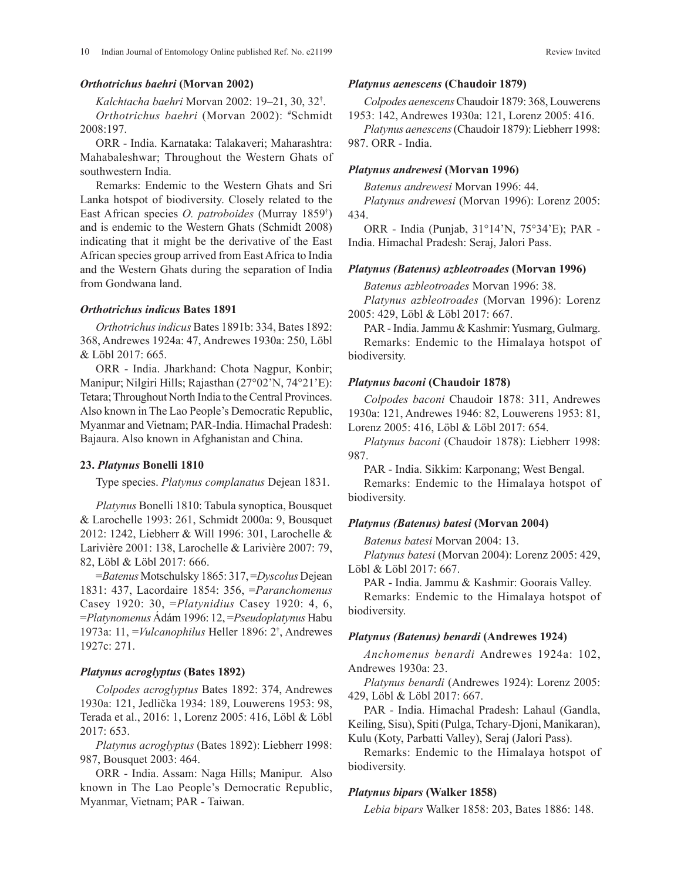***Orthotrichus baehri*** **(Morvan 2002)**

*Kalchtacha baehri* Morvan 2002: 19–21, 30, 32[†].

*Orthotrichus baehri* (Morvan 2002): [#]Schmidt 2008:197.

ORR - India. Karnataka: Talakaveri; Maharashtra: Mahabaleshwar; Throughout the Western Ghats of southwestern India.

Remarks: Endemic to the Western Ghats and Sri Lanka hotspot of biodiversity. Closely related to the East African species *O. patroboides* (Murray 1859[†]) and is endemic to the Western Ghats (Schmidt 2008) indicating that it might be the derivative of the East African species group arrived from East Africa to India and the Western Ghats during the separation of India from Gondwana land.

***Orthotrichus indicus*** **Bates 1891**

*Orthotrichus indicus* Bates 1891b: 334, Bates 1892: 368, Andrewes 1924a: 47, Andrewes 1930a: 250, Löbl & Löbl 2017: 665.

ORR - India. Jharkhand: Chota Nagpur, Konbir; Manipur; Nilgiri Hills; Rajasthan (27°02'N, 74°21'E): Tetara; Throughout North India to the Central Provinces. Also known in The Lao People's Democratic Republic, Myanmar and Vietnam; PAR-India. Himachal Pradesh: Bajaura. Also known in Afghanistan and China.

### 23. *Platynus* Bonelli 1810

Type species. *Platynus complanatus* Dejean 1831.

*Platynus* Bonelli 1810: Tabula synoptica, Bousquet & Larochelle 1993: 261, Schmidt 2000a: 9, Bousquet 2012: 1242, Liebherr & Will 1996: 301, Larochelle & Larivière 2001: 138, Larochelle & Larivière 2007: 79, 82, Löbl & Löbl 2017: 666.

=*Batenus* Motschulsky 1865: 317, =*Dyscolus* Dejean 1831: 437, Lacordaire 1854: 356, =*Paranchomenus* Casey 1920: 30, =*Platynidius* Casey 1920: 4, 6, =*Platynomenus* Ádám 1996: 12, =*Pseudoplatynus* Habu 1973a: 11, =*Vulcanophilus* Heller 1896: 2[†], Andrewes 1927c: 271.

***Platynus acroglyptus*** **(Bates 1892)**

*Colpodes acroglyptus* Bates 1892: 374, Andrewes 1930a: 121, Jedlička 1934: 189, Louwerens 1953: 98, Terada et al., 2016: 1, Lorenz 2005: 416, Löbl & Löbl 2017: 653.

*Platynus acroglyptus* (Bates 1892): Liebherr 1998: 987, Bousquet 2003: 464.

ORR - India. Assam: Naga Hills; Manipur. Also known in The Lao People's Democratic Republic, Myanmar, Vietnam; PAR - Taiwan.

***Platynus aenescens*** **(Chaudoir 1879)**

*Colpodes aenescens* Chaudoir 1879: 368, Louwerens 1953: 142, Andrewes 1930a: 121, Lorenz 2005: 416.

*Platynus aenescens* (Chaudoir 1879): Liebherr 1998: 987. ORR - India.

***Platynus andrewesi*** **(Morvan 1996)**

*Batenus andrewesi* Morvan 1996: 44.

*Platynus andrewesi* (Morvan 1996): Lorenz 2005: 434.

ORR - India (Punjab, 31°14'N, 75°34'E); PAR - India. Himachal Pradesh: Seraj, Jalori Pass.

***Platynus (Batenus) azbleotroades*** **(Morvan 1996)**

*Batenus azbleotroades* Morvan 1996: 38.

*Platynus azbleotroades* (Morvan 1996): Lorenz 2005: 429, Löbl & Löbl 2017: 667.

PAR - India. Jammu & Kashmir: Yusmarg, Gulmarg.

Remarks: Endemic to the Himalaya hotspot of biodiversity.

***Platynus baconi*** **(Chaudoir 1878)**

*Colpodes baconi* Chaudoir 1878: 311, Andrewes 1930a: 121, Andrewes 1946: 82, Louwerens 1953: 81, Lorenz 2005: 416, Löbl & Löbl 2017: 654.

*Platynus baconi* (Chaudoir 1878): Liebherr 1998: 987.

PAR - India. Sikkim: Karponang; West Bengal.

Remarks: Endemic to the Himalaya hotspot of biodiversity.

***Platynus (Batenus) batesi*** **(Morvan 2004)**

*Batenus batesi* Morvan 2004: 13.

*Platynus batesi* (Morvan 2004): Lorenz 2005: 429, Löbl & Löbl 2017: 667.

PAR - India. Jammu & Kashmir: Goorais Valley.

Remarks: Endemic to the Himalaya hotspot of biodiversity.

***Platynus (Batenus) benardi*** **(Andrewes 1924)**

*Anchomenus benardi* Andrewes 1924a: 102, Andrewes 1930a: 23.

*Platynus benardi* (Andrewes 1924): Lorenz 2005: 429, Löbl & Löbl 2017: 667.

PAR - India. Himachal Pradesh: Lahaul (Gandla, Keiling, Sisu), Spiti (Pulga, Tchary-Djoni, Manikaran), Kulu (Koty, Parbatti Valley), Seraj (Jalori Pass).

Remarks: Endemic to the Himalaya hotspot of biodiversity.

***Platynus bipars*** **(Walker 1858)**

*Lebia bipars* Walker 1858: 203, Bates 1886: 148.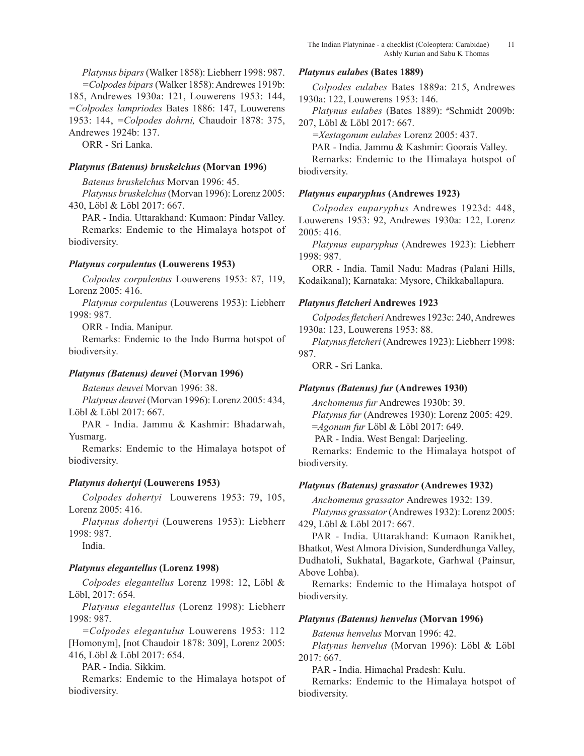*Platynus bipars* (Walker 1858): Liebherr 1998: 987. *=Colpodes bipars* (Walker 1858): Andrewes 1919b: 185, Andrewes 1930a: 121, Louwerens 1953: 144, *=Colpodes lampriodes* Bates 1886: 147, Louwerens 1953: 144, *=Colpodes dohrni,* Chaudoir 1878: 375, Andrewes 1924b: 137.

ORR - Sri Lanka.

### *Platynus (Batenus) bruskelchus* (Morvan 1996)

*Batenus bruskelchus* Morvan 1996: 45.

*Platynus bruskelchus* (Morvan 1996): Lorenz 2005: 430, Löbl & Löbl 2017: 667.

PAR - India. Uttarakhand: Kumaon: Pindar Valley.

Remarks: Endemic to the Himalaya hotspot of biodiversity.

### *Platynus corpulentus* (Louwerens 1953)

*Colpodes corpulentus* Louwerens 1953: 87, 119, Lorenz 2005: 416.

*Platynus corpulentus* (Louwerens 1953): Liebherr 1998: 987.

ORR - India. Manipur.

Remarks: Endemic to the Indo Burma hotspot of biodiversity.

### *Platynus (Batenus) deuvei* (Morvan 1996)

*Batenus deuvei* Morvan 1996: 38.

*Platynus deuvei* (Morvan 1996): Lorenz 2005: 434, Löbl & Löbl 2017: 667.

PAR - India. Jammu & Kashmir: Bhadarwah, Yusmarg.

Remarks: Endemic to the Himalaya hotspot of biodiversity.

### *Platynus dohertyi* (Louwerens 1953)

*Colpodes dohertyi* Louwerens 1953: 79, 105, Lorenz 2005: 416.

*Platynus dohertyi* (Louwerens 1953): Liebherr 1998: 987.

India.

### *Platynus elegantellus* (Lorenz 1998)

*Colpodes elegantellus* Lorenz 1998: 12, Löbl & Löbl, 2017: 654.

*Platynus elegantellus* (Lorenz 1998): Liebherr 1998: 987.

*=Colpodes elegantulus* Louwerens 1953: 112 [Homonym], [not Chaudoir 1878: 309], Lorenz 2005: 416, Löbl & Löbl 2017: 654.

PAR - India. Sikkim.

Remarks: Endemic to the Himalaya hotspot of biodiversity.

### *Platynus eulabes* (Bates 1889)

*Colpodes eulabes* Bates 1889a: 215, Andrewes 1930a: 122, Louwerens 1953: 146.

*Platynus eulabes* (Bates 1889): #Schmidt 2009b: 207, Löbl & Löbl 2017: 667.

*=Xestagonum eulabes* Lorenz 2005: 437.

PAR - India. Jammu & Kashmir: Goorais Valley.

Remarks: Endemic to the Himalaya hotspot of biodiversity.

### *Platynus euparyphus* (Andrewes 1923)

*Colpodes euparyphus* Andrewes 1923d: 448, Louwerens 1953: 92, Andrewes 1930a: 122, Lorenz 2005: 416.

*Platynus euparyphus* (Andrewes 1923): Liebherr 1998: 987.

ORR - India. Tamil Nadu: Madras (Palani Hills, Kodaikanal); Karnataka: Mysore, Chikkaballapura.

### *Platynus fletcheri* Andrewes 1923

*Colpodes fletcheri* Andrewes 1923c: 240, Andrewes 1930a: 123, Louwerens 1953: 88.

*Platynus fletcheri* (Andrewes 1923): Liebherr 1998: 987.

ORR - Sri Lanka.

### *Platynus (Batenus) fur* (Andrewes 1930)

*Anchomenus fur* Andrewes 1930b: 39.

*Platynus fur* (Andrewes 1930): Lorenz 2005: 429.

=*Agonum fur* Löbl & Löbl 2017: 649.

PAR - India. West Bengal: Darjeeling.

Remarks: Endemic to the Himalaya hotspot of biodiversity.

### *Platynus (Batenus) grassator* (Andrewes 1932)

*Anchomenus grassator* Andrewes 1932: 139.

*Platynus grassator* (Andrewes 1932): Lorenz 2005: 429, Löbl & Löbl 2017: 667.

PAR - India. Uttarakhand: Kumaon Ranikhet, Bhatkot, West Almora Division, Sunderdhunga Valley, Dudhatoli, Sukhatal, Bagarkote, Garhwal (Painsur, Above Lohba).

Remarks: Endemic to the Himalaya hotspot of biodiversity.

### *Platynus (Batenus) henvelus* (Morvan 1996)

*Batenus henvelus* Morvan 1996: 42.

*Platynus henvelus* (Morvan 1996): Löbl & Löbl 2017: 667.

PAR - India. Himachal Pradesh: Kulu.

Remarks: Endemic to the Himalaya hotspot of biodiversity.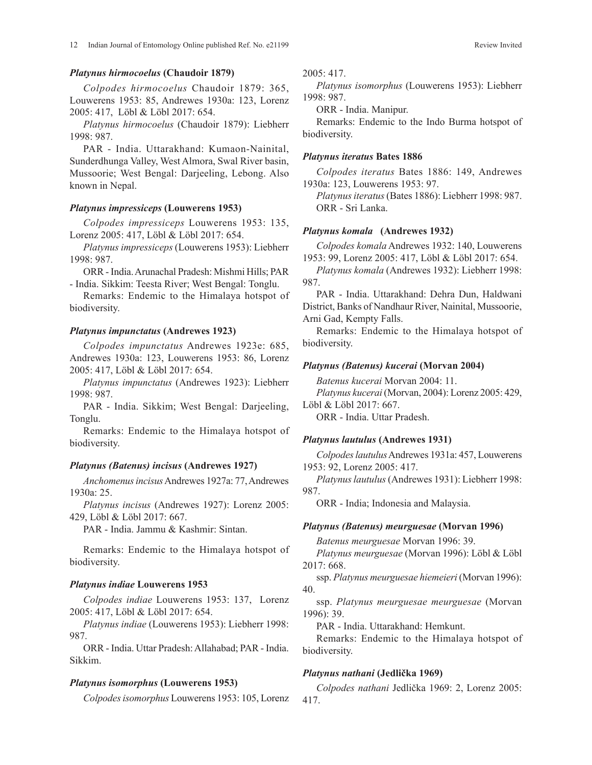### *Platynus hirmocoelus* (Chaudoir 1879)

*Colpodes hirmocoelus* Chaudoir 1879: 365, Louwerens 1953: 85, Andrewes 1930a: 123, Lorenz 2005: 417, Löbl & Löbl 2017: 654.

*Platynus hirmocoelus* (Chaudoir 1879): Liebherr 1998: 987.

PAR - India. Uttarakhand: Kumaon-Nainital, Sunderdhunga Valley, West Almora, Swal River basin, Mussoorie; West Bengal: Darjeeling, Lebong. Also known in Nepal.

### *Platynus impressiceps* (Louwerens 1953)

*Colpodes impressiceps* Louwerens 1953: 135, Lorenz 2005: 417, Löbl & Löbl 2017: 654.

*Platynus impressiceps* (Louwerens 1953): Liebherr 1998: 987.

ORR - India. Arunachal Pradesh: Mishmi Hills; PAR - India. Sikkim: Teesta River; West Bengal: Tonglu.

Remarks: Endemic to the Himalaya hotspot of biodiversity.

### *Platynus impunctatus* (Andrewes 1923)

*Colpodes impunctatus* Andrewes 1923e: 685, Andrewes 1930a: 123, Louwerens 1953: 86, Lorenz 2005: 417, Löbl & Löbl 2017: 654.

*Platynus impunctatus* (Andrewes 1923): Liebherr 1998: 987.

PAR - India. Sikkim; West Bengal: Darjeeling, Tonglu.

Remarks: Endemic to the Himalaya hotspot of biodiversity.

### *Platynus (Batenus) incisus* (Andrewes 1927)

*Anchomenus incisus* Andrewes 1927a: 77, Andrewes 1930a: 25.

*Platynus incisus* (Andrewes 1927): Lorenz 2005: 429, Löbl & Löbl 2017: 667.

PAR - India. Jammu & Kashmir: Sintan.

Remarks: Endemic to the Himalaya hotspot of biodiversity.

### *Platynus indiae* Louwerens 1953

*Colpodes indiae* Louwerens 1953: 137, Lorenz 2005: 417, Löbl & Löbl 2017: 654.

*Platynus indiae* (Louwerens 1953): Liebherr 1998: 987.

ORR - India. Uttar Pradesh: Allahabad; PAR - India. Sikkim.

### *Platynus isomorphus* (Louwerens 1953)

*Colpodes isomorphus* Louwerens 1953: 105, Lorenz 2005: 417.

*Platynus isomorphus* (Louwerens 1953): Liebherr 1998: 987.

ORR - India. Manipur.

Remarks: Endemic to the Indo Burma hotspot of biodiversity.

### *Platynus iteratus* Bates 1886

*Colpodes iteratus* Bates 1886: 149, Andrewes 1930a: 123, Louwerens 1953: 97.

*Platynus iteratus* (Bates 1886): Liebherr 1998: 987.

ORR - Sri Lanka.

### *Platynus komala* (Andrewes 1932)

*Colpodes komala* Andrewes 1932: 140, Louwerens 1953: 99, Lorenz 2005: 417, Löbl & Löbl 2017: 654.

*Platynus komala* (Andrewes 1932): Liebherr 1998: 987.

PAR - India. Uttarakhand: Dehra Dun, Haldwani District, Banks of Nandhaur River, Nainital, Mussoorie, Arni Gad, Kempty Falls.

Remarks: Endemic to the Himalaya hotspot of biodiversity.

### *Platynus (Batenus) kucerai* (Morvan 2004)

*Batenus kucerai* Morvan 2004: 11.

*Platynus kucerai* (Morvan, 2004): Lorenz 2005: 429, Löbl & Löbl 2017: 667.

ORR - India. Uttar Pradesh.

### *Platynus lautulus* (Andrewes 1931)

*Colpodes lautulus* Andrewes 1931a: 457, Louwerens 1953: 92, Lorenz 2005: 417.

*Platynus lautulus* (Andrewes 1931): Liebherr 1998: 987.

ORR - India; Indonesia and Malaysia.

### *Platynus (Batenus) meurguesae* (Morvan 1996)

*Batenus meurguesae* Morvan 1996: 39.

*Platynus meurguesae* (Morvan 1996): Löbl & Löbl 2017: 668.

ssp. *Platynus meurguesae hiemeieri* (Morvan 1996): 40.

ssp. *Platynus meurguesae meurguesae* (Morvan 1996): 39.

PAR - India. Uttarakhand: Hemkunt.

Remarks: Endemic to the Himalaya hotspot of biodiversity.

### *Platynus nathani* (Jedlička 1969)

*Colpodes nathani* Jedlička 1969: 2, Lorenz 2005: 417.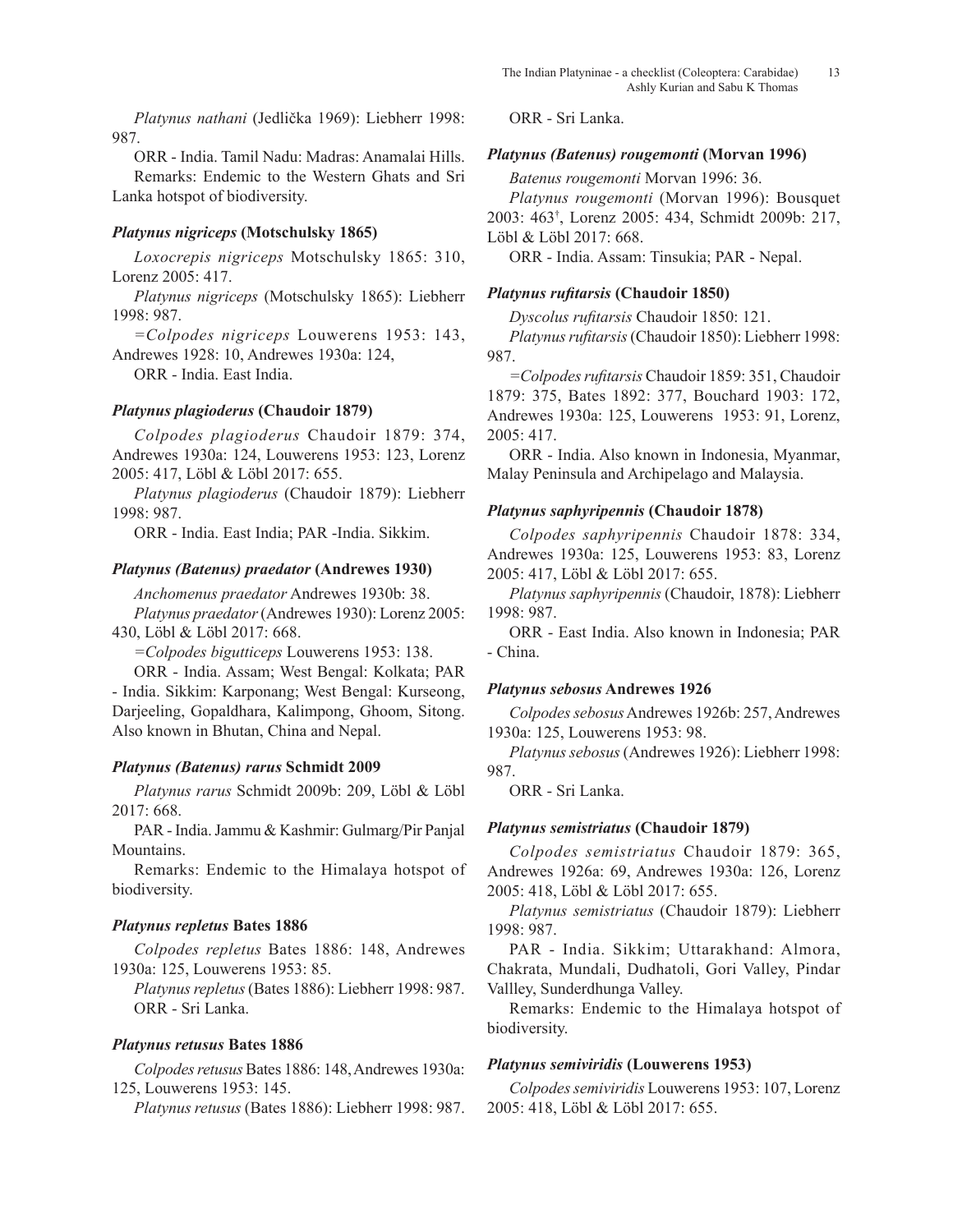*Platynus nathani* (Jedlička 1969): Liebherr 1998: 987.

ORR - India. Tamil Nadu: Madras: Anamalai Hills.

Remarks: Endemic to the Western Ghats and Sri Lanka hotspot of biodiversity.

### *Platynus nigriceps* (Motschulsky 1865)

*Loxocrepis nigriceps* Motschulsky 1865: 310, Lorenz 2005: 417.

*Platynus nigriceps* (Motschulsky 1865): Liebherr 1998: 987.

*=Colpodes nigriceps* Louwerens 1953: 143, Andrewes 1928: 10, Andrewes 1930a: 124,

ORR - India. East India.

### *Platynus plagioderus* (Chaudoir 1879)

*Colpodes plagioderus* Chaudoir 1879: 374, Andrewes 1930a: 124, Louwerens 1953: 123, Lorenz 2005: 417, Löbl & Löbl 2017: 655.

*Platynus plagioderus* (Chaudoir 1879): Liebherr 1998: 987.

ORR - India. East India; PAR -India. Sikkim.

### *Platynus (Batenus) praedator* (Andrewes 1930)

*Anchomenus praedator* Andrewes 1930b: 38.

*Platynus praedator* (Andrewes 1930): Lorenz 2005: 430, Löbl & Löbl 2017: 668.

*=Colpodes bigutticeps* Louwerens 1953: 138.

ORR - India. Assam; West Bengal: Kolkata; PAR - India. Sikkim: Karponang; West Bengal: Kurseong, Darjeeling, Gopaldhara, Kalimpong, Ghoom, Sitong. Also known in Bhutan, China and Nepal.

### *Platynus (Batenus) rarus* Schmidt 2009

*Platynus rarus* Schmidt 2009b: 209, Löbl & Löbl 2017: 668.

PAR - India. Jammu & Kashmir: Gulmarg/Pir Panjal Mountains.

Remarks: Endemic to the Himalaya hotspot of biodiversity.

### *Platynus repletus* Bates 1886

*Colpodes repletus* Bates 1886: 148, Andrewes 1930a: 125, Louwerens 1953: 85.

*Platynus repletus* (Bates 1886): Liebherr 1998: 987.

ORR - Sri Lanka.

### *Platynus retusus* Bates 1886

*Colpodes retusus* Bates 1886: 148, Andrewes 1930a: 125, Louwerens 1953: 145.

*Platynus retusus* (Bates 1886): Liebherr 1998: 987.

ORR - Sri Lanka.

### *Platynus (Batenus) rougemonti* (Morvan 1996)

*Batenus rougemonti* Morvan 1996: 36.

*Platynus rougemonti* (Morvan 1996): Bousquet 2003: 463[†], Lorenz 2005: 434, Schmidt 2009b: 217, Löbl & Löbl 2017: 668.

ORR - India. Assam: Tinsukia; PAR - Nepal.

### *Platynus rufitarsis* (Chaudoir 1850)

*Dyscolus rufitarsis* Chaudoir 1850: 121.

*Platynus rufitarsis* (Chaudoir 1850): Liebherr 1998: 987.

*=Colpodes rufitarsis* Chaudoir 1859: 351, Chaudoir 1879: 375, Bates 1892: 377, Bouchard 1903: 172, Andrewes 1930a: 125, Louwerens 1953: 91, Lorenz, 2005: 417.

ORR - India. Also known in Indonesia, Myanmar, Malay Peninsula and Archipelago and Malaysia.

### *Platynus saphyripennis* (Chaudoir 1878)

*Colpodes saphyripennis* Chaudoir 1878: 334, Andrewes 1930a: 125, Louwerens 1953: 83, Lorenz 2005: 417, Löbl & Löbl 2017: 655.

*Platynus saphyripennis* (Chaudoir, 1878): Liebherr 1998: 987.

ORR - East India. Also known in Indonesia; PAR - China.

### *Platynus sebosus* Andrewes 1926

*Colpodes sebosus* Andrewes 1926b: 257, Andrewes 1930a: 125, Louwerens 1953: 98.

*Platynus sebosus* (Andrewes 1926): Liebherr 1998: 987.

ORR - Sri Lanka.

### *Platynus semistriatus* (Chaudoir 1879)

*Colpodes semistriatus* Chaudoir 1879: 365, Andrewes 1926a: 69, Andrewes 1930a: 126, Lorenz 2005: 418, Löbl & Löbl 2017: 655.

*Platynus semistriatus* (Chaudoir 1879): Liebherr 1998: 987.

PAR - India. Sikkim; Uttarakhand: Almora, Chakrata, Mundali, Dudhatoli, Gori Valley, Pindar Vallley, Sunderdhunga Valley.

Remarks: Endemic to the Himalaya hotspot of biodiversity.

### *Platynus semiviridis* (Louwerens 1953)

*Colpodes semiviridis* Louwerens 1953: 107, Lorenz 2005: 418, Löbl & Löbl 2017: 655.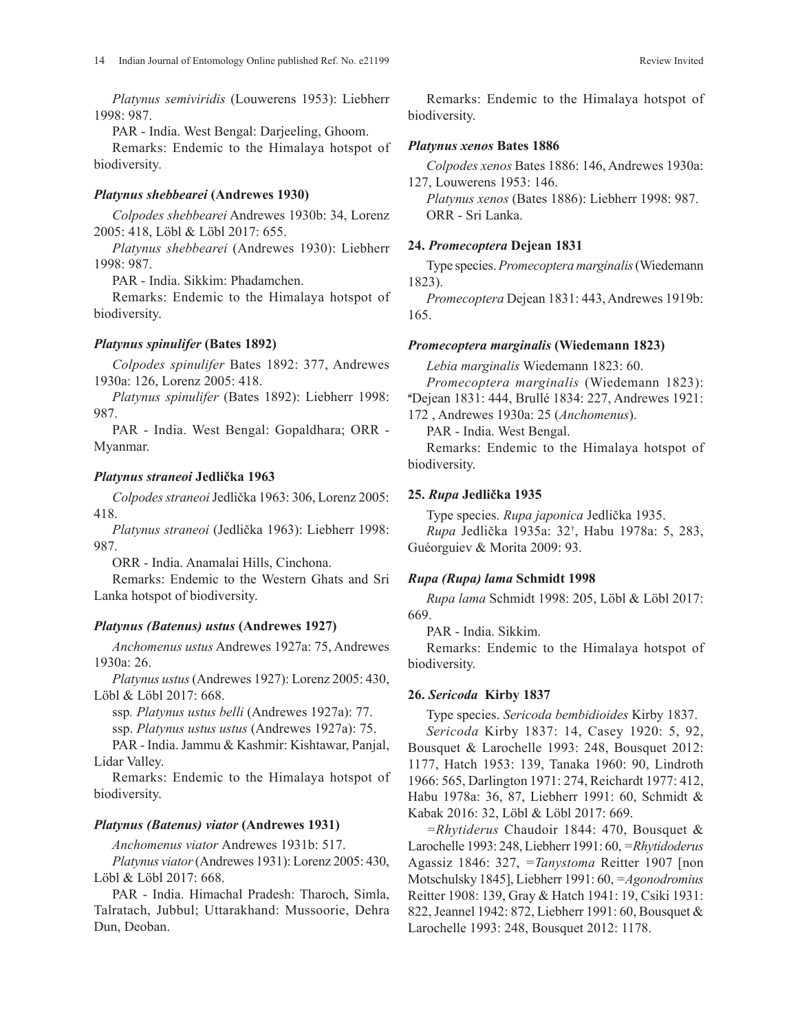*Platynus semiviridis* (Louwerens 1953): Liebherr 1998: 987.

PAR - India. West Bengal: Darjeeling, Ghoom.

Remarks: Endemic to the Himalaya hotspot of biodiversity.

### *Platynus shebbearei* (Andrewes 1930)

*Colpodes shebbearei* Andrewes 1930b: 34, Lorenz 2005: 418, Löbl & Löbl 2017: 655.

*Platynus shebbearei* (Andrewes 1930): Liebherr 1998: 987.

PAR - India. Sikkim: Phadamchen.

Remarks: Endemic to the Himalaya hotspot of biodiversity.

### *Platynus spinulifer* (Bates 1892)

*Colpodes spinulifer* Bates 1892: 377, Andrewes 1930a: 126, Lorenz 2005: 418.

*Platynus spinulifer* (Bates 1892): Liebherr 1998: 987.

PAR - India. West Bengal: Gopaldhara; ORR - Myanmar.

### *Platynus straneoi* Jedlička 1963

*Colpodes straneoi* Jedlička 1963: 306, Lorenz 2005: 418.

*Platynus straneoi* (Jedlička 1963): Liebherr 1998: 987.

ORR - India. Anamalai Hills, Cinchona.

Remarks: Endemic to the Western Ghats and Sri Lanka hotspot of biodiversity.

### *Platynus (Batenus) ustus* (Andrewes 1927)

*Anchomenus ustus* Andrewes 1927a: 75, Andrewes 1930a: 26.

*Platynus ustus* (Andrewes 1927): Lorenz 2005: 430, Löbl & Löbl 2017: 668.

ssp*. Platynus ustus belli* (Andrewes 1927a): 77.

ssp. *Platynus ustus ustus* (Andrewes 1927a): 75.

PAR - India. Jammu & Kashmir: Kishtawar, Panjal, Lidar Valley.

Remarks: Endemic to the Himalaya hotspot of biodiversity.

### *Platynus (Batenus) viator* (Andrewes 1931)

*Anchomenus viator* Andrewes 1931b: 517.

*Platynus viator* (Andrewes 1931): Lorenz 2005: 430, Löbl & Löbl 2017: 668.

PAR - India. Himachal Pradesh: Tharoch, Simla, Talratach, Jubbul; Uttarakhand: Mussoorie, Dehra Dun, Deoban.

Remarks: Endemic to the Himalaya hotspot of biodiversity.

### *Platynus xenos* Bates 1886

*Colpodes xenos* Bates 1886: 146, Andrewes 1930a: 127, Louwerens 1953: 146.

*Platynus xenos* (Bates 1886): Liebherr 1998: 987.

ORR - Sri Lanka.

### 24. *Promecoptera* Dejean 1831

Type species. *Promecoptera marginalis* (Wiedemann 1823).

*Promecoptera* Dejean 1831: 443, Andrewes 1919b: 165.

### *Promecoptera marginalis* (Wiedemann 1823)

*Lebia marginalis* Wiedemann 1823: 60.

*Promecoptera marginalis* (Wiedemann 1823): #Dejean 1831: 444, Brullé 1834: 227, Andrewes 1921: 172 , Andrewes 1930a: 25 (*Anchomenus*).

PAR - India. West Bengal.

Remarks: Endemic to the Himalaya hotspot of biodiversity.

### 25. *Rupa* Jedlička 1935

Type species. *Rupa japonica* Jedlička 1935.

*Rupa* Jedlička 1935a: 32†, Habu 1978a: 5, 283, Guéorguiev & Morita 2009: 93.

### *Rupa (Rupa) lama* Schmidt 1998

*Rupa lama* Schmidt 1998: 205, Löbl & Löbl 2017: 669.

PAR - India. Sikkim.

Remarks: Endemic to the Himalaya hotspot of biodiversity.

### 26. *Sericoda* Kirby 1837

Type species. *Sericoda bembidioides* Kirby 1837.

*Sericoda* Kirby 1837: 14, Casey 1920: 5, 92, Bousquet & Larochelle 1993: 248, Bousquet 2012: 1177, Hatch 1953: 139, Tanaka 1960: 90, Lindroth 1966: 565, Darlington 1971: 274, Reichardt 1977: 412, Habu 1978a: 36, 87, Liebherr 1991: 60, Schmidt & Kabak 2016: 32, Löbl & Löbl 2017: 669.

=*Rhytiderus* Chaudoir 1844: 470, Bousquet & Larochelle 1993: 248, Liebherr 1991: 60, =*Rhytidoderus* Agassiz 1846: 327, =*Tanystoma* Reitter 1907 [non Motschulsky 1845], Liebherr 1991: 60, =*Agonodromius* Reitter 1908: 139, Gray & Hatch 1941: 19, Csiki 1931: 822, Jeannel 1942: 872, Liebherr 1991: 60, Bousquet & Larochelle 1993: 248, Bousquet 2012: 1178.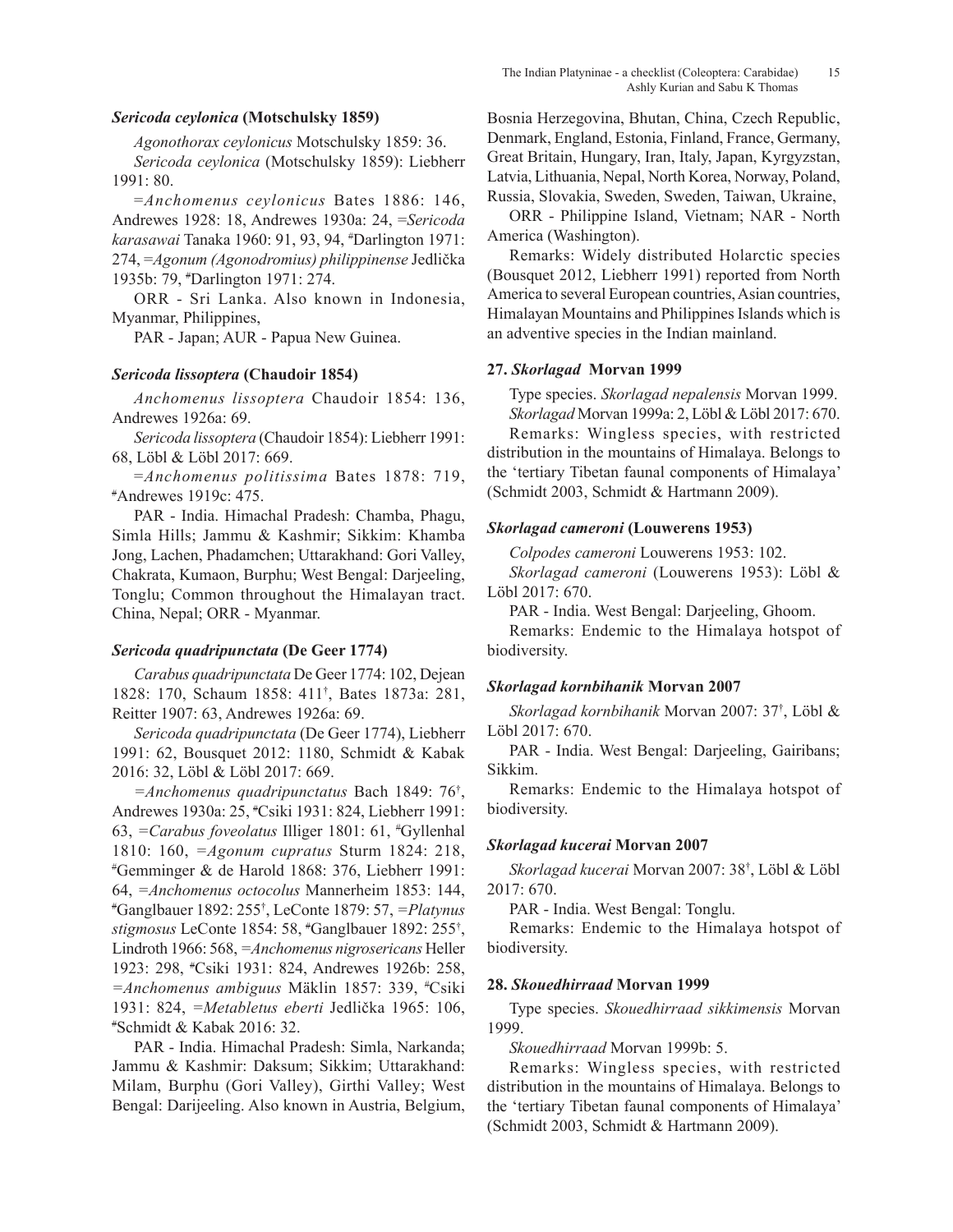#### *Sericoda ceylonica* (Motschulsky 1859)

*Agonothorax ceylonicus* Motschulsky 1859: 36.

*Sericoda ceylonica* (Motschulsky 1859): Liebherr 1991: 80.

=*Anchomenus ceylonicus* Bates 1886: 146, Andrewes 1928: 18, Andrewes 1930a: 24, =*Sericoda karasawai* Tanaka 1960: 91, 93, 94, #Darlington 1971: 274, =*Agonum (Agonodromius) philippinense* Jedlička 1935b: 79, #Darlington 1971: 274.

ORR - Sri Lanka. Also known in Indonesia, Myanmar, Philippines,

PAR - Japan; AUR - Papua New Guinea.

#### *Sericoda lissoptera* (Chaudoir 1854)

*Anchomenus lissoptera* Chaudoir 1854: 136, Andrewes 1926a: 69.

*Sericoda lissoptera* (Chaudoir 1854): Liebherr 1991: 68, Löbl & Löbl 2017: 669.

=*Anchomenus politissima* Bates 1878: 719, #Andrewes 1919c: 475.

PAR - India. Himachal Pradesh: Chamba, Phagu, Simla Hills; Jammu & Kashmir; Sikkim: Khamba Jong, Lachen, Phadamchen; Uttarakhand: Gori Valley, Chakrata, Kumaon, Burphu; West Bengal: Darjeeling, Tonglu; Common throughout the Himalayan tract. China, Nepal; ORR - Myanmar.

#### *Sericoda quadripunctata* (De Geer 1774)

*Carabus quadripunctata* De Geer 1774: 102, Dejean 1828: 170, Schaum 1858: 411†, Bates 1873a: 281, Reitter 1907: 63, Andrewes 1926a: 69.

*Sericoda quadripunctata* (De Geer 1774), Liebherr 1991: 62, Bousquet 2012: 1180, Schmidt & Kabak 2016: 32, Löbl & Löbl 2017: 669.

=*Anchomenus quadripunctatus* Bach 1849: 76†, Andrewes 1930a: 25, #Csiki 1931: 824, Liebherr 1991: 63, =*Carabus foveolatus* Illiger 1801: 61, #Gyllenhal 1810: 160, =*Agonum cupratus* Sturm 1824: 218, #Gemminger & de Harold 1868: 376, Liebherr 1991: 64, =*Anchomenus octocolus* Mannerheim 1853: 144, #Ganglbauer 1892: 255†, LeConte 1879: 57, =*Platynus stigmosus* LeConte 1854: 58, #Ganglbauer 1892: 255†, Lindroth 1966: 568, =*Anchomenus nigrosericans* Heller 1923: 298, #Csiki 1931: 824, Andrewes 1926b: 258, =*Anchomenus ambiguus* Mäklin 1857: 339, #Csiki 1931: 824, =*Metabletus eberti* Jedlička 1965: 106, #Schmidt & Kabak 2016: 32.

PAR - India. Himachal Pradesh: Simla, Narkanda; Jammu & Kashmir: Daksum; Sikkim; Uttarakhand: Milam, Burphu (Gori Valley), Girthi Valley; West Bengal: Darijeeling. Also known in Austria, Belgium, Bosnia Herzegovina, Bhutan, China, Czech Republic, Denmark, England, Estonia, Finland, France, Germany, Great Britain, Hungary, Iran, Italy, Japan, Kyrgyzstan, Latvia, Lithuania, Nepal, North Korea, Norway, Poland, Russia, Slovakia, Sweden, Sweden, Taiwan, Ukraine,

ORR - Philippine Island, Vietnam; NAR - North America (Washington).

Remarks: Widely distributed Holarctic species (Bousquet 2012, Liebherr 1991) reported from North America to several European countries, Asian countries, Himalayan Mountains and Philippines Islands which is an adventive species in the Indian mainland.

### 27. *Skorlagad* Morvan 1999

Type species. *Skorlagad nepalensis* Morvan 1999.

*Skorlagad* Morvan 1999a: 2, Löbl & Löbl 2017: 670.

Remarks: Wingless species, with restricted distribution in the mountains of Himalaya. Belongs to the 'tertiary Tibetan faunal components of Himalaya' (Schmidt 2003, Schmidt & Hartmann 2009).

#### *Skorlagad cameroni* (Louwerens 1953)

*Colpodes cameroni* Louwerens 1953: 102.

*Skorlagad cameroni* (Louwerens 1953): Löbl & Löbl 2017: 670.

PAR - India. West Bengal: Darjeeling, Ghoom.

Remarks: Endemic to the Himalaya hotspot of biodiversity.

#### *Skorlagad kornbihanik* Morvan 2007

*Skorlagad kornbihanik* Morvan 2007: 37†, Löbl & Löbl 2017: 670.

PAR - India. West Bengal: Darjeeling, Gairibans; Sikkim.

Remarks: Endemic to the Himalaya hotspot of biodiversity.

#### *Skorlagad kucerai* Morvan 2007

*Skorlagad kucerai* Morvan 2007: 38†, Löbl & Löbl 2017: 670.

PAR - India. West Bengal: Tonglu.

Remarks: Endemic to the Himalaya hotspot of biodiversity.

### 28. *Skouedhirraad* Morvan 1999

Type species. *Skouedhirraad sikkimensis* Morvan 1999.

*Skouedhirraad* Morvan 1999b: 5.

Remarks: Wingless species, with restricted distribution in the mountains of Himalaya. Belongs to the 'tertiary Tibetan faunal components of Himalaya' (Schmidt 2003, Schmidt & Hartmann 2009).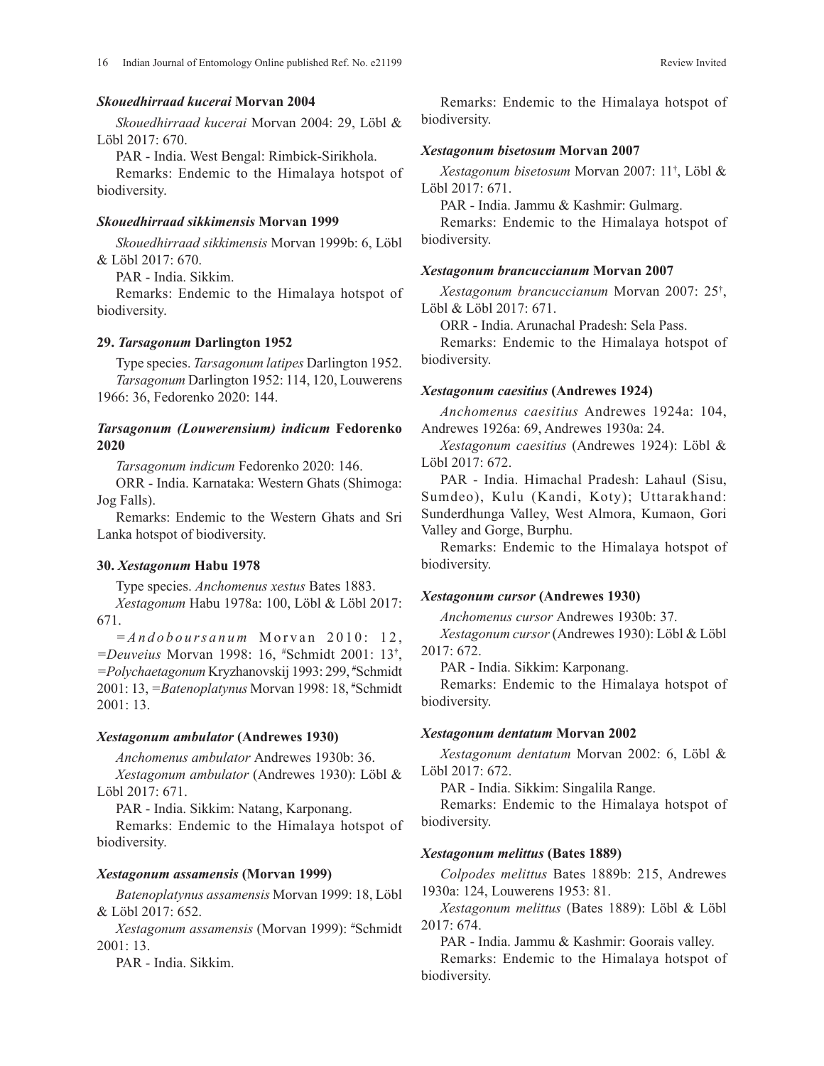#### *Skouedhirraad kucerai* Morvan 2004

*Skouedhirraad kucerai* Morvan 2004: 29, Löbl & Löbl 2017: 670.

PAR - India. West Bengal: Rimbick-Sirikhola.

Remarks: Endemic to the Himalaya hotspot of biodiversity.

#### *Skouedhirraad sikkimensis* Morvan 1999

*Skouedhirraad sikkimensis* Morvan 1999b: 6, Löbl & Löbl 2017: 670.

PAR - India. Sikkim.

Remarks: Endemic to the Himalaya hotspot of biodiversity.

#### 29. *Tarsagonum* Darlington 1952

Type species. *Tarsagonum latipes* Darlington 1952.

*Tarsagonum* Darlington 1952: 114, 120, Louwerens 1966: 36, Fedorenko 2020: 144.

#### *Tarsagonum (Louwerensium) indicum* Fedorenko 2020

*Tarsagonum indicum* Fedorenko 2020: 146.

ORR - India. Karnataka: Western Ghats (Shimoga: Jog Falls).

Remarks: Endemic to the Western Ghats and Sri Lanka hotspot of biodiversity.

#### 30. *Xestagonum* Habu 1978

Type species. *Anchomenus xestus* Bates 1883.

*Xestagonum* Habu 1978a: 100, Löbl & Löbl 2017: 671.

=*Andoboursanum* Morvan 2010: 12, =*Deuveius* Morvan 1998: 16, #Schmidt 2001: 13†, =*Polychaetagonum* Kryzhanovskij 1993: 299, #Schmidt 2001: 13, =*Batenoplatynus* Morvan 1998: 18, #Schmidt 2001: 13.

#### *Xestagonum ambulator* (Andrewes 1930)

*Anchomenus ambulator* Andrewes 1930b: 36.

*Xestagonum ambulator* (Andrewes 1930): Löbl & Löbl 2017: 671.

PAR - India. Sikkim: Natang, Karponang.

Remarks: Endemic to the Himalaya hotspot of biodiversity.

#### *Xestagonum assamensis* (Morvan 1999)

*Batenoplatynus assamensis* Morvan 1999: 18, Löbl & Löbl 2017: 652.

*Xestagonum assamensis* (Morvan 1999): #Schmidt 2001: 13.

PAR - India. Sikkim.

Remarks: Endemic to the Himalaya hotspot of biodiversity.

#### *Xestagonum bisetosum* Morvan 2007

*Xestagonum bisetosum* Morvan 2007: 11†, Löbl & Löbl 2017: 671.

PAR - India. Jammu & Kashmir: Gulmarg.

Remarks: Endemic to the Himalaya hotspot of biodiversity.

#### *Xestagonum brancuccianum* Morvan 2007

*Xestagonum brancuccianum* Morvan 2007: 25†, Löbl & Löbl 2017: 671.

ORR - India. Arunachal Pradesh: Sela Pass.

Remarks: Endemic to the Himalaya hotspot of biodiversity.

#### *Xestagonum caesitius* (Andrewes 1924)

*Anchomenus caesitius* Andrewes 1924a: 104, Andrewes 1926a: 69, Andrewes 1930a: 24.

*Xestagonum caesitius* (Andrewes 1924): Löbl & Löbl 2017: 672.

PAR - India. Himachal Pradesh: Lahaul (Sisu, Sumdeo), Kulu (Kandi, Koty); Uttarakhand: Sunderdhunga Valley, West Almora, Kumaon, Gori Valley and Gorge, Burphu.

Remarks: Endemic to the Himalaya hotspot of biodiversity.

#### *Xestagonum cursor* (Andrewes 1930)

*Anchomenus cursor* Andrewes 1930b: 37.

*Xestagonum cursor* (Andrewes 1930): Löbl & Löbl 2017: 672.

PAR - India. Sikkim: Karponang.

Remarks: Endemic to the Himalaya hotspot of biodiversity.

#### *Xestagonum dentatum* Morvan 2002

*Xestagonum dentatum* Morvan 2002: 6, Löbl & Löbl 2017: 672.

PAR - India. Sikkim: Singalila Range.

Remarks: Endemic to the Himalaya hotspot of biodiversity.

#### *Xestagonum melittus* (Bates 1889)

*Colpodes melittus* Bates 1889b: 215, Andrewes 1930a: 124, Louwerens 1953: 81.

*Xestagonum melittus* (Bates 1889): Löbl & Löbl 2017: 674.

PAR - India. Jammu & Kashmir: Goorais valley.

Remarks: Endemic to the Himalaya hotspot of biodiversity.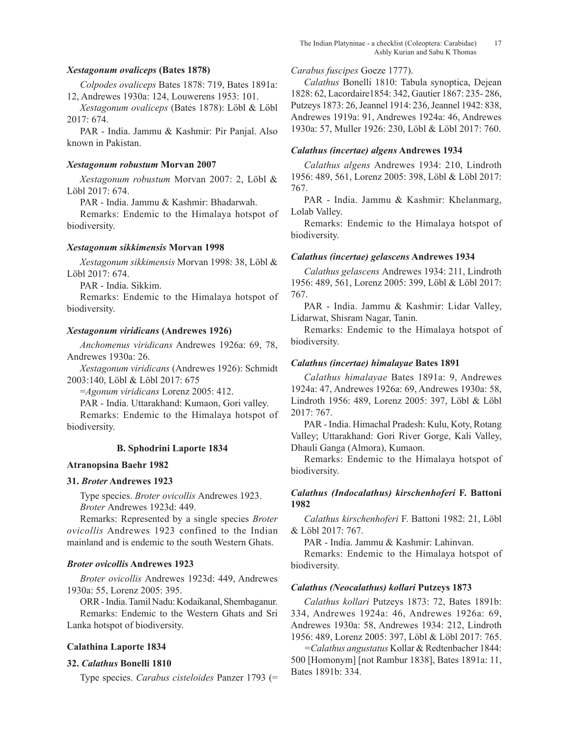### *Xestagonum ovaliceps* (Bates 1878)

*Colpodes ovaliceps* Bates 1878: 719, Bates 1891a: 12, Andrewes 1930a: 124, Louwerens 1953: 101.

*Xestagonum ovaliceps* (Bates 1878): Löbl & Löbl 2017: 674.

PAR - India. Jammu & Kashmir: Pir Panjal. Also known in Pakistan.

### *Xestagonum robustum* Morvan 2007

*Xestagonum robustum* Morvan 2007: 2, Löbl & Löbl 2017: 674.

PAR - India. Jammu & Kashmir: Bhadarwah.

Remarks: Endemic to the Himalaya hotspot of biodiversity.

### *Xestagonum sikkimensis* Morvan 1998

*Xestagonum sikkimensis* Morvan 1998: 38, Löbl & Löbl 2017: 674.

PAR - India. Sikkim.

Remarks: Endemic to the Himalaya hotspot of biodiversity.

### *Xestagonum viridicans* (Andrewes 1926)

*Anchomenus viridicans* Andrewes 1926a: 69, 78, Andrewes 1930a: 26.

*Xestagonum viridicans* (Andrewes 1926): Schmidt 2003:140, Löbl & Löbl 2017: 675

=*Agonum viridicans* Lorenz 2005: 412.

PAR - India. Uttarakhand: Kumaon, Gori valley.

Remarks: Endemic to the Himalaya hotspot of biodiversity.

## B. Sphodrini Laporte 1834

### Atranopsina Baehr 1982

### 31. *Broter* Andrewes 1923

Type species. *Broter ovicollis* Andrewes 1923.

*Broter* Andrewes 1923d: 449.

Remarks: Represented by a single species *Broter ovicollis* Andrewes 1923 confined to the Indian mainland and is endemic to the south Western Ghats.

### *Broter ovicollis* Andrewes 1923

*Broter ovicollis* Andrewes 1923d: 449, Andrewes 1930a: 55, Lorenz 2005: 395.

ORR - India. Tamil Nadu: Kodaikanal, Shembaganur.

Remarks: Endemic to the Western Ghats and Sri Lanka hotspot of biodiversity.

### Calathina Laporte 1834

### 32. *Calathus* Bonelli 1810

Type species. *Carabus cisteloides* Panzer 1793 (= *Carabus fuscipes* Goeze 1777).

*Calathus* Bonelli 1810: Tabula synoptica, Dejean 1828: 62, Lacordaire1854: 342, Gautier 1867: 235- 286, Putzeys 1873: 26, Jeannel 1914: 236, Jeannel 1942: 838, Andrewes 1919a: 91, Andrewes 1924a: 46, Andrewes 1930a: 57, Muller 1926: 230, Löbl & Löbl 2017: 760.

### *Calathus (incertae) algens* Andrewes 1934

*Calathus algens* Andrewes 1934: 210, Lindroth 1956: 489, 561, Lorenz 2005: 398, Löbl & Löbl 2017: 767.

PAR - India. Jammu & Kashmir: Khelanmarg, Lolab Valley.

Remarks: Endemic to the Himalaya hotspot of biodiversity.

### *Calathus (incertae) gelascens* Andrewes 1934

*Calathus gelascens* Andrewes 1934: 211, Lindroth 1956: 489, 561, Lorenz 2005: 399, Löbl & Löbl 2017: 767.

PAR - India. Jammu & Kashmir: Lidar Valley, Lidarwat, Shisram Nagar, Tanin.

Remarks: Endemic to the Himalaya hotspot of biodiversity.

### *Calathus (incertae) himalayae* Bates 1891

*Calathus himalayae* Bates 1891a: 9, Andrewes 1924a: 47, Andrewes 1926a: 69, Andrewes 1930a: 58, Lindroth 1956: 489, Lorenz 2005: 397, Löbl & Löbl 2017: 767.

PAR - India. Himachal Pradesh: Kulu, Koty, Rotang Valley; Uttarakhand: Gori River Gorge, Kali Valley, Dhauli Ganga (Almora), Kumaon.

Remarks: Endemic to the Himalaya hotspot of biodiversity.

### *Calathus (Indocalathus) kirschenhoferi* F. Battoni 1982

*Calathus kirschenhoferi* F. Battoni 1982: 21, Löbl & Löbl 2017: 767.

PAR - India. Jammu & Kashmir: Lahinvan.

Remarks: Endemic to the Himalaya hotspot of biodiversity.

### *Calathus (Neocalathus) kollari* Putzeys 1873

*Calathus kollari* Putzeys 1873: 72, Bates 1891b: 334, Andrewes 1924a: 46, Andrewes 1926a: 69, Andrewes 1930a: 58, Andrewes 1934: 212, Lindroth 1956: 489, Lorenz 2005: 397, Löbl & Löbl 2017: 765.

=*Calathus angustatus* Kollar & Redtenbacher 1844: 500 [Homonym] [not Rambur 1838], Bates 1891a: 11, Bates 1891b: 334.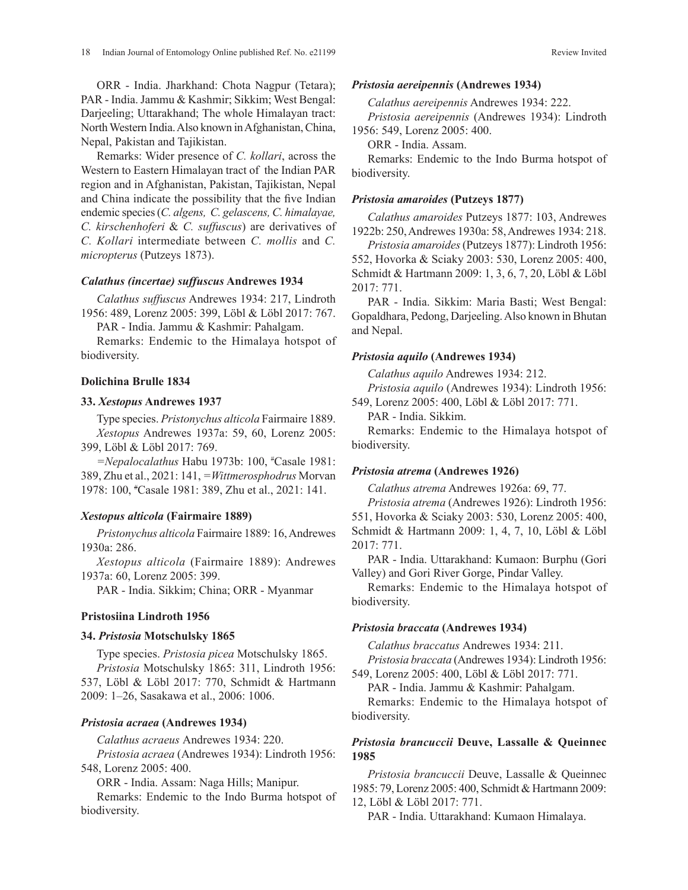ORR - India. Jharkhand: Chota Nagpur (Tetara); PAR - India. Jammu & Kashmir; Sikkim; West Bengal: Darjeeling; Uttarakhand; The whole Himalayan tract: North Western India. Also known in Afghanistan, China, Nepal, Pakistan and Tajikistan.

Remarks: Wider presence of *C. kollari*, across the Western to Eastern Himalayan tract of the Indian PAR region and in Afghanistan, Pakistan, Tajikistan, Nepal and China indicate the possibility that the five Indian endemic species (*C. algens, C. gelascens, C. himalayae, C. kirschenhoferi* & *C. suffuscus*) are derivatives of *C. Kollari* intermediate between *C. mollis* and *C. micropterus* (Putzeys 1873).

#### *Calathus (incertae) suffuscus* Andrewes 1934

*Calathus suffuscus* Andrewes 1934: 217, Lindroth 1956: 489, Lorenz 2005: 399, Löbl & Löbl 2017: 767.

PAR - India. Jammu & Kashmir: Pahalgam.

Remarks: Endemic to the Himalaya hotspot of biodiversity.

### Dolichina Brulle 1834

#### 33. *Xestopus* Andrewes 1937

Type species. *Pristonychus alticola* Fairmaire 1889.

*Xestopus* Andrewes 1937a: 59, 60, Lorenz 2005: 399, Löbl & Löbl 2017: 769.

*=Nepalocalathus* Habu 1973b: 100, #Casale 1981: 389, Zhu et al., 2021: 141, *=Wittmerosphodrus* Morvan 1978: 100, #Casale 1981: 389, Zhu et al., 2021: 141.

#### *Xestopus alticola* (Fairmaire 1889)

*Pristonychus alticola* Fairmaire 1889: 16, Andrewes 1930a: 286.

*Xestopus alticola* (Fairmaire 1889): Andrewes 1937a: 60, Lorenz 2005: 399.

PAR - India. Sikkim; China; ORR - Myanmar

### Pristosiina Lindroth 1956

#### 34. *Pristosia* Motschulsky 1865

Type species. *Pristosia picea* Motschulsky 1865.

*Pristosia* Motschulsky 1865: 311, Lindroth 1956: 537, Löbl & Löbl 2017: 770, Schmidt & Hartmann 2009: 1–26, Sasakawa et al., 2006: 1006.

#### *Pristosia acraea* (Andrewes 1934)

*Calathus acraeus* Andrewes 1934: 220.

*Pristosia acraea* (Andrewes 1934): Lindroth 1956: 548, Lorenz 2005: 400.

ORR - India. Assam: Naga Hills; Manipur.

Remarks: Endemic to the Indo Burma hotspot of biodiversity.

#### *Pristosia aereipennis* (Andrewes 1934)

*Calathus aereipennis* Andrewes 1934: 222.

*Pristosia aereipennis* (Andrewes 1934): Lindroth 1956: 549, Lorenz 2005: 400.

ORR - India. Assam.

Remarks: Endemic to the Indo Burma hotspot of biodiversity.

#### *Pristosia amaroides* (Putzeys 1877)

*Calathus amaroides* Putzeys 1877: 103, Andrewes 1922b: 250, Andrewes 1930a: 58, Andrewes 1934: 218.

*Pristosia amaroides* (Putzeys 1877): Lindroth 1956: 552, Hovorka & Sciaky 2003: 530, Lorenz 2005: 400, Schmidt & Hartmann 2009: 1, 3, 6, 7, 20, Löbl & Löbl 2017: 771.

PAR - India. Sikkim: Maria Basti; West Bengal: Gopaldhara, Pedong, Darjeeling. Also known in Bhutan and Nepal.

#### *Pristosia aquilo* (Andrewes 1934)

*Calathus aquilo* Andrewes 1934: 212.

*Pristosia aquilo* (Andrewes 1934): Lindroth 1956: 549, Lorenz 2005: 400, Löbl & Löbl 2017: 771.

PAR - India. Sikkim.

Remarks: Endemic to the Himalaya hotspot of biodiversity.

#### *Pristosia atrema* (Andrewes 1926)

*Calathus atrema* Andrewes 1926a: 69, 77.

*Pristosia atrema* (Andrewes 1926): Lindroth 1956: 551, Hovorka & Sciaky 2003: 530, Lorenz 2005: 400, Schmidt & Hartmann 2009: 1, 4, 7, 10, Löbl & Löbl 2017: 771.

PAR - India. Uttarakhand: Kumaon: Burphu (Gori Valley) and Gori River Gorge, Pindar Valley.

Remarks: Endemic to the Himalaya hotspot of biodiversity.

#### *Pristosia braccata* (Andrewes 1934)

*Calathus braccatus* Andrewes 1934: 211.

*Pristosia braccata* (Andrewes 1934): Lindroth 1956: 549, Lorenz 2005: 400, Löbl & Löbl 2017: 771.

PAR - India. Jammu & Kashmir: Pahalgam.

Remarks: Endemic to the Himalaya hotspot of biodiversity.

#### *Pristosia brancuccii* Deuve, Lassalle & Queinnec 1985

*Pristosia brancuccii* Deuve, Lassalle & Queinnec 1985: 79, Lorenz 2005: 400, Schmidt & Hartmann 2009: 12, Löbl & Löbl 2017: 771.

PAR - India. Uttarakhand: Kumaon Himalaya.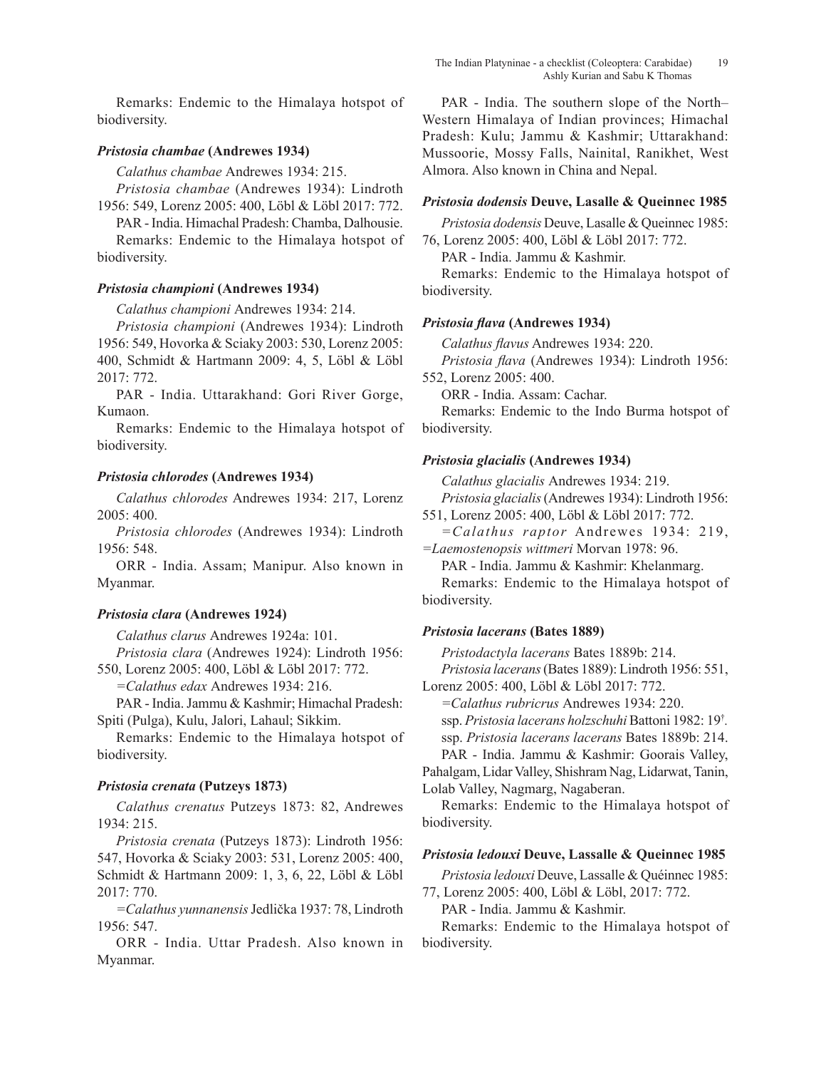Remarks: Endemic to the Himalaya hotspot of biodiversity.

### *Pristosia chambae* (Andrewes 1934)

*Calathus chambae* Andrewes 1934: 215.

*Pristosia chambae* (Andrewes 1934): Lindroth 1956: 549, Lorenz 2005: 400, Löbl & Löbl 2017: 772.

PAR - India. Himachal Pradesh: Chamba, Dalhousie.

Remarks: Endemic to the Himalaya hotspot of biodiversity.

### *Pristosia championi* (Andrewes 1934)

*Calathus championi* Andrewes 1934: 214.

*Pristosia championi* (Andrewes 1934): Lindroth 1956: 549, Hovorka & Sciaky 2003: 530, Lorenz 2005: 400, Schmidt & Hartmann 2009: 4, 5, Löbl & Löbl 2017: 772.

PAR - India. Uttarakhand: Gori River Gorge, Kumaon.

Remarks: Endemic to the Himalaya hotspot of biodiversity.

### *Pristosia chlorodes* (Andrewes 1934)

*Calathus chlorodes* Andrewes 1934: 217, Lorenz 2005: 400.

*Pristosia chlorodes* (Andrewes 1934): Lindroth 1956: 548.

ORR - India. Assam; Manipur. Also known in Myanmar.

### *Pristosia clara* (Andrewes 1924)

*Calathus clarus* Andrewes 1924a: 101.

*Pristosia clara* (Andrewes 1924): Lindroth 1956: 550, Lorenz 2005: 400, Löbl & Löbl 2017: 772.

=*Calathus edax* Andrewes 1934: 216.

PAR - India. Jammu & Kashmir; Himachal Pradesh: Spiti (Pulga), Kulu, Jalori, Lahaul; Sikkim.

Remarks: Endemic to the Himalaya hotspot of biodiversity.

### *Pristosia crenata* (Putzeys 1873)

*Calathus crenatus* Putzeys 1873: 82, Andrewes 1934: 215.

*Pristosia crenata* (Putzeys 1873): Lindroth 1956: 547, Hovorka & Sciaky 2003: 531, Lorenz 2005: 400, Schmidt & Hartmann 2009: 1, 3, 6, 22, Löbl & Löbl 2017: 770.

=*Calathus yunnanensis* Jedlička 1937: 78, Lindroth 1956: 547.

ORR - India. Uttar Pradesh. Also known in Myanmar.

PAR - India. The southern slope of the North–Western Himalaya of Indian provinces; Himachal Pradesh: Kulu; Jammu & Kashmir; Uttarakhand: Mussoorie, Mossy Falls, Nainital, Ranikhet, West Almora. Also known in China and Nepal.

### *Pristosia dodensis* Deuve, Lasalle & Queinnec 1985

*Pristosia dodensis* Deuve, Lasalle & Queinnec 1985: 76, Lorenz 2005: 400, Löbl & Löbl 2017: 772.

PAR - India. Jammu & Kashmir.

Remarks: Endemic to the Himalaya hotspot of biodiversity.

### *Pristosia flava* (Andrewes 1934)

*Calathus flavus* Andrewes 1934: 220.

*Pristosia flava* (Andrewes 1934): Lindroth 1956: 552, Lorenz 2005: 400.

ORR - India. Assam: Cachar.

Remarks: Endemic to the Indo Burma hotspot of biodiversity.

### *Pristosia glacialis* (Andrewes 1934)

*Calathus glacialis* Andrewes 1934: 219.

*Pristosia glacialis* (Andrewes 1934): Lindroth 1956: 551, Lorenz 2005: 400, Löbl & Löbl 2017: 772.

=*Calathus raptor* Andrewes 1934: 219, =*Laemostenopsis wittmeri* Morvan 1978: 96.

PAR - India. Jammu & Kashmir: Khelanmarg.

Remarks: Endemic to the Himalaya hotspot of biodiversity.

### *Pristosia lacerans* (Bates 1889)

*Pristodactyla lacerans* Bates 1889b: 214.

*Pristosia lacerans* (Bates 1889): Lindroth 1956: 551, Lorenz 2005: 400, Löbl & Löbl 2017: 772.

=*Calathus rubricrus* Andrewes 1934: 220.

ssp. *Pristosia lacerans holzschuhi* Battoni 1982: 19†.

ssp. *Pristosia lacerans lacerans* Bates 1889b: 214.

PAR - India. Jammu & Kashmir: Goorais Valley, Pahalgam, Lidar Valley, Shishram Nag, Lidarwat, Tanin, Lolab Valley, Nagmarg, Nagaberan.

Remarks: Endemic to the Himalaya hotspot of biodiversity.

### *Pristosia ledouxi* Deuve, Lassalle & Queinnec 1985

*Pristosia ledouxi* Deuve, Lassalle & Quéinnec 1985: 77, Lorenz 2005: 400, Löbl & Löbl, 2017: 772.

PAR - India. Jammu & Kashmir.

Remarks: Endemic to the Himalaya hotspot of biodiversity.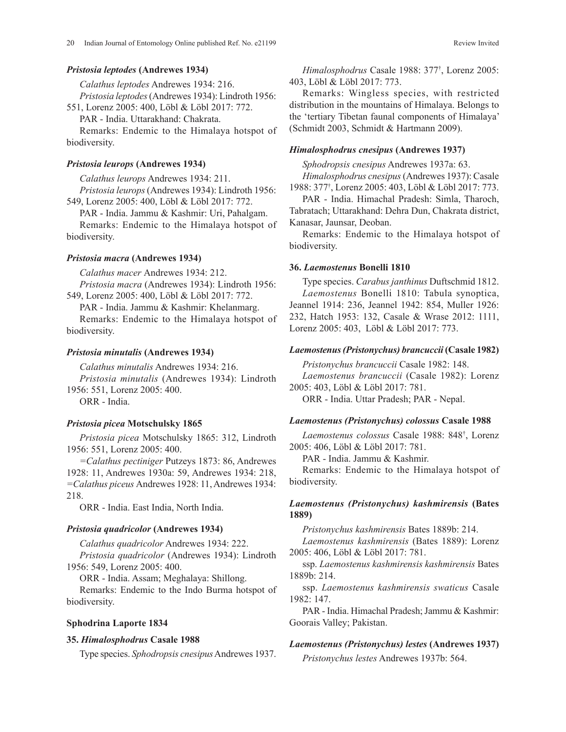#### *Pristosia leptodes* (Andrewes 1934)

*Calathus leptodes* Andrewes 1934: 216.

*Pristosia leptodes* (Andrewes 1934): Lindroth 1956: 551, Lorenz 2005: 400, Löbl & Löbl 2017: 772.

PAR - India. Uttarakhand: Chakrata.

Remarks: Endemic to the Himalaya hotspot of biodiversity.

#### *Pristosia leurops* (Andrewes 1934)

*Calathus leurops* Andrewes 1934: 211.

*Pristosia leurops* (Andrewes 1934): Lindroth 1956: 549, Lorenz 2005: 400, Löbl & Löbl 2017: 772.

PAR - India. Jammu & Kashmir: Uri, Pahalgam.

Remarks: Endemic to the Himalaya hotspot of biodiversity.

#### *Pristosia macra* (Andrewes 1934)

*Calathus macer* Andrewes 1934: 212.

*Pristosia macra* (Andrewes 1934): Lindroth 1956: 549, Lorenz 2005: 400, Löbl & Löbl 2017: 772.

PAR - India. Jammu & Kashmir: Khelanmarg.

Remarks: Endemic to the Himalaya hotspot of biodiversity.

#### *Pristosia minutalis* (Andrewes 1934)

*Calathus minutalis* Andrewes 1934: 216.

*Pristosia minutalis* (Andrewes 1934): Lindroth 1956: 551, Lorenz 2005: 400.

ORR - India.

#### *Pristosia picea* Motschulsky 1865

*Pristosia picea* Motschulsky 1865: 312, Lindroth 1956: 551, Lorenz 2005: 400.

*=Calathus pectiniger* Putzeys 1873: 86, Andrewes 1928: 11, Andrewes 1930a: 59, Andrewes 1934: 218, *=Calathus piceus* Andrewes 1928: 11, Andrewes 1934: 218.

ORR - India. East India, North India.

#### *Pristosia quadricolor* (Andrewes 1934)

*Calathus quadricolor* Andrewes 1934: 222.

*Pristosia quadricolor* (Andrewes 1934): Lindroth 1956: 549, Lorenz 2005: 400.

ORR - India. Assam; Meghalaya: Shillong.

Remarks: Endemic to the Indo Burma hotspot of biodiversity.

### Sphodrina Laporte 1834

### 35. *Himalosphodrus* Casale 1988

Type species. *Sphodropsis cnesipus* Andrewes 1937.

*Himalosphodrus* Casale 1988: 377†, Lorenz 2005: 403, Löbl & Löbl 2017: 773.

Remarks: Wingless species, with restricted distribution in the mountains of Himalaya. Belongs to the 'tertiary Tibetan faunal components of Himalaya' (Schmidt 2003, Schmidt & Hartmann 2009).

#### *Himalosphodrus cnesipus* (Andrewes 1937)

*Sphodropsis cnesipus* Andrewes 1937a: 63.

*Himalosphodrus cnesipus* (Andrewes 1937): Casale 1988: 377†, Lorenz 2005: 403, Löbl & Löbl 2017: 773.

PAR - India. Himachal Pradesh: Simla, Tharoch, Tabratach; Uttarakhand: Dehra Dun, Chakrata district, Kanasar, Jaunsar, Deoban.

Remarks: Endemic to the Himalaya hotspot of biodiversity.

### 36. *Laemostenus* Bonelli 1810

Type species. *Carabus janthinus* Duftschmid 1812.

*Laemostenus* Bonelli 1810: Tabula synoptica, Jeannel 1914: 236, Jeannel 1942: 854, Muller 1926: 232, Hatch 1953: 132, Casale & Wrase 2012: 1111, Lorenz 2005: 403, Löbl & Löbl 2017: 773.

#### *Laemostenus (Pristonychus) brancuccii* (Casale 1982)

*Pristonychus brancuccii* Casale 1982: 148.

*Laemostenus brancuccii* (Casale 1982): Lorenz 2005: 403, Löbl & Löbl 2017: 781.

ORR - India. Uttar Pradesh; PAR - Nepal.

#### *Laemostenus (Pristonychus) colossus* Casale 1988

*Laemostenus colossus* Casale 1988: 848†, Lorenz 2005: 406, Löbl & Löbl 2017: 781.

PAR - India. Jammu & Kashmir.

Remarks: Endemic to the Himalaya hotspot of biodiversity.

#### *Laemostenus (Pristonychus) kashmirensis* (Bates 1889)

*Pristonychus kashmirensis* Bates 1889b: 214.

*Laemostenus kashmirensis* (Bates 1889): Lorenz 2005: 406, Löbl & Löbl 2017: 781.

ssp. *Laemostenus kashmirensis kashmirensis* Bates 1889b: 214.

ssp. *Laemostenus kashmirensis swaticus* Casale 1982: 147.

PAR - India. Himachal Pradesh; Jammu & Kashmir: Goorais Valley; Pakistan.

#### *Laemostenus (Pristonychus) lestes* (Andrewes 1937)

*Pristonychus lestes* Andrewes 1937b: 564.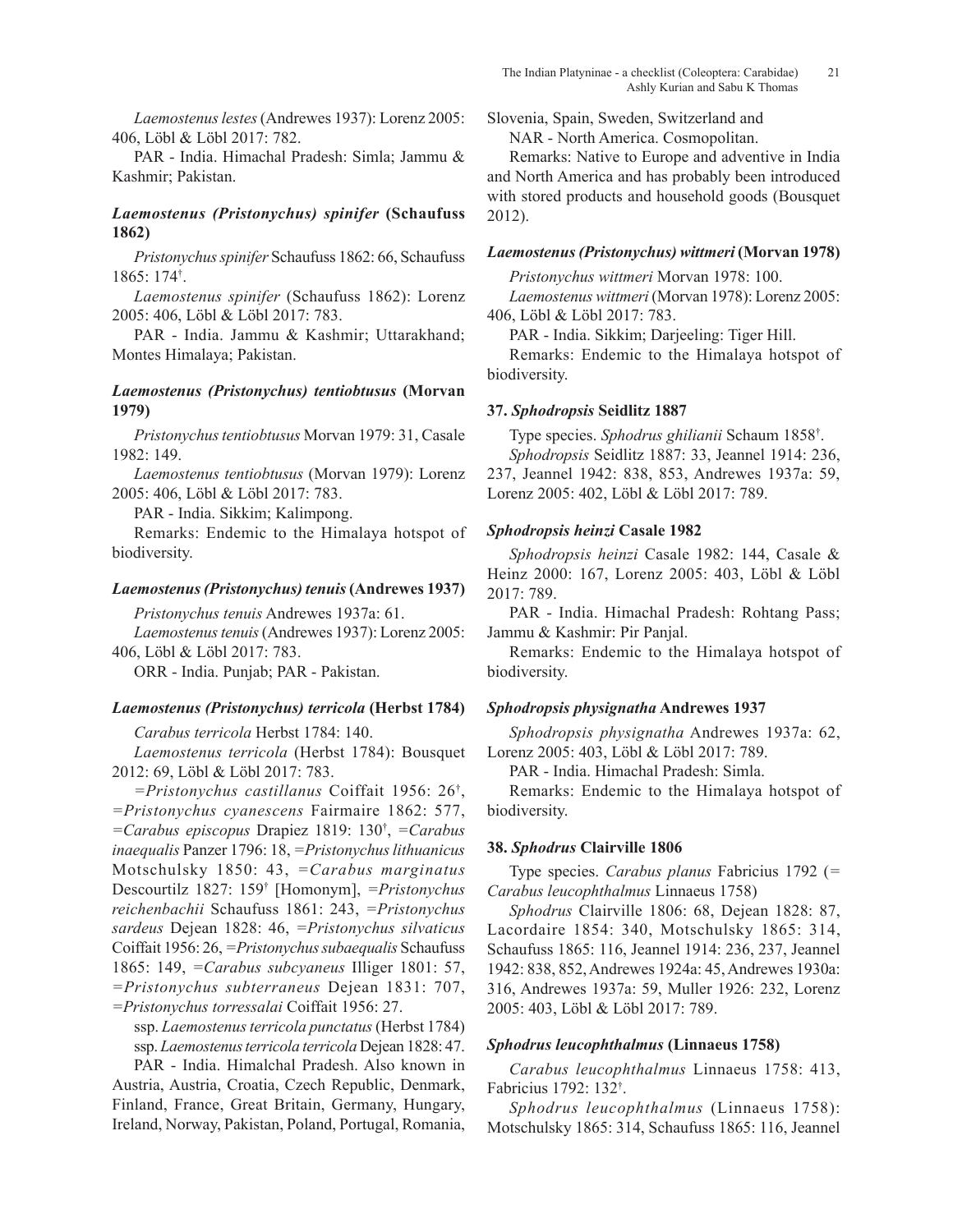*Laemostenus lestes* (Andrewes 1937): Lorenz 2005: 406, Löbl & Löbl 2017: 782.

PAR - India. Himachal Pradesh: Simla; Jammu & Kashmir; Pakistan.

### *Laemostenus (Pristonychus) spinifer* (Schaufuss 1862)

*Pristonychus spinifer* Schaufuss 1862: 66, Schaufuss 1865: 174†.

*Laemostenus spinifer* (Schaufuss 1862): Lorenz 2005: 406, Löbl & Löbl 2017: 783.

PAR - India. Jammu & Kashmir; Uttarakhand; Montes Himalaya; Pakistan.

### *Laemostenus (Pristonychus) tentiobtusus* (Morvan 1979)

*Pristonychus tentiobtusus* Morvan 1979: 31, Casale 1982: 149.

*Laemostenus tentiobtusus* (Morvan 1979): Lorenz 2005: 406, Löbl & Löbl 2017: 783.

PAR - India. Sikkim; Kalimpong.

Remarks: Endemic to the Himalaya hotspot of biodiversity.

### *Laemostenus (Pristonychus) tenuis* (Andrewes 1937)

*Pristonychus tenuis* Andrewes 1937a: 61.

*Laemostenus tenuis* (Andrewes 1937): Lorenz 2005: 406, Löbl & Löbl 2017: 783.

ORR - India. Punjab; PAR - Pakistan.

### *Laemostenus (Pristonychus) terricola* (Herbst 1784)

*Carabus terricola* Herbst 1784: 140.

*Laemostenus terricola* (Herbst 1784): Bousquet 2012: 69, Löbl & Löbl 2017: 783.

=*Pristonychus castillanus* Coiffait 1956: 26†, =*Pristonychus cyanescens* Fairmaire 1862: 577, =*Carabus episcopus* Drapiez 1819: 130†, =*Carabus inaequalis* Panzer 1796: 18, =*Pristonychus lithuanicus* Motschulsky 1850: 43, =*Carabus marginatus* Descourtilz 1827: 159† [Homonym], =*Pristonychus reichenbachii* Schaufuss 1861: 243, =*Pristonychus sardeus* Dejean 1828: 46, =*Pristonychus silvaticus* Coiffait 1956: 26, =*Pristonychus subaequalis* Schaufuss 1865: 149, =*Carabus subcyaneus* Illiger 1801: 57, =*Pristonychus subterraneus* Dejean 1831: 707, =*Pristonychus torressalai* Coiffait 1956: 27.

ssp. *Laemostenus terricola punctatus* (Herbst 1784)

ssp. *Laemostenus terricola terricola* Dejean 1828: 47.

PAR - India. Himalchal Pradesh. Also known in Austria, Austria, Croatia, Czech Republic, Denmark, Finland, France, Great Britain, Germany, Hungary, Ireland, Norway, Pakistan, Poland, Portugal, Romania, Slovenia, Spain, Sweden, Switzerland and

NAR - North America. Cosmopolitan.

Remarks: Native to Europe and adventive in India and North America and has probably been introduced with stored products and household goods (Bousquet 2012).

### *Laemostenus (Pristonychus) wittmeri* (Morvan 1978)

*Pristonychus wittmeri* Morvan 1978: 100.

*Laemostenus wittmeri* (Morvan 1978): Lorenz 2005: 406, Löbl & Löbl 2017: 783.

PAR - India. Sikkim; Darjeeling: Tiger Hill.

Remarks: Endemic to the Himalaya hotspot of biodiversity.

### 37. *Sphodropsis* Seidlitz 1887

Type species. *Sphodrus ghilianii* Schaum 1858†.

*Sphodropsis* Seidlitz 1887: 33, Jeannel 1914: 236, 237, Jeannel 1942: 838, 853, Andrewes 1937a: 59, Lorenz 2005: 402, Löbl & Löbl 2017: 789.

### *Sphodropsis heinzi* Casale 1982

*Sphodropsis heinzi* Casale 1982: 144, Casale & Heinz 2000: 167, Lorenz 2005: 403, Löbl & Löbl 2017: 789.

PAR - India. Himachal Pradesh: Rohtang Pass; Jammu & Kashmir: Pir Panjal.

Remarks: Endemic to the Himalaya hotspot of biodiversity.

### *Sphodropsis physignatha* Andrewes 1937

*Sphodropsis physignatha* Andrewes 1937a: 62, Lorenz 2005: 403, Löbl & Löbl 2017: 789.

PAR - India. Himachal Pradesh: Simla.

Remarks: Endemic to the Himalaya hotspot of biodiversity.

### 38. *Sphodrus* Clairville 1806

Type species. *Carabus planus* Fabricius 1792 (= *Carabus leucophthalmus* Linnaeus 1758)

*Sphodrus* Clairville 1806: 68, Dejean 1828: 87, Lacordaire 1854: 340, Motschulsky 1865: 314, Schaufuss 1865: 116, Jeannel 1914: 236, 237, Jeannel 1942: 838, 852, Andrewes 1924a: 45, Andrewes 1930a: 316, Andrewes 1937a: 59, Muller 1926: 232, Lorenz 2005: 403, Löbl & Löbl 2017: 789.

### *Sphodrus leucophthalmus* (Linnaeus 1758)

*Carabus leucophthalmus* Linnaeus 1758: 413, Fabricius 1792: 132†.

*Sphodrus leucophthalmus* (Linnaeus 1758): Motschulsky 1865: 314, Schaufuss 1865: 116, Jeannel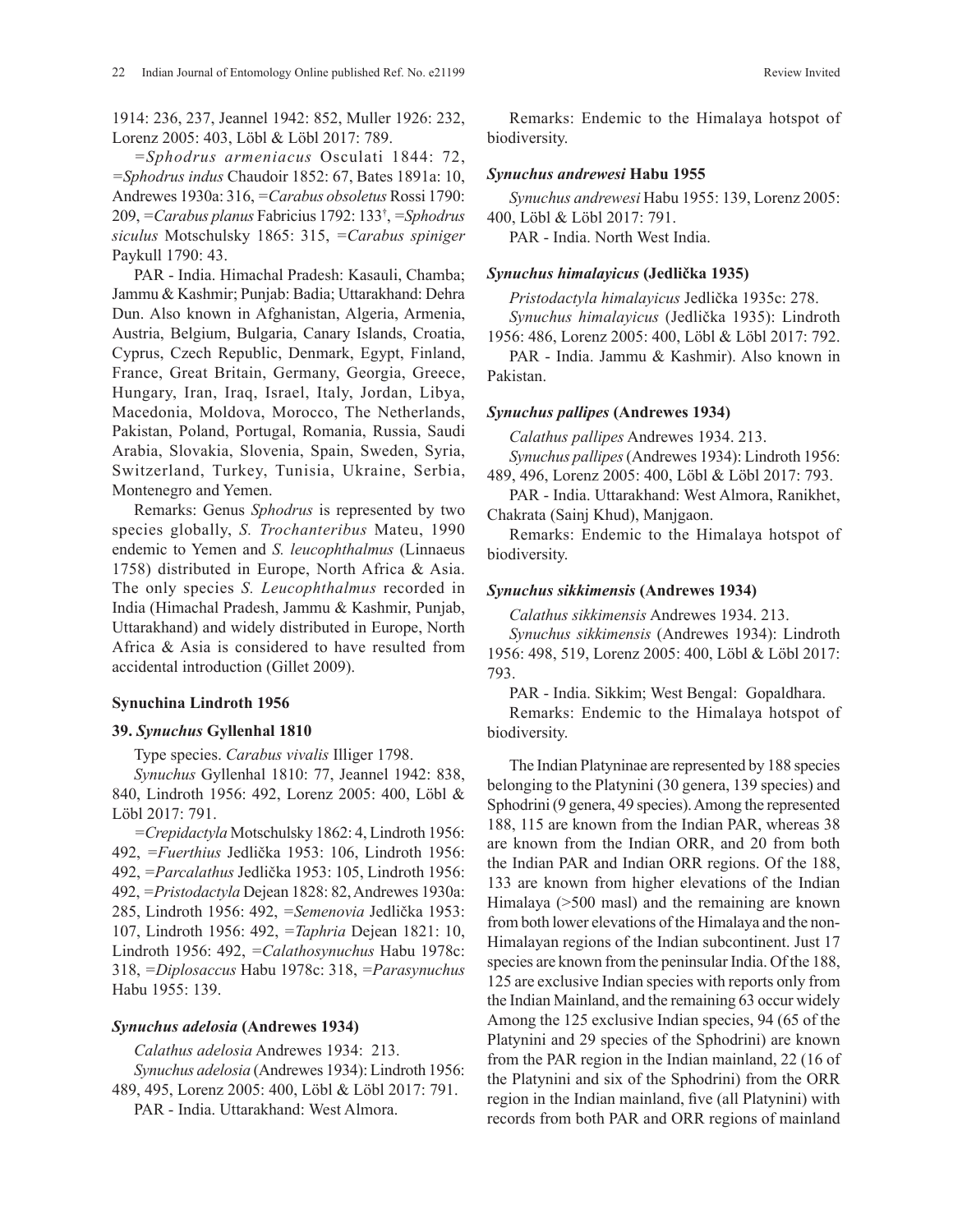1914: 236, 237, Jeannel 1942: 852, Muller 1926: 232, Lorenz 2005: 403, Löbl & Löbl 2017: 789.

=*Sphodrus armeniacus* Osculati 1844: 72, =*Sphodrus indus* Chaudoir 1852: 67, Bates 1891a: 10, Andrewes 1930a: 316, =*Carabus obsoletus* Rossi 1790: 209, =*Carabus planus* Fabricius 1792: 133†, =*Sphodrus siculus* Motschulsky 1865: 315, =*Carabus spiniger* Paykull 1790: 43.

PAR - India. Himachal Pradesh: Kasauli, Chamba; Jammu & Kashmir; Punjab: Badia; Uttarakhand: Dehra Dun. Also known in Afghanistan, Algeria, Armenia, Austria, Belgium, Bulgaria, Canary Islands, Croatia, Cyprus, Czech Republic, Denmark, Egypt, Finland, France, Great Britain, Germany, Georgia, Greece, Hungary, Iran, Iraq, Israel, Italy, Jordan, Libya, Macedonia, Moldova, Morocco, The Netherlands, Pakistan, Poland, Portugal, Romania, Russia, Saudi Arabia, Slovakia, Slovenia, Spain, Sweden, Syria, Switzerland, Turkey, Tunisia, Ukraine, Serbia, Montenegro and Yemen.

Remarks: Genus *Sphodrus* is represented by two species globally, *S. Trochanteribus* Mateu, 1990 endemic to Yemen and *S. leucophthalmus* (Linnaeus 1758) distributed in Europe, North Africa & Asia. The only species *S. Leucophthalmus* recorded in India (Himachal Pradesh, Jammu & Kashmir, Punjab, Uttarakhand) and widely distributed in Europe, North Africa & Asia is considered to have resulted from accidental introduction (Gillet 2009).

#### Synuchina Lindroth 1956

#### 39. *Synuchus* Gyllenhal 1810

Type species. *Carabus vivalis* Illiger 1798.

*Synuchus* Gyllenhal 1810: 77, Jeannel 1942: 838, 840, Lindroth 1956: 492, Lorenz 2005: 400, Löbl & Löbl 2017: 791.

=*Crepidactyla* Motschulsky 1862: 4, Lindroth 1956: 492, =*Fuerthius* Jedlička 1953: 106, Lindroth 1956: 492, =*Parcalathus* Jedlička 1953: 105, Lindroth 1956: 492, =*Pristodactyla* Dejean 1828: 82, Andrewes 1930a: 285, Lindroth 1956: 492, =*Semenovia* Jedlička 1953: 107, Lindroth 1956: 492, =*Taphria* Dejean 1821: 10, Lindroth 1956: 492, =*Calathosynuchus* Habu 1978c: 318, =*Diplosaccus* Habu 1978c: 318, =*Parasynuchus* Habu 1955: 139.

#### *Synuchus adelosia* (Andrewes 1934)

*Calathus adelosia* Andrewes 1934: 213.

*Synuchus adelosia* (Andrewes 1934): Lindroth 1956: 489, 495, Lorenz 2005: 400, Löbl & Löbl 2017: 791.

PAR - India. Uttarakhand: West Almora.

Remarks: Endemic to the Himalaya hotspot of biodiversity.

#### *Synuchus andrewesi* Habu 1955

*Synuchus andrewesi* Habu 1955: 139, Lorenz 2005: 400, Löbl & Löbl 2017: 791.

PAR - India. North West India.

#### *Synuchus himalayicus* (Jedlička 1935)

*Pristodactyla himalayicus* Jedlička 1935c: 278.

*Synuchus himalayicus* (Jedlička 1935): Lindroth 1956: 486, Lorenz 2005: 400, Löbl & Löbl 2017: 792.

PAR - India. Jammu & Kashmir). Also known in Pakistan.

#### *Synuchus pallipes* (Andrewes 1934)

*Calathus pallipes* Andrewes 1934. 213.

*Synuchus pallipes* (Andrewes 1934): Lindroth 1956: 489, 496, Lorenz 2005: 400, Löbl & Löbl 2017: 793.

PAR - India. Uttarakhand: West Almora, Ranikhet, Chakrata (Sainj Khud), Manjgaon.

Remarks: Endemic to the Himalaya hotspot of biodiversity.

#### *Synuchus sikkimensis* (Andrewes 1934)

*Calathus sikkimensis* Andrewes 1934. 213.

*Synuchus sikkimensis* (Andrewes 1934): Lindroth 1956: 498, 519, Lorenz 2005: 400, Löbl & Löbl 2017: 793.

PAR - India. Sikkim; West Bengal: Gopaldhara.

Remarks: Endemic to the Himalaya hotspot of biodiversity.

The Indian Platyninae are represented by 188 species belonging to the Platynini (30 genera, 139 species) and Sphodrini (9 genera, 49 species). Among the represented 188, 115 are known from the Indian PAR, whereas 38 are known from the Indian ORR, and 20 from both the Indian PAR and Indian ORR regions. Of the 188, 133 are known from higher elevations of the Indian Himalaya (>500 masl) and the remaining are known from both lower elevations of the Himalaya and the non-Himalayan regions of the Indian subcontinent. Just 17 species are known from the peninsular India. Of the 188, 125 are exclusive Indian species with reports only from the Indian Mainland, and the remaining 63 occur widely Among the 125 exclusive Indian species, 94 (65 of the Platynini and 29 species of the Sphodrini) are known from the PAR region in the Indian mainland, 22 (16 of the Platynini and six of the Sphodrini) from the ORR region in the Indian mainland, five (all Platynini) with records from both PAR and ORR regions of mainland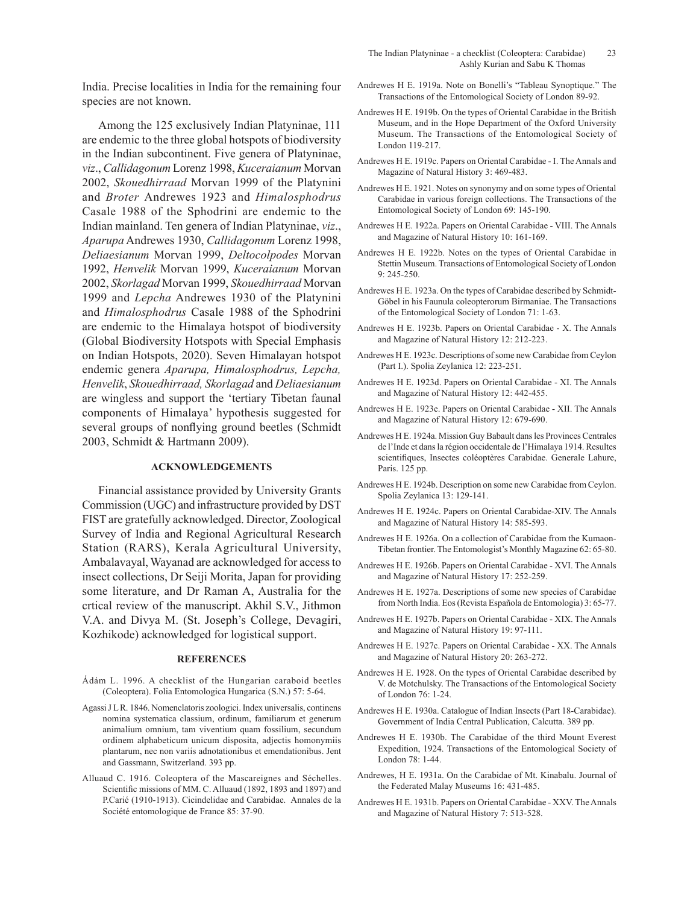India. Precise localities in India for the remaining four species are not known.

Among the 125 exclusively Indian Platyninae, 111 are endemic to the three global hotspots of biodiversity in the Indian subcontinent. Five genera of Platyninae, *viz*., *Callidagonum* Lorenz 1998, *Kuceraianum* Morvan 2002, *Skouedhirraad* Morvan 1999 of the Platynini and *Broter* Andrewes 1923 and *Himalosphodrus* Casale 1988 of the Sphodrini are endemic to the Indian mainland. Ten genera of Indian Platyninae, *viz*., *Aparupa* Andrewes 1930, *Callidagonum* Lorenz 1998, *Deliaesianum* Morvan 1999, *Deltocolpodes* Morvan 1992, *Henvelik* Morvan 1999, *Kuceraianum* Morvan 2002, *Skorlagad* Morvan 1999, *Skouedhirraad* Morvan 1999 and *Lepcha* Andrewes 1930 of the Platynini and *Himalosphodrus* Casale 1988 of the Sphodrini are endemic to the Himalaya hotspot of biodiversity (Global Biodiversity Hotspots with Special Emphasis on Indian Hotspots, 2020). Seven Himalayan hotspot endemic genera *Aparupa, Himalosphodrus, Lepcha, Henvelik*, *Skouedhirraad, Skorlagad* and *Deliaesianum* are wingless and support the 'tertiary Tibetan faunal components of Himalaya' hypothesis suggested for several groups of nonflying ground beetles (Schmidt 2003, Schmidt & Hartmann 2009).

## ACKNOWLEDGEMENTS

Financial assistance provided by University Grants Commission (UGC) and infrastructure provided by DST FIST are gratefully acknowledged. Director, Zoological Survey of India and Regional Agricultural Research Station (RARS), Kerala Agricultural University, Ambalavayal, Wayanad are acknowledged for access to insect collections, Dr Seiji Morita, Japan for providing some literature, and Dr Raman A, Australia for the crtical review of the manuscript. Akhil S.V., Jithmon V.A. and Divya M. (St. Joseph's College, Devagiri, Kozhikode) acknowledged for logistical support.

## REFERENCES

Ádám L. 1996. A checklist of the Hungarian caraboid beetles (Coleoptera). Folia Entomologica Hungarica (S.N.) 57: 5-64.

Agassi J L R. 1846. Nomenclatoris zoologici. Index universalis, continens nomina systematica classium, ordinum, familiarum et generum animalium omnium, tam viventium quam fossilium, secundum ordinem alphabeticum unicum disposita, adjectis homonymiis plantarum, nec non variis adnotationibus et emendationibus. Jent and Gassmann, Switzerland. 393 pp.

Alluaud C. 1916. Coleoptera of the Mascareignes and Séchelles. Scientific missions of MM. C. Alluaud (1892, 1893 and 1897) and P.Carié (1910-1913). Cicindelidae and Carabidae. Annales de la Société entomologique de France 85: 37-90.

Andrewes H E. 1919a. Note on Bonelli's "Tableau Synoptique." The Transactions of the Entomological Society of London 89-92.

Andrewes H E. 1919b. On the types of Oriental Carabidae in the British Museum, and in the Hope Department of the Oxford University Museum. The Transactions of the Entomological Society of London 119-217.

Andrewes H E. 1919c. Papers on Oriental Carabidae - I. The Annals and Magazine of Natural History 3: 469-483.

Andrewes H E. 1921. Notes on synonymy and on some types of Oriental Carabidae in various foreign collections. The Transactions of the Entomological Society of London 69: 145-190.

Andrewes H E. 1922a. Papers on Oriental Carabidae - VIII. The Annals and Magazine of Natural History 10: 161-169.

Andrewes H E. 1922b. Notes on the types of Oriental Carabidae in Stettin Museum. Transactions of Entomological Society of London 9: 245-250.

Andrewes H E. 1923a. On the types of Carabidae described by Schmidt-Göbel in his Faunula coleopterorum Birmaniae. The Transactions of the Entomological Society of London 71: 1-63.

Andrewes H E. 1923b. Papers on Oriental Carabidae - X. The Annals and Magazine of Natural History 12: 212-223.

Andrewes H E. 1923c. Descriptions of some new Carabidae from Ceylon (Part I.). Spolia Zeylanica 12: 223-251.

Andrewes H E. 1923d. Papers on Oriental Carabidae - XI. The Annals and Magazine of Natural History 12: 442-455.

Andrewes H E. 1923e. Papers on Oriental Carabidae - XII. The Annals and Magazine of Natural History 12: 679-690.

Andrewes H E. 1924a. Mission Guy Babault dans les Provinces Centrales de l'Inde et dans la région occidentale de l'Himalaya 1914. Resultes scientifiques, Insectes coléoptères Carabidae. Generale Lahure, Paris. 125 pp.

Andrewes H E. 1924b. Description on some new Carabidae from Ceylon. Spolia Zeylanica 13: 129-141.

Andrewes H E. 1924c. Papers on Oriental Carabidae-XIV. The Annals and Magazine of Natural History 14: 585-593.

Andrewes H E. 1926a. On a collection of Carabidae from the Kumaon-Tibetan frontier. The Entomologist's Monthly Magazine 62: 65-80.

Andrewes H E. 1926b. Papers on Oriental Carabidae - XVI. The Annals and Magazine of Natural History 17: 252-259.

Andrewes H E. 1927a. Descriptions of some new species of Carabidae from North India. Eos (Revista Española de Entomologia) 3: 65-77.

Andrewes H E. 1927b. Papers on Oriental Carabidae - XIX. The Annals and Magazine of Natural History 19: 97-111.

Andrewes H E. 1927c. Papers on Oriental Carabidae - XX. The Annals and Magazine of Natural History 20: 263-272.

Andrewes H E. 1928. On the types of Oriental Carabidae described by V. de Motchulsky. The Transactions of the Entomological Society of London 76: 1-24.

Andrewes H E. 1930a. Catalogue of Indian Insects (Part 18-Carabidae). Government of India Central Publication, Calcutta. 389 pp.

Andrewes H E. 1930b. The Carabidae of the third Mount Everest Expedition, 1924. Transactions of the Entomological Society of London 78: 1-44.

Andrewes, H E. 1931a. On the Carabidae of Mt. Kinabalu. Journal of the Federated Malay Museums 16: 431-485.

Andrewes H E. 1931b. Papers on Oriental Carabidae - XXV. The Annals and Magazine of Natural History 7: 513-528.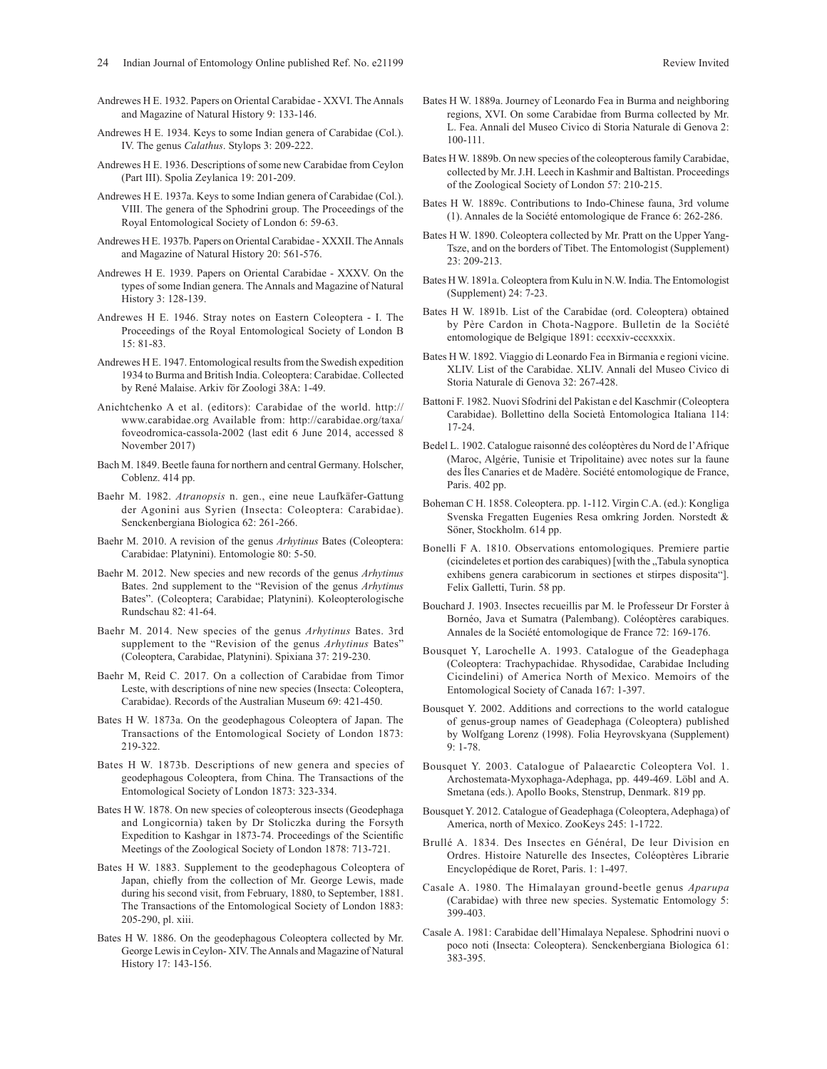Andrewes H E. 1932. Papers on Oriental Carabidae - XXVI. The Annals and Magazine of Natural History 9: 133-146.

Andrewes H E. 1934. Keys to some Indian genera of Carabidae (Col.). IV. The genus *Calathus*. Stylops 3: 209-222.

Andrewes H E. 1936. Descriptions of some new Carabidae from Ceylon (Part III). Spolia Zeylanica 19: 201-209.

Andrewes H E. 1937a. Keys to some Indian genera of Carabidae (Col.). VIII. The genera of the Sphodrini group. The Proceedings of the Royal Entomological Society of London 6: 59-63.

Andrewes H E. 1937b. Papers on Oriental Carabidae - XXXII. The Annals and Magazine of Natural History 20: 561-576.

Andrewes H E. 1939. Papers on Oriental Carabidae - XXXV. On the types of some Indian genera. The Annals and Magazine of Natural History 3: 128-139.

Andrewes H E. 1946. Stray notes on Eastern Coleoptera - I. The Proceedings of the Royal Entomological Society of London B 15: 81-83.

Andrewes H E. 1947. Entomological results from the Swedish expedition 1934 to Burma and British India. Coleoptera: Carabidae. Collected by René Malaise. Arkiv för Zoologi 38A: 1-49.

Anichtchenko A et al. (editors): Carabidae of the world. http://www.carabidae.org Available from: http://carabidae.org/taxa/foveodromica-cassola-2002 (last edit 6 June 2014, accessed 8 November 2017)

Bach M. 1849. Beetle fauna for northern and central Germany. Holscher, Coblenz. 414 pp.

Baehr M. 1982. *Atranopsis* n. gen., eine neue Laufkäfer-Gattung der Agonini aus Syrien (Insecta: Coleoptera: Carabidae). Senckenbergiana Biologica 62: 261-266.

Baehr M. 2010. A revision of the genus *Arhytinus* Bates (Coleoptera: Carabidae: Platynini). Entomologie 80: 5-50.

Baehr M. 2012. New species and new records of the genus *Arhytinus* Bates. 2nd supplement to the "Revision of the genus *Arhytinus* Bates". (Coleoptera; Carabidae; Platynini). Koleopterologische Rundschau 82: 41-64.

Baehr M. 2014. New species of the genus *Arhytinus* Bates. 3rd supplement to the "Revision of the genus *Arhytinus* Bates" (Coleoptera, Carabidae, Platynini). Spixiana 37: 219-230.

Baehr M, Reid C. 2017. On a collection of Carabidae from Timor Leste, with descriptions of nine new species (Insecta: Coleoptera, Carabidae). Records of the Australian Museum 69: 421-450.

Bates H W. 1873a. On the geodephagous Coleoptera of Japan. The Transactions of the Entomological Society of London 1873: 219-322.

Bates H W. 1873b. Descriptions of new genera and species of geodephagous Coleoptera, from China. The Transactions of the Entomological Society of London 1873: 323-334.

Bates H W. 1878. On new species of coleopterous insects (Geodephaga and Longicornia) taken by Dr Stoliczka during the Forsyth Expedition to Kashgar in 1873-74. Proceedings of the Scientific Meetings of the Zoological Society of London 1878: 713-721.

Bates H W. 1883. Supplement to the geodephagous Coleoptera of Japan, chiefly from the collection of Mr. George Lewis, made during his second visit, from February, 1880, to September, 1881. The Transactions of the Entomological Society of London 1883: 205-290, pl. xiii.

Bates H W. 1886. On the geodephagous Coleoptera collected by Mr. George Lewis in Ceylon- XIV. The Annals and Magazine of Natural History 17: 143-156.

Bates H W. 1889a. Journey of Leonardo Fea in Burma and neighboring regions, XVI. On some Carabidae from Burma collected by Mr. L. Fea. Annali del Museo Civico di Storia Naturale di Genova 2: 100-111.

Bates H W. 1889b. On new species of the coleopterous family Carabidae, collected by Mr. J.H. Leech in Kashmir and Baltistan. Proceedings of the Zoological Society of London 57: 210-215.

Bates H W. 1889c. Contributions to Indo-Chinese fauna, 3rd volume (1). Annales de la Société entomologique de France 6: 262-286.

Bates H W. 1890. Coleoptera collected by Mr. Pratt on the Upper Yang-Tsze, and on the borders of Tibet. The Entomologist (Supplement) 23: 209-213.

Bates H W. 1891a. Coleoptera from Kulu in N.W. India. The Entomologist (Supplement) 24: 7-23.

Bates H W. 1891b. List of the Carabidae (ord. Coleoptera) obtained by Père Cardon in Chota-Nagpore. Bulletin de la Société entomologique de Belgique 1891: cccxxiv-cccxxxix.

Bates H W. 1892. Viaggio di Leonardo Fea in Birmania e regioni vicine. XLIV. List of the Carabidae. XLIV. Annali del Museo Civico di Storia Naturale di Genova 32: 267-428.

Battoni F. 1982. Nuovi Sfodrini del Pakistan e del Kaschmir (Coleoptera Carabidae). Bollettino della Società Entomologica Italiana 114: 17-24.

Bedel L. 1902. Catalogue raisonné des coléoptères du Nord de l'Afrique (Maroc, Algérie, Tunisie et Tripolitaine) avec notes sur la faune des Îles Canaries et de Madère. Société entomologique de France, Paris. 402 pp.

Boheman C H. 1858. Coleoptera. pp. 1-112. Virgin C.A. (ed.): Kongliga Svenska Fregatten Eugenies Resa omkring Jorden. Norstedt & Söner, Stockholm. 614 pp.

Bonelli F A. 1810. Observations entomologiques. Premiere partie (cicindeletes et portion des carabiques) [with the „Tabula synoptica exhibens genera carabicorum in sectiones et stirpes disposita"]. Felix Galletti, Turin. 58 pp.

Bouchard J. 1903. Insectes recueillis par M. le Professeur Dr Forster à Bornéo, Java et Sumatra (Palembang). Coléoptères carabiques. Annales de la Société entomologique de France 72: 169-176.

Bousquet Y, Larochelle A. 1993. Catalogue of the Geadephaga (Coleoptera: Trachypachidae. Rhysodidae, Carabidae Including Cicindelini) of America North of Mexico. Memoirs of the Entomological Society of Canada 167: 1-397.

Bousquet Y. 2002. Additions and corrections to the world catalogue of genus-group names of Geadephaga (Coleoptera) published by Wolfgang Lorenz (1998). Folia Heyrovskyana (Supplement) 9: 1-78.

Bousquet Y. 2003. Catalogue of Palaearctic Coleoptera Vol. 1. Archostemata-Myxophaga-Adephaga, pp. 449-469. Löbl and A. Smetana (eds.). Apollo Books, Stenstrup, Denmark. 819 pp.

Bousquet Y. 2012. Catalogue of Geadephaga (Coleoptera, Adephaga) of America, north of Mexico. ZooKeys 245: 1-1722.

Brullé A. 1834. Des Insectes en Général, De leur Division en Ordres. Histoire Naturelle des Insectes, Coléoptères Librarie Encyclopédique de Roret, Paris. 1: 1-497.

Casale A. 1980. The Himalayan ground-beetle genus *Aparupa* (Carabidae) with three new species. Systematic Entomology 5: 399-403.

Casale A. 1981: Carabidae dell'Himalaya Nepalese. Sphodrini nuovi o poco noti (Insecta: Coleoptera). Senckenbergiana Biologica 61: 383-395.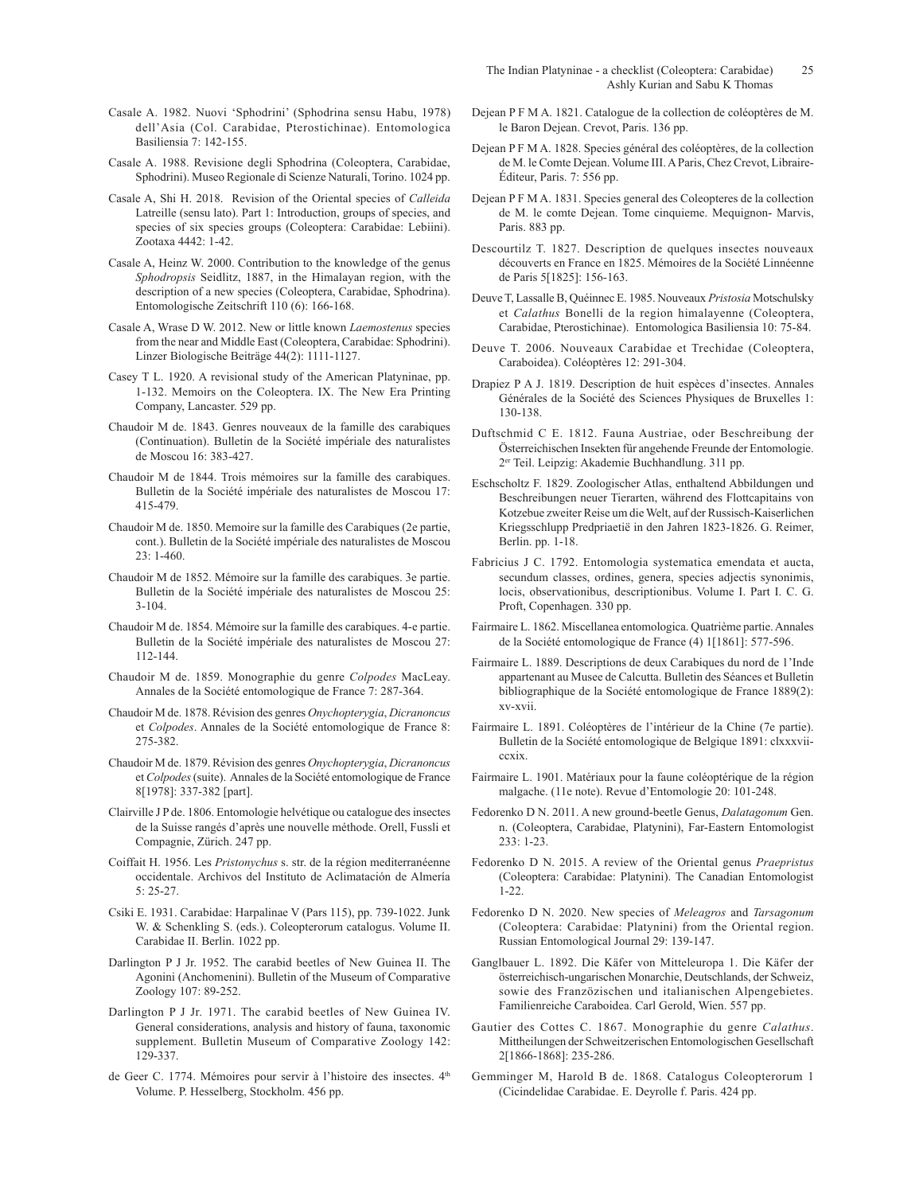Casale A. 1982. Nuovi 'Sphodrini' (Sphodrina sensu Habu, 1978) dell'Asia (Col. Carabidae, Pterostichinae). Entomologica Basiliensia 7: 142-155.

Casale A. 1988. Revisione degli Sphodrina (Coleoptera, Carabidae, Sphodrini). Museo Regionale di Scienze Naturali, Torino. 1024 pp.

Casale A, Shi H. 2018. Revision of the Oriental species of *Calleida* Latreille (sensu lato). Part 1: Introduction, groups of species, and species of six species groups (Coleoptera: Carabidae: Lebiini). Zootaxa 4442: 1-42.

Casale A, Heinz W. 2000. Contribution to the knowledge of the genus *Sphodropsis* Seidlitz, 1887, in the Himalayan region, with the description of a new species (Coleoptera, Carabidae, Sphodrina). Entomologische Zeitschrift 110 (6): 166-168.

Casale A, Wrase D W. 2012. New or little known *Laemostenus* species from the near and Middle East (Coleoptera, Carabidae: Sphodrini). Linzer Biologische Beiträge 44(2): 1111-1127.

Casey T L. 1920. A revisional study of the American Platyninae, pp. 1-132. Memoirs on the Coleoptera. IX. The New Era Printing Company, Lancaster. 529 pp.

Chaudoir M de. 1843. Genres nouveaux de la famille des carabiques (Continuation). Bulletin de la Société impériale des naturalistes de Moscou 16: 383-427.

Chaudoir M de 1844. Trois mémoires sur la famille des carabiques. Bulletin de la Société impériale des naturalistes de Moscou 17: 415-479.

Chaudoir M de. 1850. Memoire sur la famille des Carabiques (2e partie, cont.). Bulletin de la Société impériale des naturalistes de Moscou 23: 1-460.

Chaudoir M de 1852. Mémoire sur la famille des carabiques. 3e partie. Bulletin de la Société impériale des naturalistes de Moscou 25: 3-104.

Chaudoir M de. 1854. Mémoire sur la famille des carabiques. 4-e partie. Bulletin de la Société impériale des naturalistes de Moscou 27: 112-144.

Chaudoir M de. 1859. Monographie du genre *Colpodes* MacLeay. Annales de la Société entomologique de France 7: 287-364.

Chaudoir M de. 1878. Révision des genres *Onychopterygia*, *Dicranoncus* et *Colpodes*. Annales de la Société entomologique de France 8: 275-382.

Chaudoir M de. 1879. Révision des genres *Onychopterygia*, *Dicranoncus* et *Colpodes* (suite). Annales de la Société entomologique de France 8[1978]: 337-382 [part].

Clairville J P de. 1806. Entomologie helvétique ou catalogue des insectes de la Suisse rangés d'après une nouvelle méthode. Orell, Fussli et Compagnie, Zürich. 247 pp.

Coiffait H. 1956. Les *Pristonychus* s. str. de la région mediterranéenne occidentale. Archivos del Instituto de Aclimatación de Almería 5: 25-27.

Csiki E. 1931. Carabidae: Harpalinae V (Pars 115), pp. 739-1022. Junk W. & Schenkling S. (eds.). Coleopterorum catalogus. Volume II. Carabidae II. Berlin. 1022 pp.

Darlington P J Jr. 1952. The carabid beetles of New Guinea II. The Agonini (Anchomenini). Bulletin of the Museum of Comparative Zoology 107: 89-252.

Darlington P J Jr. 1971. The carabid beetles of New Guinea IV. General considerations, analysis and history of fauna, taxonomic supplement. Bulletin Museum of Comparative Zoology 142: 129-337.

de Geer C. 1774. Mémoires pour servir à l'histoire des insectes. 4th Volume. P. Hesselberg, Stockholm. 456 pp.

Dejean P F M A. 1821. Catalogue de la collection de coléoptères de M. le Baron Dejean. Crevot, Paris. 136 pp.

Dejean P F M A. 1828. Species général des coléoptères, de la collection de M. le Comte Dejean. Volume III. A Paris, Chez Crevot, Libraire-Éditeur, Paris. 7: 556 pp.

Dejean P F M A. 1831. Species general des Coleopteres de la collection de M. le comte Dejean. Tome cinquieme. Mequignon- Marvis, Paris. 883 pp.

Descourtilz T. 1827. Description de quelques insectes nouveaux découverts en France en 1825. Mémoires de la Société Linnéenne de Paris 5[1825]: 156-163.

Deuve T, Lassalle B, Quéinnec E. 1985. Nouveaux *Pristosia* Motschulsky et *Calathus* Bonelli de la region himalayenne (Coleoptera, Carabidae, Pterostichinae). Entomologica Basiliensia 10: 75-84.

Deuve T. 2006. Nouveaux Carabidae et Trechidae (Coleoptera, Caraboidea). Coléoptères 12: 291-304.

Drapiez P A J. 1819. Description de huit espèces d'insectes. Annales Générales de la Société des Sciences Physiques de Bruxelles 1: 130-138.

Duftschmid C E. 1812. Fauna Austriae, oder Beschreibung der Österreichischen Insekten für angehende Freunde der Entomologie. 2er Teil. Leipzig: Akademie Buchhandlung. 311 pp.

Eschscholtz F. 1829. Zoologischer Atlas, enthaltend Abbildungen und Beschreibungen neuer Tierarten, während des Flottcapitains von Kotzebue zweiter Reise um die Welt, auf der Russisch-Kaiserlichen Kriegsschlupp Predpriaetië in den Jahren 1823-1826. G. Reimer, Berlin. pp. 1-18.

Fabricius J C. 1792. Entomologia systematica emendata et aucta, secundum classes, ordines, genera, species adjectis synonimis, locis, observationibus, descriptionibus. Volume I. Part I. C. G. Proft, Copenhagen. 330 pp.

Fairmaire L. 1862. Miscellanea entomologica. Quatrième partie. Annales de la Société entomologique de France (4) 1[1861]: 577-596.

Fairmaire L. 1889. Descriptions de deux Carabiques du nord de l'Inde appartenant au Musee de Calcutta. Bulletin des Séances et Bulletin bibliographique de la Société entomologique de France 1889(2): xv-xvii.

Fairmaire L. 1891. Coléoptères de l'intérieur de la Chine (7e partie). Bulletin de la Société entomologique de Belgique 1891: clxxxvii-ccxix.

Fairmaire L. 1901. Matériaux pour la faune coléoptérique de la région malgache. (11e note). Revue d'Entomologie 20: 101-248.

Fedorenko D N. 2011. A new ground-beetle Genus, *Dalatagonum* Gen. n. (Coleoptera, Carabidae, Platynini), Far-Eastern Entomologist 233: 1-23.

Fedorenko D N. 2015. A review of the Oriental genus *Praepristus* (Coleoptera: Carabidae: Platynini). The Canadian Entomologist 1-22.

Fedorenko D N. 2020. New species of *Meleagros* and *Tarsagonum* (Coleoptera: Carabidae: Platynini) from the Oriental region. Russian Entomological Journal 29: 139-147.

Ganglbauer L. 1892. Die Käfer von Mitteleuropa 1. Die Käfer der österreichisch-ungarischen Monarchie, Deutschlands, der Schweiz, sowie des Französischen und italianischen Alpengebietes. Familienreiche Caraboidea. Carl Gerold, Wien. 557 pp.

Gautier des Cottes C. 1867. Monographie du genre *Calathus*. Mittheilungen der Schweitzerischen Entomologischen Gesellschaft 2[1866-1868]: 235-286.

Gemminger M, Harold B de. 1868. Catalogus Coleopterorum 1 (Cicindelidae Carabidae. E. Deyrolle f. Paris. 424 pp.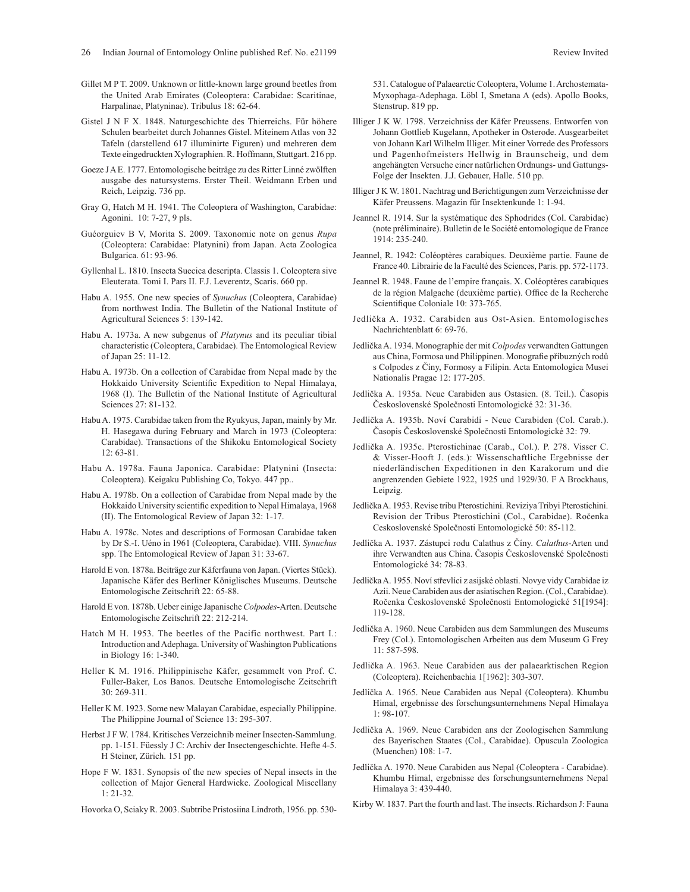Gillet M P T. 2009. Unknown or little-known large ground beetles from the United Arab Emirates (Coleoptera: Carabidae: Scaritinae, Harpalinae, Platyninae). Tribulus 18: 62-64.

Gistel J N F X. 1848. Naturgeschichte des Thierreichs. Für höhere Schulen bearbeitet durch Johannes Gistel. Miteinem Atlas von 32 Tafeln (darstellend 617 illuminirte Figuren) und mehreren dem Texte eingedruckten Xylographien. R. Hoffmann, Stuttgart. 216 pp.

Goeze J A E. 1777. Entomologische beiträge zu des Ritter Linné zwölften ausgabe des natursystems. Erster Theil. Weidmann Erben und Reich, Leipzig. 736 pp.

Gray G, Hatch M H. 1941. The Coleoptera of Washington, Carabidae: Agonini. 10: 7-27, 9 pls.

Guéorguiev B V, Morita S. 2009. Taxonomic note on genus *Rupa* (Coleoptera: Carabidae: Platynini) from Japan. Acta Zoologica Bulgarica. 61: 93-96.

Gyllenhal L. 1810. Insecta Suecica descripta. Classis 1. Coleoptera sive Eleuterata. Tomi I. Pars II. F.J. Leverentz, Scaris. 660 pp.

Habu A. 1955. One new species of *Synuchus* (Coleoptera, Carabidae) from northwest India. The Bulletin of the National Institute of Agricultural Sciences 5: 139-142.

Habu A. 1973a. A new subgenus of *Platynus* and its peculiar tibial characteristic (Coleoptera, Carabidae). The Entomological Review of Japan 25: 11-12.

Habu A. 1973b. On a collection of Carabidae from Nepal made by the Hokkaido University Scientific Expedition to Nepal Himalaya, 1968 (I). The Bulletin of the National Institute of Agricultural Sciences 27: 81-132.

Habu A. 1975. Carabidae taken from the Ryukyus, Japan, mainly by Mr. H. Hasegawa during February and March in 1973 (Coleoptera: Carabidae). Transactions of the Shikoku Entomological Society 12: 63-81.

Habu A. 1978a. Fauna Japonica. Carabidae: Platynini (Insecta: Coleoptera). Keigaku Publishing Co, Tokyo. 447 pp..

Habu A. 1978b. On a collection of Carabidae from Nepal made by the Hokkaido University scientific expedition to Nepal Himalaya, 1968 (II). The Entomological Review of Japan 32: 1-17.

Habu A. 1978c. Notes and descriptions of Formosan Carabidae taken by Dr S.-I. Uéno in 1961 (Coleoptera, Carabidae). VIII. *Synuchus* spp. The Entomological Review of Japan 31: 33-67.

Harold E von. 1878a. Beiträge zur Käferfauna von Japan. (Viertes Stück). Japanische Käfer des Berliner Königlisches Museums. Deutsche Entomologische Zeitschrift 22: 65-88.

Harold E von. 1878b. Ueber einige Japanische *Colpodes*-Arten. Deutsche Entomologische Zeitschrift 22: 212-214.

Hatch M H. 1953. The beetles of the Pacific northwest. Part I.: Introduction and Adephaga. University of Washington Publications in Biology 16: 1-340.

Heller K M. 1916. Philippinische Käfer, gesammelt von Prof. C. Fuller-Baker, Los Banos. Deutsche Entomologische Zeitschrift 30: 269-311.

Heller K M. 1923. Some new Malayan Carabidae, especially Philippine. The Philippine Journal of Science 13: 295-307.

Herbst J F W. 1784. Kritisches Verzeichnib meiner Insecten-Sammlung. pp. 1-151. Füessly J C: Archiv der Insectengeschichte. Hefte 4-5. H Steiner, Zürich. 151 pp.

Hope F W. 1831. Synopsis of the new species of Nepal insects in the collection of Major General Hardwicke. Zoological Miscellany 1: 21-32.

Hovorka O, Sciaky R. 2003. Subtribe Pristosiina Lindroth, 1956. pp. 530-531. Catalogue of Palaearctic Coleoptera, Volume 1. Archostemata-Myxophaga-Adephaga. Löbl I, Smetana A (eds). Apollo Books, Stenstrup. 819 pp.

Illiger J K W. 1798. Verzeichniss der Käfer Preussens. Entworfen von Johann Gottlieb Kugelann, Apotheker in Osterode. Ausgearbeitet von Johann Karl Wilhelm Illiger. Mit einer Vorrede des Professors und Pagenhofmeisters Hellwig in Braunscheig, und dem angehängten Versuche einer natürlichen Ordnungs- und Gattungs-Folge der Insekten. J.J. Gebauer, Halle. 510 pp.

Illiger J K W. 1801. Nachtrag und Berichtigungen zum Verzeichnisse der Käfer Preussens. Magazin für Insektenkunde 1: 1-94.

Jeannel R. 1914. Sur la systématique des Sphodrides (Col. Carabidae) (note préliminaire). Bulletin de le Société entomologique de France 1914: 235-240.

Jeannel, R. 1942: Coléoptères carabiques. Deuxième partie. Faune de France 40. Librairie de la Faculté des Sciences, Paris. pp. 572-1173.

Jeannel R. 1948. Faune de l'empire français. X. Coléoptères carabiques de la région Malgache (deuxième partie). Office de la Recherche Scientifique Coloniale 10: 373-765.

Jedlička A. 1932. Carabiden aus Ost-Asien. Entomologisches Nachrichtenblatt 6: 69-76.

Jedlička A. 1934. Monographie der mit *Colpodes* verwandten Gattungen aus China, Formosa und Philippinen. Monografie příbuzných rodů s Colpodes z Číny, Formosy a Filipin. Acta Entomologica Musei Nationalis Pragae 12: 177-205.

Jedlička A. 1935a. Neue Carabiden aus Ostasien. (8. Teil.). Časopis Československé Společnosti Entomologické 32: 31-36.

Jedlička A. 1935b. Noví Carabidi - Neue Carabiden (Col. Carab.). Časopis Československé Společnosti Entomologické 32: 79.

Jedlička A. 1935c. Pterostichinae (Carab., Col.). P. 278. Visser C. & Visser-Hooft J. (eds.): Wissenschaftliche Ergebnisse der niederländischen Expeditionen in den Karakorum und die angrenzenden Gebiete 1922, 1925 und 1929/30. F A Brockhaus, Leipzig.

Jedlička A. 1953. Revise tribu Pterostichini. Reviziya Tribyi Pterostichini. Revision der Tribus Pterostichini (Col., Carabidae). Ročenka Ceskoslovenské Společnosti Entomologické 50: 85-112.

Jedlička A. 1937. Zástupci rodu Calathus z Číny. *Calathus*-Arten und ihre Verwandten aus China. Časopis Československé Společnosti Entomologické 34: 78-83.

Jedlička A. 1955. Noví střevlíci z asijské oblasti. Novye vidy Carabidae iz Azii. Neue Carabiden aus der asiatischen Region. (Col., Carabidae). Ročenka Československé Společnosti Entomologické 51[1954]: 119-128.

Jedlička A. 1960. Neue Carabiden aus dem Sammlungen des Museums Frey (Col.). Entomologischen Arbeiten aus dem Museum G Frey 11: 587-598.

Jedlička A. 1963. Neue Carabiden aus der palaearktischen Region (Coleoptera). Reichenbachia 1[1962]: 303-307.

Jedlička A. 1965. Neue Carabiden aus Nepal (Coleoptera). Khumbu Himal, ergebnisse des forschungsunternehmens Nepal Himalaya 1: 98-107.

Jedlička A. 1969. Neue Carabiden ans der Zoologischen Sammlung des Bayerischen Staates (Col., Carabidae). Opuscula Zoologica (Muenchen) 108: 1-7.

Jedlička A. 1970. Neue Carabiden aus Nepal (Coleoptera - Carabidae). Khumbu Himal, ergebnisse des forschungsunternehmens Nepal Himalaya 3: 439-440.

Kirby W. 1837. Part the fourth and last. The insects. Richardson J: Fauna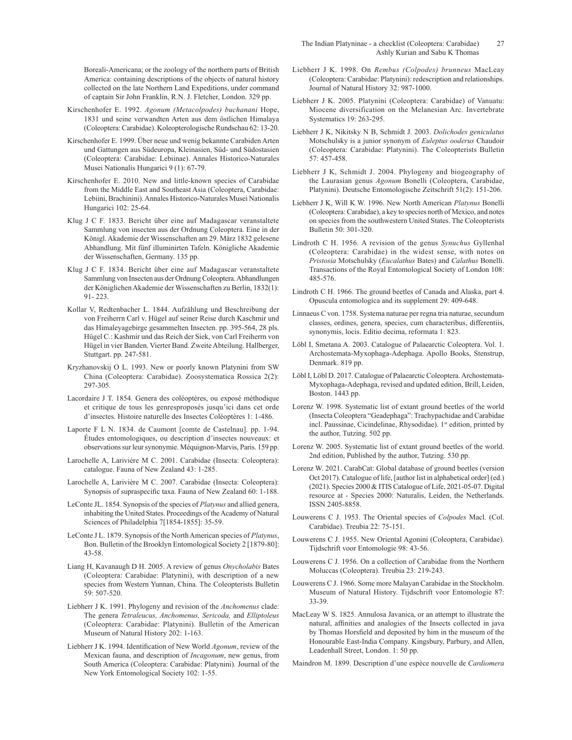Boreali-Americana; or the zoology of the northern parts of British America: containing descriptions of the objects of natural history collected on the late Northern Land Expeditions, under command of captain Sir John Franklin, R.N. J. Fletcher, London. 329 pp.

Kirschenhofer E. 1992. *Agonum (Metacolpodes) buchanani* Hope, 1831 und seine verwandten Arten aus dem östlichen Himalaya (Coleoptera: Carabidae). Koleopterologische Rundschau 62: 13-20.

Kirschenhofer E. 1999. Über neue und wenig bekannte Carabiden Arten und Gattungen aus Südeuropa, Kleinasien, Süd- und Südostasien (Coleoptera: Carabidae: Lebiinae). Annales Historico-Naturales Musei Nationalis Hungarici 9 (1): 67-79.

Kirschenhofer E. 2010. New and little-known species of Carabidae from the Middle East and Southeast Asia (Coleoptera, Carabidae: Lebiini, Brachinini). Annales Historico-Naturales Musei Nationalis Hungarici 102: 25-64.

Klug J C F. 1833. Bericht über eine auf Madagascar veranstaltete Sammlung von insecten aus der Ordnung Coleoptera. Eine in der Königl. Akademie der Wissenschaften am 29. März 1832 gelesene Abhandlung. Mit fünf illuminirten Tafeln. Königliche Akademie der Wissenschaften, Germany. 135 pp.

Klug J C F. 1834. Bericht über eine auf Madagascar veranstaltete Sammlung von Insecten aus der Ordnung Coleoptera. Abhandlungen der Königlichen Akademie der Wissenschaften zu Berlin, 1832(1): 91- 223.

Kollar V, Redtenbacher L. 1844. Aufzählung und Beschreibung der von Freiherrn Carl v. Hügel auf seiner Reise durch Kaschmir und das Himaleyagebirge gesammelten Insecten. pp. 395-564, 28 pls. Hügel C.: Kashmir und das Reich der Siek, von Carl Freiherrn von Hügel in vier Banden. Vierter Band. Zweite Abteilung. Hallberger, Stuttgart. pp. 247-581.

Kryzhanovskij O L. 1993. New or poorly known Platynini from SW China (Coleoptera: Carabidae). Zoosystematica Rossica 2(2): 297-305.

Lacordaire J T. 1854. Genera des coléoptères, ou exposé méthodique et critique de tous les genresproposés jusqu'ici dans cet orde d'insectes. Histoire naturelle des Insectes Coléoptères 1: 1-486.

Laporte F L N. 1834. de Caumont [comte de Castelnau]. pp. 1-94. Études entomologiques, ou description d'insectes nouveaux: et observations sur leur synonymie. Méquignon-Marvis, Paris. 159 pp.

Larochelle A, Larivière M C. 2001. Carabidae (Insecta: Coleoptera): catalogue. Fauna of New Zealand 43: 1-285.

Larochelle A, Larivière M C. 2007. Carabidae (Insecta: Coleoptera): Synopsis of supraspecific taxa. Fauna of New Zealand 60: 1-188.

LeConte JL. 1854. Synopsis of the species of *Platynus* and allied genera, inhabiting the United States. Proceedings of the Academy of Natural Sciences of Philadelphia 7[1854-1855]: 35-59.

LeConte J L. 1879. Synopsis of the North American species of *Platynus*, Bon. Bulletin of the Brooklyn Entomological Society 2 [1879-80]: 43-58.

Liang H, Kavanaugh D H. 2005. A review of genus *Onycholabis* Bates (Coleoptera: Carabidae: Platynini), with description of a new species from Western Yunnan, China. The Coleopterists Bulletin 59: 507-520.

Liebherr J K. 1991. Phylogeny and revision of the *Anchomenus* clade: The genera *Tetraleucus, Anchomenus, Sericoda,* and *Elliptoleus* (Coleoptera: Carabidae: Platynini). Bulletin of the American Museum of Natural History 202: 1-163.

Liebherr J K. 1994. Identification of New World *Agonum*, review of the Mexican fauna, and description of *Incagonum*, new genus, from South America (Coleoptera: Carabidae: Platynini). Journal of the New York Entomological Society 102: 1-55.

Liebherr J K. 1998. On *Rembus (Colpodes) brunneus* MacLeay (Coleoptera: Carabidae: Platynini): redescription and relationships. Journal of Natural History 32: 987-1000.

Liebherr J K. 2005. Platynini (Coleoptera: Carabidae) of Vanuatu: Miocene diversification on the Melanesian Arc. Invertebrate Systematics 19: 263-295.

Liebherr J K, Nikitsky N B, Schmidt J. 2003. *Dolichodes geniculatus* Motschulsky is a junior synonym of *Euleptus ooderus* Chaudoir (Coleoptera: Carabidae: Platynini). The Coleopterists Bulletin 57: 457-458.

Liebherr J K, Schmidt J. 2004. Phylogeny and biogeography of the Laurasian genus *Agonum* Bonelli (Coleoptera, Carabidae, Platynini). Deutsche Entomologische Zeitschrift 51(2): 151-206.

Liebherr J K, Will K W. 1996. New North American *Platynus* Bonelli (Coleoptera: Carabidae), a key to species north of Mexico, and notes on species from the southwestern United States. The Coleopterists Bulletin 50: 301-320.

Lindroth C H. 1956. A revision of the genus *Synuchus* Gyllenhal (Coleoptera: Carabidae) in the widest sense, with notes on *Pristosia* Motschulsky (*Eucalathus* Bates) and *Calathus* Bonelli. Transactions of the Royal Entomological Society of London 108: 485-576.

Lindroth C H. 1966. The ground beetles of Canada and Alaska, part 4. Opuscula entomologica and its supplement 29: 409-648.

Linnaeus C von. 1758. Systema naturae per regna tria naturae, secundum classes, ordines, genera, species, cum characteribus, differentiis, synonymis, locis. Editio decima, reformata 1: 823.

Löbl I, Smetana A. 2003. Catalogue of Palaearctic Coleoptera. Vol. 1. Archostemata-Myxophaga-Adephaga. Apollo Books, Stenstrup, Denmark. 819 pp.

Löbl I, Löbl D. 2017. Catalogue of Palaearctic Coleoptera. Archostemata-Myxophaga-Adephaga, revised and updated edition, Brill, Leiden, Boston. 1443 pp.

Lorenz W. 1998. Systematic list of extant ground beetles of the world (Insecta Coleoptera "Geadephaga": Trachypachidae and Carabidae incl. Paussinae, Cicindelinae, Rhysodidae). 1st edition, printed by the author, Tutzing. 502 pp.

Lorenz W. 2005. Systematic list of extant ground beetles of the world. 2nd edition, Published by the author, Tutzing. 530 pp.

Lorenz W. 2021. CarabCat: Global database of ground beetles (version Oct 2017). Catalogue of life, [author list in alphabetical order] (ed.) (2021). Species 2000 & ITIS Catalogue of Life, 2021-05-07. Digital resource at - Species 2000: Naturalis, Leiden, the Netherlands. ISSN 2405-8858.

Louwerens C J. 1953. The Oriental species of *Colpodes* Macl. (Col. Carabidae). Treubia 22: 75-151.

Louwerens C J. 1955. New Oriental Agonini (Coleoptera, Carabidae). Tijdschrift voor Entomologie 98: 43-56.

Louwerens C J. 1956. On a collection of Carabidae from the Northern Moluccas (Coleoptera). Treubia 23: 219-243.

Louwerens C J. 1966. Some more Malayan Carabidae in the Stockholm. Museum of Natural History. Tijdschrift voor Entomologie 87: 33-39.

MacLeay W S. 1825. Annulosa Javanica, or an attempt to illustrate the natural, affinities and analogies of the Insects collected in java by Thomas Horsfield and deposited by him in the museum of the Honourable East-India Company. Kingsbury, Parbury, and Allen, Leadenhall Street, London. 1: 50 pp.

Maindron M. 1899. Description d'une espèce nouvelle de *Cardiomera*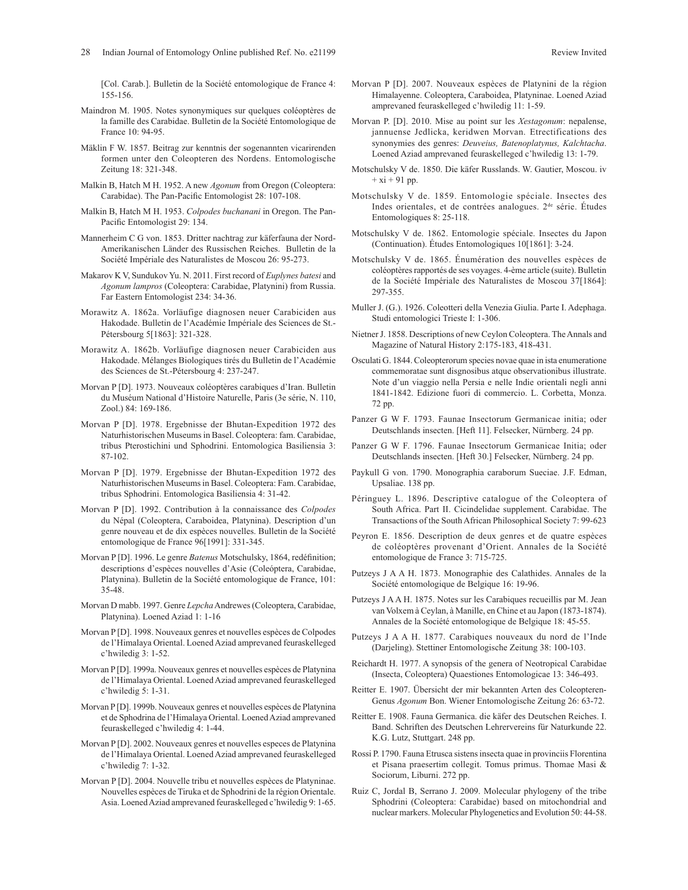[Col. Carab.]. Bulletin de la Société entomologique de France 4: 155-156.

Maindron M. 1905. Notes synonymiques sur quelques coléoptères de la famille des Carabidae. Bulletin de la Société Entomologique de France 10: 94-95.

Mäklin F W. 1857. Beitrag zur kenntnis der sogenannten vicarirenden formen unter den Coleopteren des Nordens. Entomologische Zeitung 18: 321-348.

Malkin B, Hatch M H. 1952. A new *Agonum* from Oregon (Coleoptera: Carabidae). The Pan-Pacific Entomologist 28: 107-108.

Malkin B, Hatch M H. 1953. *Colpodes buchanani* in Oregon. The Pan-Pacific Entomologist 29: 134.

Mannerheim C G von. 1853. Dritter nachtrag zur käferfauna der Nord-Amerikanischen Länder des Russischen Reiches. Bulletin de la Société Impériale des Naturalistes de Moscou 26: 95-273.

Makarov K V, Sundukov Yu. N. 2011. First record of *Euplynes batesi* and *Agonum lampros* (Coleoptera: Carabidae, Platynini) from Russia. Far Eastern Entomologist 234: 34-36.

Morawitz A. 1862a. Vorläufige diagnosen neuer Carabiciden aus Hakodade. Bulletin de l'Académie Impériale des Sciences de St.-Pétersbourg 5[1863]: 321-328.

Morawitz A. 1862b. Vorläufige diagnosen neuer Carabiciden aus Hakodade. Mélanges Biologiques tirés du Bulletin de l'Académie des Sciences de St.-Pétersbourg 4: 237-247.

Morvan P [D]. 1973. Nouveaux coléoptères carabiques d'Iran. Bulletin du Muséum National d'Histoire Naturelle, Paris (3e série, N. 110, Zool.) 84: 169-186.

Morvan P [D]. 1978. Ergebnisse der Bhutan-Expedition 1972 des Naturhistorischen Museums in Basel. Coleoptera: fam. Carabidae, tribus Pterostichini und Sphodrini. Entomologica Basiliensia 3: 87-102.

Morvan P [D]. 1979. Ergebnisse der Bhutan-Expedition 1972 des Naturhistorischen Museums in Basel. Coleoptera: Fam. Carabidae, tribus Sphodrini. Entomologica Basiliensia 4: 31-42.

Morvan P [D]. 1992. Contribution à la connaissance des *Colpodes* du Népal (Coleoptera, Caraboidea, Platynina). Description d'un genre nouveau et de dix espèces nouvelles. Bulletin de la Société entomologique de France 96[1991]: 331-345.

Morvan P [D]. 1996. Le genre *Batenus* Motschulsky, 1864, redéfinition; descriptions d'espèces nouvelles d'Asie (Coleóptera, Carabidae, Platynina). Bulletin de la Société entomologique de France, 101: 35-48.

Morvan D mabb. 1997. Genre *Lepcha* Andrewes (Coleoptera, Carabidae, Platynina). Loened Aziad 1: 1-16

Morvan P [D]. 1998. Nouveaux genres et nouvelles espèces de Colpodes de l'Himalaya Oriental. Loened Aziad amprevaned feuraskelleged c'hwiledig 3: 1-52.

Morvan P [D]. 1999a. Nouveaux genres et nouvelles espèces de Platynina de l'Himalaya Oriental. Loened Aziad amprevaned feuraskelleged c'hwiledig 5: 1-31.

Morvan P [D]. 1999b. Nouveaux genres et nouvelles espèces de Platynina et de Sphodrina de l'Himalaya Oriental. Loened Aziad amprevaned feuraskelleged c'hwiledig 4: 1-44.

Morvan P [D]. 2002. Nouveaux genres et nouvelles especes de Platynina de l'Himalaya Oriental. Loened Aziad amprevaned feuraskelleged c'hwiledig 7: 1-32.

Morvan P [D]. 2004. Nouvelle tribu et nouvelles espèces de Platyninae. Nouvelles espèces de Tiruka et de Sphodrini de la région Orientale. Asia. Loened Aziad amprevaned feuraskelleged c'hwiledig 9: 1-65.

Morvan P [D]. 2007. Nouveaux espèces de Platynini de la région Himalayenne. Coleoptera, Caraboidea, Platyninae. Loened Aziad amprevaned feuraskelleged c'hwiledig 11: 1-59.

Morvan P. [D]. 2010. Mise au point sur les *Xestagonum*: nepalense, jannuense Jedlicka, keridwen Morvan. Etrectifications des synonymies des genres: *Deuveius, Batenoplatynus, Kalchtacha*. Loened Aziad amprevaned feuraskelleged c'hwiledig 13: 1-79.

Motschulsky V de. 1850. Die käfer Russlands. W. Gautier, Moscou. iv + xi + 91 pp.

Motschulsky V de. 1859. Entomologie spéciale. Insectes des Indes orientales, et de contrées analogues. 2[de] série. Études Entomologiques 8: 25-118.

Motschulsky V de. 1862. Entomologie spéciale. Insectes du Japon (Continuation). Études Entomologiques 10[1861]: 3-24.

Motschulsky V de. 1865. Énumération des nouvelles espèces de coléoptères rapportés de ses voyages. 4-ème article (suite). Bulletin de la Société Impériale des Naturalistes de Moscou 37[1864]: 297-355.

Muller J. (G.). 1926. Coleotteri della Venezia Giulia. Parte I. Adephaga. Studi entomologici Trieste I: 1-306.

Nietner J. 1858. Descriptions of new Ceylon Coleoptera. The Annals and Magazine of Natural History 2:175-183, 418-431.

Osculati G. 1844. Coleopterorum species novae quae in ista enumeratione commemoratae sunt disgnosibus atque observationibus illustrate. Note d'un viaggio nella Persia e nelle Indie orientali negli anni 1841-1842. Edizione fuori di commercio. L. Corbetta, Monza. 72 pp.

Panzer G W F. 1793. Faunae Insectorum Germanicae initia; oder Deutschlands insecten. [Heft 11]. Felsecker, Nürnberg. 24 pp.

Panzer G W F. 1796. Faunae Insectorum Germanicae Initia; oder Deutschlands insecten. [Heft 30.] Felsecker, Nürnberg. 24 pp.

Paykull G von. 1790. Monographia caraborum Sueciae. J.F. Edman, Upsaliae. 138 pp.

Péringuey L. 1896. Descriptive catalogue of the Coleoptera of South Africa. Part II. Cicindelidae supplement. Carabidae. The Transactions of the South African Philosophical Society 7: 99-623

Peyron E. 1856. Description de deux genres et de quatre espèces de coléoptères provenant d'Orient. Annales de la Société entomologique de France 3: 715-725.

Putzeys J A A H. 1873. Monographie des Calathides. Annales de la Société entomologique de Belgique 16: 19-96.

Putzeys J A A H. 1875. Notes sur les Carabiques recueillis par M. Jean van Volxem à Ceylan, à Manille, en Chine et au Japon (1873-1874). Annales de la Société entomologique de Belgique 18: 45-55.

Putzeys J A A H. 1877. Carabiques nouveaux du nord de l'Inde (Darjeling). Stettiner Entomologische Zeitung 38: 100-103.

Reichardt H. 1977. A synopsis of the genera of Neotropical Carabidae (Insecta, Coleoptera) Quaestiones Entomologicae 13: 346-493.

Reitter E. 1907. Übersicht der mir bekannten Arten des Coleopteren-Genus *Agonum* Bon. Wiener Entomologische Zeitung 26: 63-72.

Reitter E. 1908. Fauna Germanica. die käfer des Deutschen Reiches. I. Band. Schriften des Deutschen Lehrervereins für Naturkunde 22. K.G. Lutz, Stuttgart. 248 pp.

Rossi P. 1790. Fauna Etrusca sistens insecta quae in provinciis Florentina et Pisana praesertim collegit. Tomus primus. Thomae Masi & Sociorum, Liburni. 272 pp.

Ruiz C, Jordal B, Serrano J. 2009. Molecular phylogeny of the tribe Sphodrini (Coleoptera: Carabidae) based on mitochondrial and nuclear markers. Molecular Phylogenetics and Evolution 50: 44-58.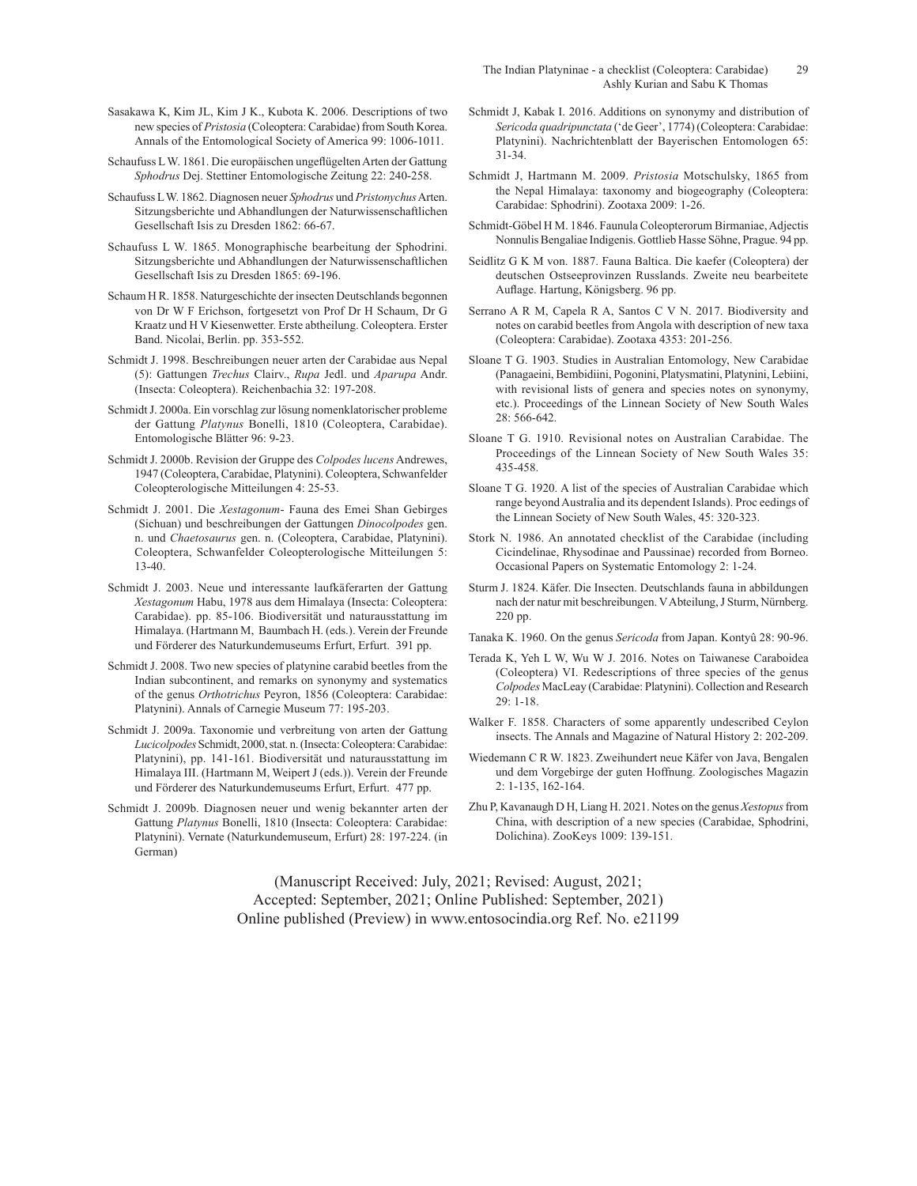Sasakawa K, Kim JL, Kim J K., Kubota K. 2006. Descriptions of two new species of *Pristosia* (Coleoptera: Carabidae) from South Korea. Annals of the Entomological Society of America 99: 1006-1011.

Schaufuss L W. 1861. Die europäischen ungeflügelten Arten der Gattung *Sphodrus* Dej. Stettiner Entomologische Zeitung 22: 240-258.

Schaufuss L W. 1862. Diagnosen neuer *Sphodrus* und *Pristonychus* Arten. Sitzungsberichte und Abhandlungen der Naturwissenschaftlichen Gesellschaft Isis zu Dresden 1862: 66-67.

Schaufuss L W. 1865. Monographische bearbeitung der Sphodrini. Sitzungsberichte und Abhandlungen der Naturwissenschaftlichen Gesellschaft Isis zu Dresden 1865: 69-196.

Schaum H R. 1858. Naturgeschichte der insecten Deutschlands begonnen von Dr W F Erichson, fortgesetzt von Prof Dr H Schaum, Dr G Kraatz und H V Kiesenwetter. Erste abtheilung. Coleoptera. Erster Band. Nicolai, Berlin. pp. 353-552.

Schmidt J. 1998. Beschreibungen neuer arten der Carabidae aus Nepal (5): Gattungen *Trechus* Clairv., *Rupa* Jedl. und *Aparupa* Andr. (Insecta: Coleoptera). Reichenbachia 32: 197-208.

Schmidt J. 2000a. Ein vorschlag zur lösung nomenklatorischer probleme der Gattung *Platynus* Bonelli, 1810 (Coleoptera, Carabidae). Entomologische Blätter 96: 9-23.

Schmidt J. 2000b. Revision der Gruppe des *Colpodes lucens* Andrewes, 1947 (Coleoptera, Carabidae, Platynini). Coleoptera, Schwanfelder Coleopterologische Mitteilungen 4: 25-53.

Schmidt J. 2001. Die *Xestagonum*- Fauna des Emei Shan Gebirges (Sichuan) und beschreibungen der Gattungen *Dinocolpodes* gen. n. und *Chaetosaurus* gen. n. (Coleoptera, Carabidae, Platynini). Coleoptera, Schwanfelder Coleopterologische Mitteilungen 5: 13-40.

Schmidt J. 2003. Neue und interessante laufkäferarten der Gattung *Xestagonum* Habu, 1978 aus dem Himalaya (Insecta: Coleoptera: Carabidae). pp. 85-106. Biodiversität und naturausstattung im Himalaya. (Hartmann M, Baumbach H. (eds.). Verein der Freunde und Förderer des Naturkundemuseums Erfurt, Erfurt. 391 pp.

Schmidt J. 2008. Two new species of platynine carabid beetles from the Indian subcontinent, and remarks on synonymy and systematics of the genus *Orthotrichus* Peyron, 1856 (Coleoptera: Carabidae: Platynini). Annals of Carnegie Museum 77: 195-203.

Schmidt J. 2009a. Taxonomie und verbreitung von arten der Gattung *Lucicolpodes* Schmidt, 2000, stat. n. (Insecta: Coleoptera: Carabidae: Platynini), pp. 141-161. Biodiversität und naturausstattung im Himalaya III. (Hartmann M, Weipert J (eds.)). Verein der Freunde und Förderer des Naturkundemuseums Erfurt, Erfurt. 477 pp.

Schmidt J. 2009b. Diagnosen neuer und wenig bekannter arten der Gattung *Platynus* Bonelli, 1810 (Insecta: Coleoptera: Carabidae: Platynini). Vernate (Naturkundemuseum, Erfurt) 28: 197-224. (in German)

Schmidt J, Kabak I. 2016. Additions on synonymy and distribution of *Sericoda quadripunctata* ('de Geer', 1774) (Coleoptera: Carabidae: Platynini). Nachrichtenblatt der Bayerischen Entomologen 65: 31-34.

Schmidt J, Hartmann M. 2009. *Pristosia* Motschulsky, 1865 from the Nepal Himalaya: taxonomy and biogeography (Coleoptera: Carabidae: Sphodrini). Zootaxa 2009: 1-26.

Schmidt-Göbel H M. 1846. Faunula Coleopterorum Birmaniae, Adjectis Nonnulis Bengaliae Indigenis. Gottlieb Hasse Söhne, Prague. 94 pp.

Seidlitz G K M von. 1887. Fauna Baltica. Die kaefer (Coleoptera) der deutschen Ostseeprovinzen Russlands. Zweite neu bearbeitete Auflage. Hartung, Königsberg. 96 pp.

Serrano A R M, Capela R A, Santos C V N. 2017. Biodiversity and notes on carabid beetles from Angola with description of new taxa (Coleoptera: Carabidae). Zootaxa 4353: 201-256.

Sloane T G. 1903. Studies in Australian Entomology, New Carabidae (Panagaeini, Bembidiini, Pogonini, Platysmatini, Platynini, Lebiini, with revisional lists of genera and species notes on synonymy, etc.). Proceedings of the Linnean Society of New South Wales 28: 566-642.

Sloane T G. 1910. Revisional notes on Australian Carabidae. The Proceedings of the Linnean Society of New South Wales 35: 435-458.

Sloane T G. 1920. A list of the species of Australian Carabidae which range beyond Australia and its dependent Islands). Proc eedings of the Linnean Society of New South Wales, 45: 320-323.

Stork N. 1986. An annotated checklist of the Carabidae (including Cicindelinae, Rhysodinae and Paussinae) recorded from Borneo. Occasional Papers on Systematic Entomology 2: 1-24.

Sturm J. 1824. Käfer. Die Insecten. Deutschlands fauna in abbildungen nach der natur mit beschreibungen. V Abteilung, J Sturm, Nürnberg. 220 pp.

Tanaka K. 1960. On the genus *Sericoda* from Japan. Kontyû 28: 90-96.

Terada K, Yeh L W, Wu W J. 2016. Notes on Taiwanese Caraboidea (Coleoptera) VI. Redescriptions of three species of the genus *Colpodes* MacLeay (Carabidae: Platynini). Collection and Research 29: 1-18.

Walker F. 1858. Characters of some apparently undescribed Ceylon insects. The Annals and Magazine of Natural History 2: 202-209.

Wiedemann C R W. 1823. Zweihundert neue Käfer von Java, Bengalen und dem Vorgebirge der guten Hoffnung. Zoologisches Magazin 2: 1-135, 162-164.

Zhu P, Kavanaugh D H, Liang H. 2021. Notes on the genus *Xestopus* from China, with description of a new species (Carabidae, Sphodrini, Dolichina). ZooKeys 1009: 139-151.

(Manuscript Received: July, 2021; Revised: August, 2021;
Accepted: September, 2021; Online Published: September, 2021)
Online published (Preview) in www.entosocindia.org Ref. No. e21199